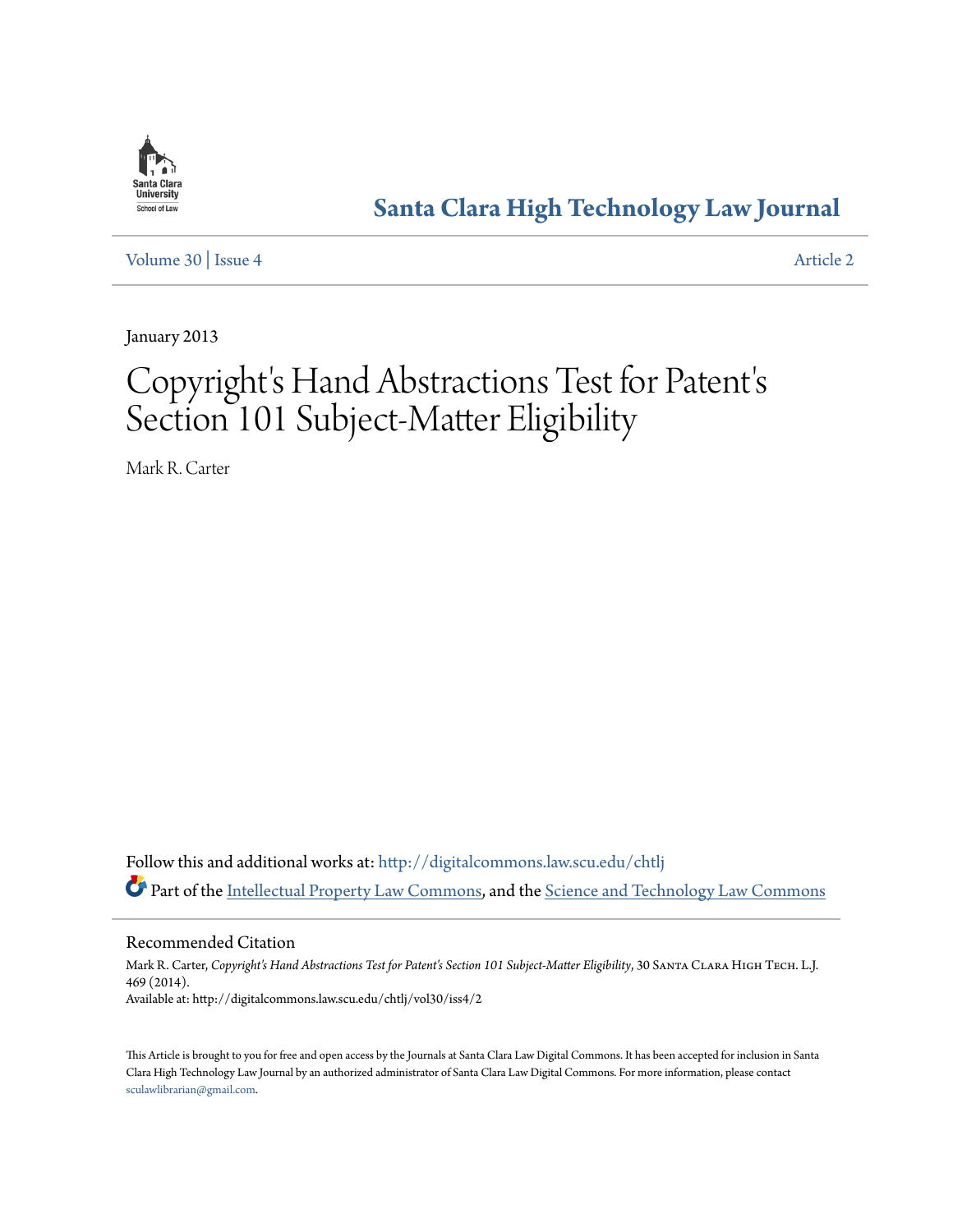Santa Clara High Technology Law Journal

Volume 30 | Issue 4 Article 2

January 2013

# Copyright's Hand Abstractions Test for Patent's Section 101 Subject-Matter Eligibility

Mark R. Carter

Follow this and additional works at: http://digitalcommons.law.scu.edu/chtlj

Part of the Intellectual Property Law Commons, and the Science and Technology Law Commons

## Recommended Citation

Mark R. Carter, *Copyright's Hand Abstractions Test for Patent's Section 101 Subject-Matter Eligibility*, 30 Santa Clara High Tech. L.J. 469 (2014).

Available at: http://digitalcommons.law.scu.edu/chtlj/vol30/iss4/2

This Article is brought to you for free and open access by the Journals at Santa Clara Law Digital Commons. It has been accepted for inclusion in Santa Clara High Technology Law Journal by an authorized administrator of Santa Clara Law Digital Commons. For more information, please contact sculawlibrarian@gmail.com.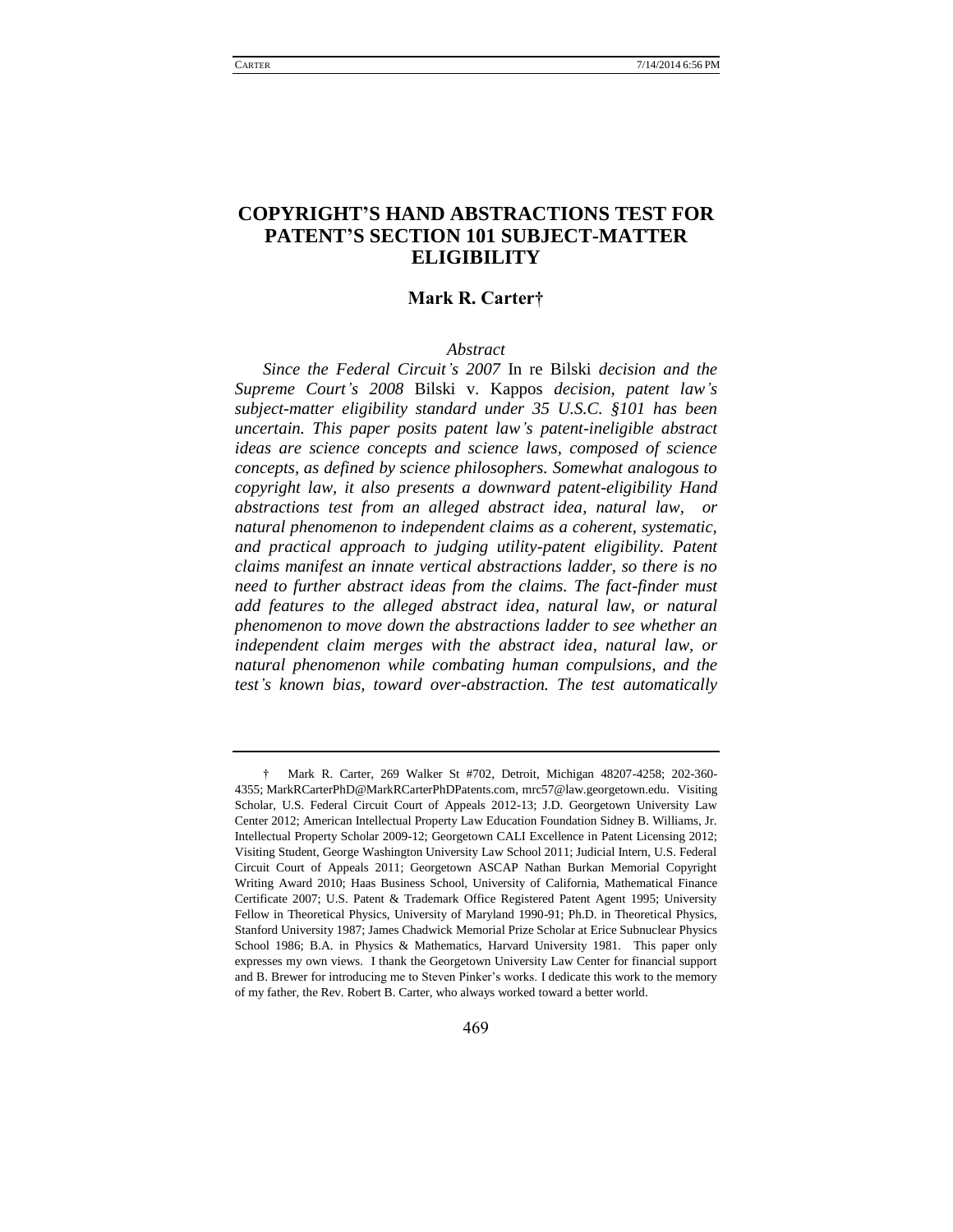# COPYRIGHT'S HAND ABSTRACTIONS TEST FOR PATENT'S SECTION 101 SUBJECT-MATTER ELIGIBILITY

**Mark R. Carter†**

*Abstract*

*Since the Federal Circuit's 2007* In re Bilski *decision and the Supreme Court's 2008* Bilski v. Kappos *decision, patent law's subject-matter eligibility standard under 35 U.S.C. §101 has been uncertain. This paper posits patent law's patent-ineligible abstract ideas are science concepts and science laws, composed of science concepts, as defined by science philosophers. Somewhat analogous to copyright law, it also presents a downward patent-eligibility Hand abstractions test from an alleged abstract idea, natural law, or natural phenomenon to independent claims as a coherent, systematic, and practical approach to judging utility-patent eligibility. Patent claims manifest an innate vertical abstractions ladder, so there is no need to further abstract ideas from the claims. The fact-finder must add features to the alleged abstract idea, natural law, or natural phenomenon to move down the abstractions ladder to see whether an independent claim merges with the abstract idea, natural law, or natural phenomenon while combating human compulsions, and the test's known bias, toward over-abstraction. The test automatically*

---

† Mark R. Carter, 269 Walker St #702, Detroit, Michigan 48207-4258; 202-360-4355; MarkRCarterPhD@MarkRCarterPhDPatents.com, mrc57@law.georgetown.edu. Visiting Scholar, U.S. Federal Circuit Court of Appeals 2012-13; J.D. Georgetown University Law Center 2012; American Intellectual Property Law Education Foundation Sidney B. Williams, Jr. Intellectual Property Scholar 2009-12; Georgetown CALI Excellence in Patent Licensing 2012; Visiting Student, George Washington University Law School 2011; Judicial Intern, U.S. Federal Circuit Court of Appeals 2011; Georgetown ASCAP Nathan Burkan Memorial Copyright Writing Award 2010; Haas Business School, University of California, Mathematical Finance Certificate 2007; U.S. Patent & Trademark Office Registered Patent Agent 1995; University Fellow in Theoretical Physics, University of Maryland 1990-91; Ph.D. in Theoretical Physics, Stanford University 1987; James Chadwick Memorial Prize Scholar at Erice Subnuclear Physics School 1986; B.A. in Physics & Mathematics, Harvard University 1981. This paper only expresses my own views. I thank the Georgetown University Law Center for financial support and B. Brewer for introducing me to Steven Pinker's works. I dedicate this work to the memory of my father, the Rev. Robert B. Carter, who always worked toward a better world.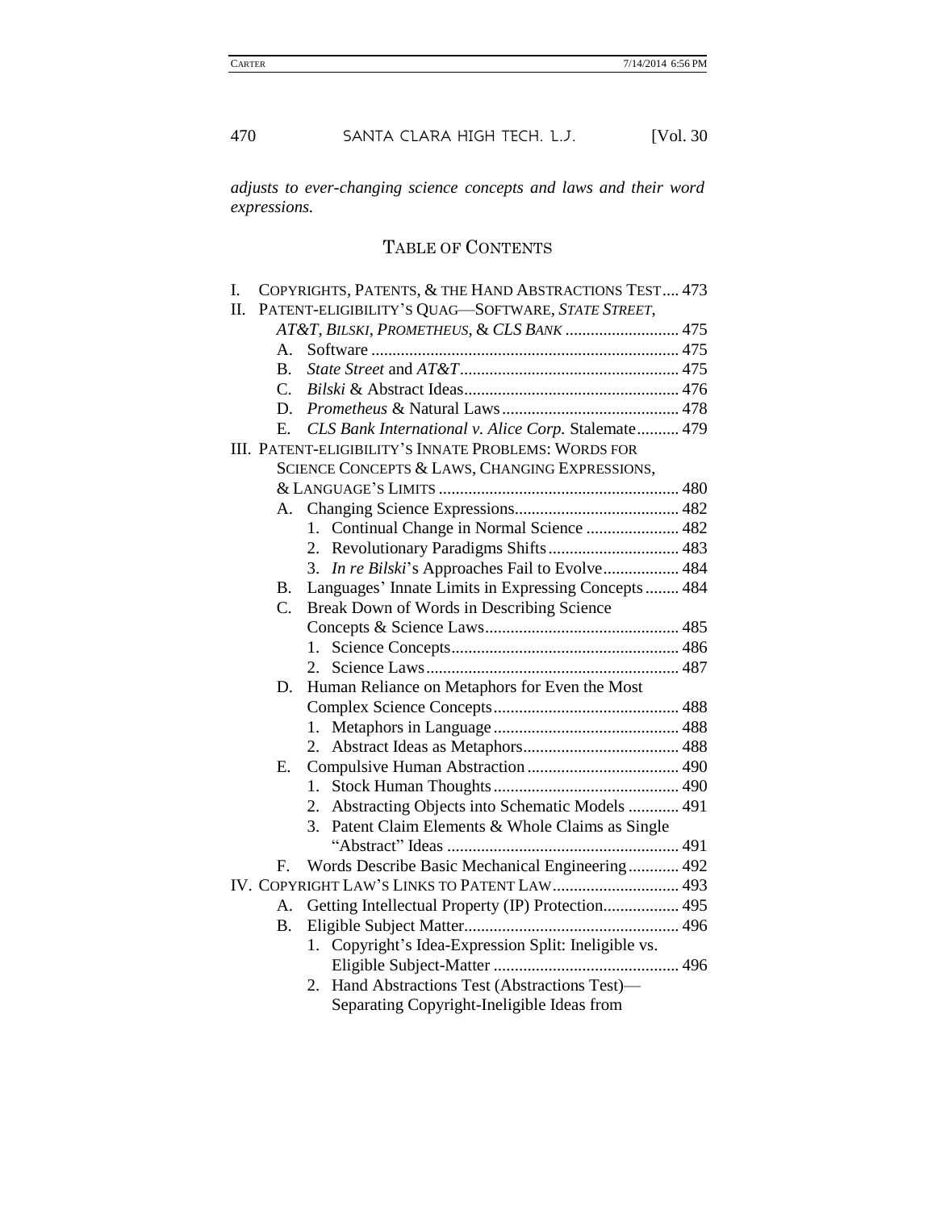*adjusts to ever-changing science concepts and laws and their word expressions.*

## TABLE OF CONTENTS

I. COPYRIGHTS, PATENTS, & THE HAND ABSTRACTIONS TEST .... 473

II. PATENT-ELIGIBILITY'S QUAG—SOFTWARE, *STATE STREET*, *AT&T*, *BILSKI*, *PROMETHEUS*, & *CLS BANK* ........................... 475

- A. Software ......................................................................... 475
- B. *State Street* and *AT&T* ..................................................... 475
- C. *Bilski* & Abstract Ideas ................................................... 476
- D. *Prometheus* & Natural Laws ........................................... 478
- E. *CLS Bank International v. Alice Corp.* Stalemate .......... 479

III. PATENT-ELIGIBILITY'S INNATE PROBLEMS: WORDS FOR SCIENCE CONCEPTS & LAWS, CHANGING EXPRESSIONS, & LANGUAGE'S LIMITS ......................................................... 480

- A. Changing Science Expressions ....................................... 482
  1. Continual Change in Normal Science ...................... 482
  2. Revolutionary Paradigms Shifts ............................... 483
  3. *In re Bilski*'s Approaches Fail to Evolve .................. 484
- B. Languages' Innate Limits in Expressing Concepts ........ 484
- C. Break Down of Words in Describing Science Concepts & Science Laws .............................................. 485
  1. Science Concepts ...................................................... 486
  2. Science Laws ............................................................ 487
- D. Human Reliance on Metaphors for Even the Most Complex Science Concepts ............................................ 488
  1. Metaphors in Language ............................................ 488
  2. Abstract Ideas as Metaphors ..................................... 488
- E. Compulsive Human Abstraction .................................... 490
  1. Stock Human Thoughts ............................................ 490
  2. Abstracting Objects into Schematic Models ............ 491
  3. Patent Claim Elements & Whole Claims as Single "Abstract" Ideas ....................................................... 491
- F. Words Describe Basic Mechanical Engineering ............ 492

IV. COPYRIGHT LAW'S LINKS TO PATENT LAW .............................. 493

- A. Getting Intellectual Property (IP) Protection .................. 495
- B. Eligible Subject Matter ................................................... 496
  1. Copyright's Idea-Expression Split: Ineligible vs. Eligible Subject-Matter ............................................ 496
  2. Hand Abstractions Test (Abstractions Test)—Separating Copyright-Ineligible Ideas from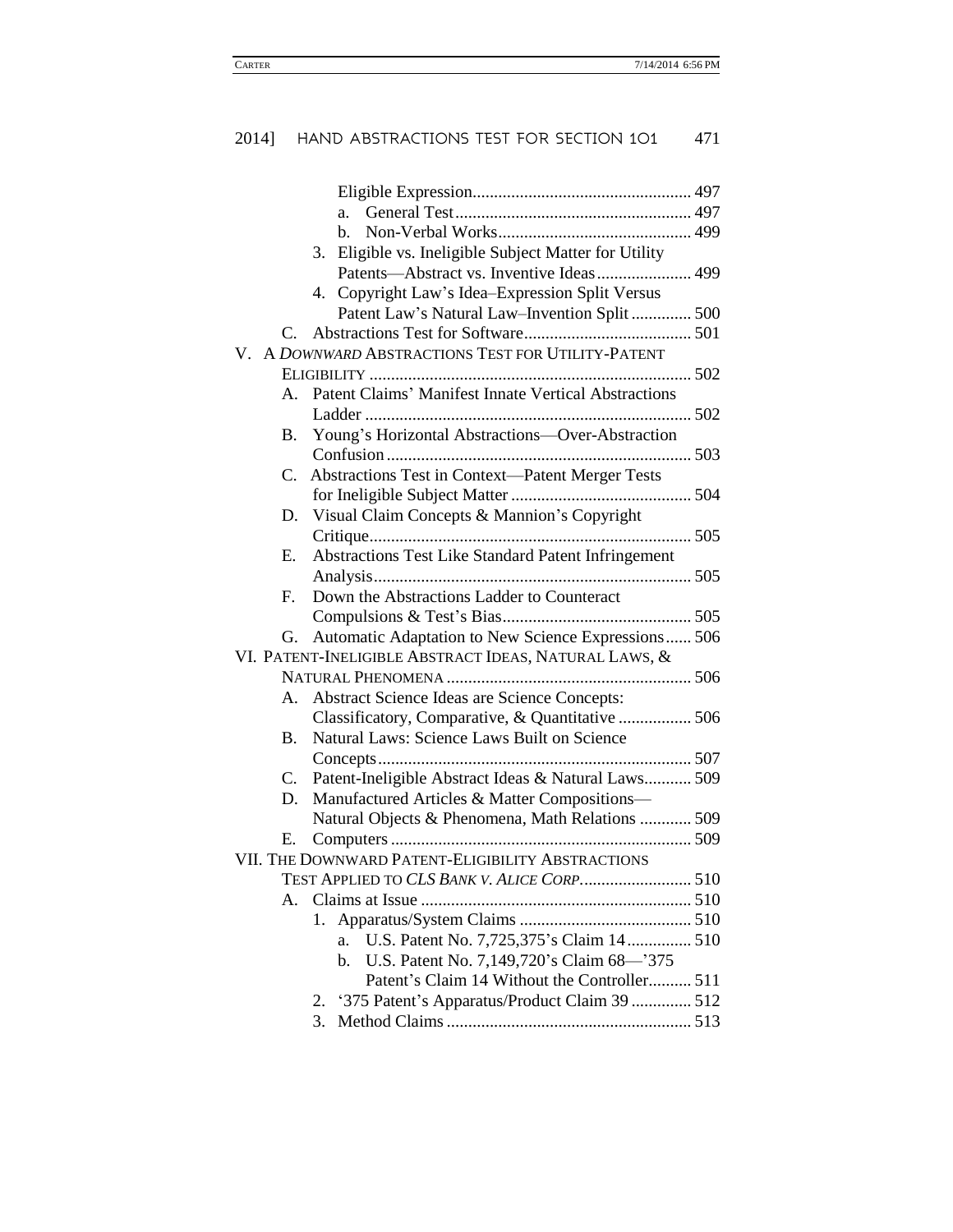Eligible Expression .................................................. 497
  - a. General Test ...................................................... 497
  - b. Non-Verbal Works ............................................ 499

3. Eligible vs. Ineligible Subject Matter for Utility Patents—Abstract vs. Inventive Ideas ...................... 499
4. Copyright Law's Idea–Expression Split Versus Patent Law's Natural Law–Invention Split .............. 500

C. Abstractions Test for Software ....................................... 501

V. A *DOWNWARD* ABSTRACTIONS TEST FOR UTILITY-PATENT ELIGIBILITY ............................................................................ 502

A. Patent Claims' Manifest Innate Vertical Abstractions Ladder ............................................................................ 502

B. Young's Horizontal Abstractions—Over-Abstraction Confusion ....................................................................... 503

C. Abstractions Test in Context—Patent Merger Tests for Ineligible Subject Matter .......................................... 504

D. Visual Claim Concepts & Mannion's Copyright Critique ........................................................................... 505

E. Abstractions Test Like Standard Patent Infringement Analysis .......................................................................... 505

F. Down the Abstractions Ladder to Counteract Compulsions & Test's Bias ............................................ 505

G. Automatic Adaptation to New Science Expressions ...... 506

VI. PATENT-INELIGIBLE ABSTRACT IDEAS, NATURAL LAWS, & NATURAL PHENOMENA ......................................................... 506

A. Abstract Science Ideas are Science Concepts: Classificatory, Comparative, & Quantitative ................. 506

B. Natural Laws: Science Laws Built on Science Concepts ......................................................................... 507

C. Patent-Ineligible Abstract Ideas & Natural Laws ........... 509

D. Manufactured Articles & Matter Compositions—Natural Objects & Phenomena, Math Relations ............ 509

E. Computers ...................................................................... 509

VII. THE DOWNWARD PATENT-ELIGIBILITY ABSTRACTIONS TEST APPLIED TO *CLS BANK V. ALICE CORP.* ......................... 510

A. Claims at Issue ............................................................... 510

1. Apparatus/System Claims ........................................ 510
   - a. U.S. Patent No. 7,725,375's Claim 14 ............... 510
   - b. U.S. Patent No. 7,149,720's Claim 68—'375 Patent's Claim 14 Without the Controller .......... 511
2. '375 Patent's Apparatus/Product Claim 39 .............. 512
3. Method Claims ......................................................... 513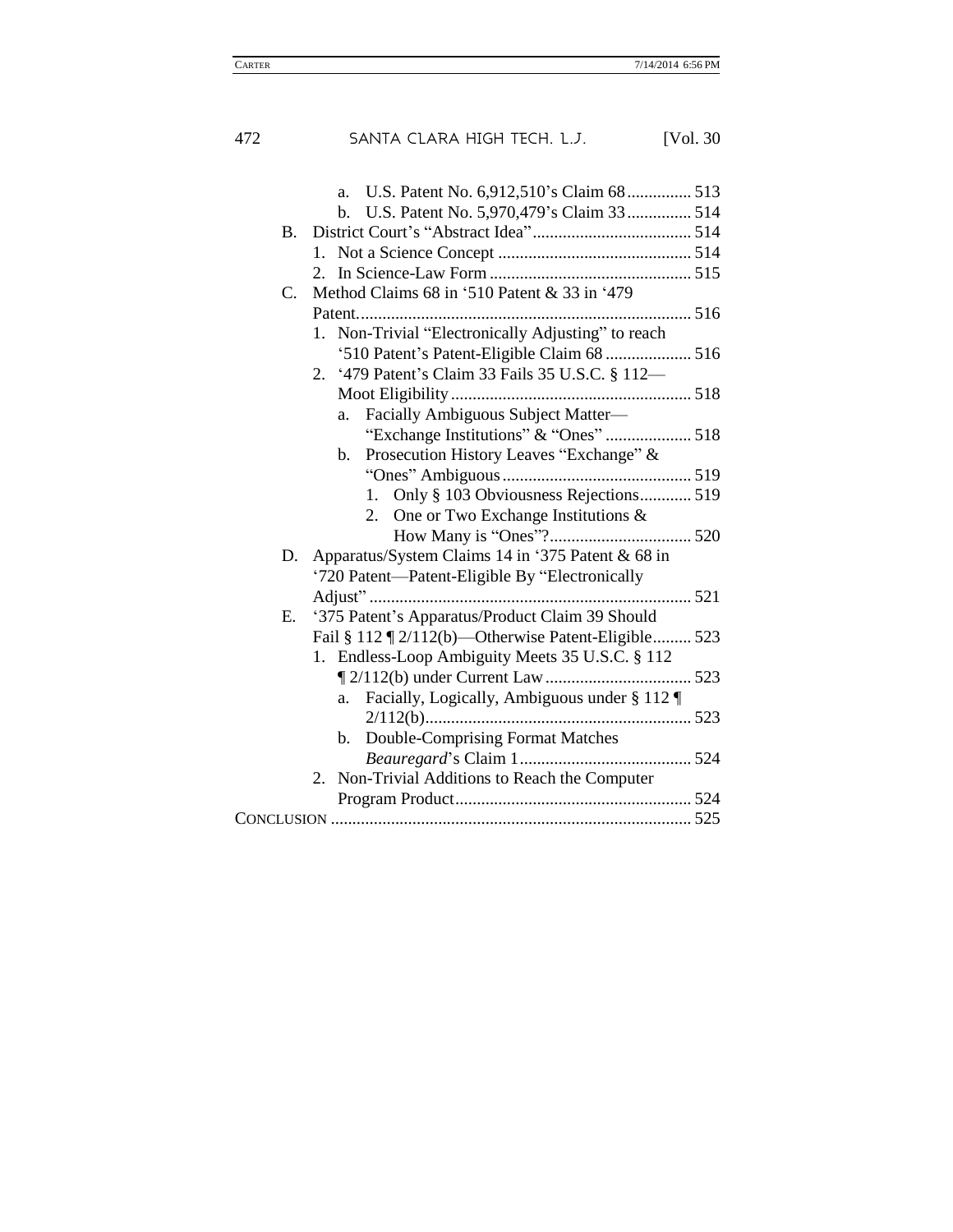a. U.S. Patent No. 6,912,510's Claim 68 ............... 513
b. U.S. Patent No. 5,970,479's Claim 33 ............... 514

B. District Court's "Abstract Idea" ..................................... 514
1. Not a Science Concept ............................................ 514
2. In Science-Law Form ............................................... 515

C. Method Claims 68 in '510 Patent & 33 in '479 Patent ............................................................................. 516
1. Non-Trivial "Electronically Adjusting" to reach '510 Patent's Patent-Eligible Claim 68 .................... 516
2. '479 Patent's Claim 33 Fails 35 U.S.C. § 112—Moot Eligibility ........................................................ 518
a. Facially Ambiguous Subject Matter—"Exchange Institutions" & "Ones" .................... 518
b. Prosecution History Leaves "Exchange" & "Ones" Ambiguous ............................................ 519
1. Only § 103 Obviousness Rejections ............ 519
2. One or Two Exchange Institutions & How Many is "Ones"? ................................. 520

D. Apparatus/System Claims 14 in '375 Patent & 68 in '720 Patent—Patent-Eligible By "Electronically Adjust" ........................................................................... 521

E. '375 Patent's Apparatus/Product Claim 39 Should Fail § 112 ¶ 2/112(b)—Otherwise Patent-Eligible ......... 523
1. Endless-Loop Ambiguity Meets 35 U.S.C. § 112 ¶ 2/112(b) under Current Law .................................. 523
a. Facially, Logically, Ambiguous under § 112 ¶ 2/112(b) .............................................................. 523
b. Double-Comprising Format Matches *Beauregard*'s Claim 1 ........................................ 524
2. Non-Trivial Additions to Reach the Computer Program Product ....................................................... 524

CONCLUSION ................................................................................... 525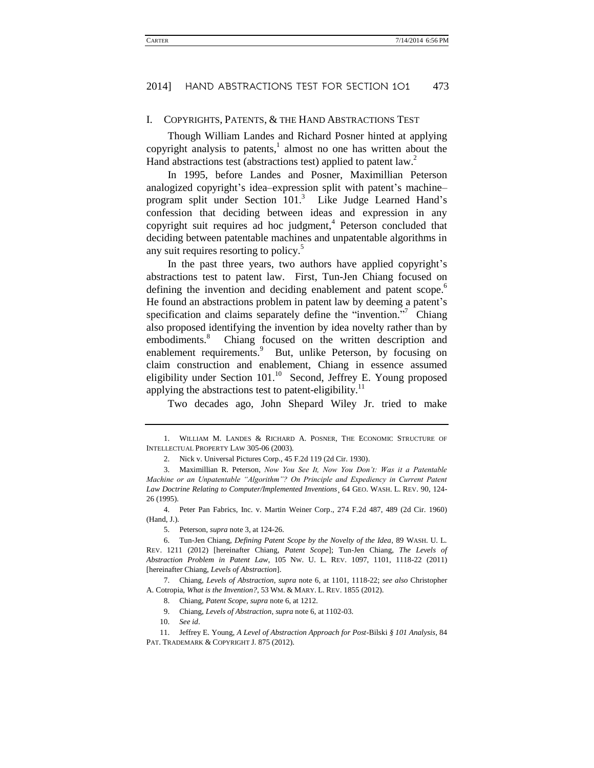## I. COPYRIGHTS, PATENTS, & THE HAND ABSTRACTIONS TEST

Though William Landes and Richard Posner hinted at applying copyright analysis to patents,[1] almost no one has written about the Hand abstractions test (abstractions test) applied to patent law.[2]

In 1995, before Landes and Posner, Maximillian Peterson analogized copyright's idea–expression split with patent's machine–program split under Section 101.[3] Like Judge Learned Hand's confession that deciding between ideas and expression in any copyright suit requires ad hoc judgment,[4] Peterson concluded that deciding between patentable machines and unpatentable algorithms in any suit requires resorting to policy.[5]

In the past three years, two authors have applied copyright's abstractions test to patent law. First, Tun-Jen Chiang focused on defining the invention and deciding enablement and patent scope.[6] He found an abstractions problem in patent law by deeming a patent's specification and claims separately define the "invention."[7] Chiang also proposed identifying the invention by idea novelty rather than by embodiments.[8] Chiang focused on the written description and enablement requirements.[9] But, unlike Peterson, by focusing on claim construction and enablement, Chiang in essence assumed eligibility under Section 101.[10] Second, Jeffrey E. Young proposed applying the abstractions test to patent-eligibility.[11]

Two decades ago, John Shepard Wiley Jr. tried to make

---

1. WILLIAM M. LANDES & RICHARD A. POSNER, THE ECONOMIC STRUCTURE OF INTELLECTUAL PROPERTY LAW 305-06 (2003).

2. Nick v. Universal Pictures Corp., 45 F.2d 119 (2d Cir. 1930).

3. Maximillian R. Peterson, *Now You See It, Now You Don't: Was it a Patentable Machine or an Unpatentable "Algorithm"? On Principle and Expediency in Current Patent Law Doctrine Relating to Computer/Implemented Inventions*¸ 64 GEO. WASH. L. REV. 90, 124-26 (1995).

4. Peter Pan Fabrics, Inc. v. Martin Weiner Corp., 274 F.2d 487, 489 (2d Cir. 1960) (Hand, J.).

5. Peterson, *supra* note 3, at 124-26.

6. Tun-Jen Chiang, *Defining Patent Scope by the Novelty of the Idea*, 89 WASH. U. L. REV. 1211 (2012) [hereinafter Chiang, *Patent Scope*]; Tun-Jen Chiang, *The Levels of Abstraction Problem in Patent Law*, 105 NW. U. L. REV. 1097, 1101, 1118-22 (2011) [hereinafter Chiang, *Levels of Abstraction*].

7. Chiang, *Levels of Abstraction*, *supra* note 6, at 1101, 1118-22; *see also* Christopher A. Cotropia, *What is the Invention?*, 53 WM. & MARY. L. REV. 1855 (2012).

8. Chiang, *Patent Scope*, *supra* note 6, at 1212.

9. Chiang, *Levels of Abstraction*, *supra* note 6, at 1102-03.

10. *See id*.

11. Jeffrey E. Young, *A Level of Abstraction Approach for Post-*Bilski *§ 101 Analysis*, 84 PAT. TRADEMARK & COPYRIGHT J. 875 (2012).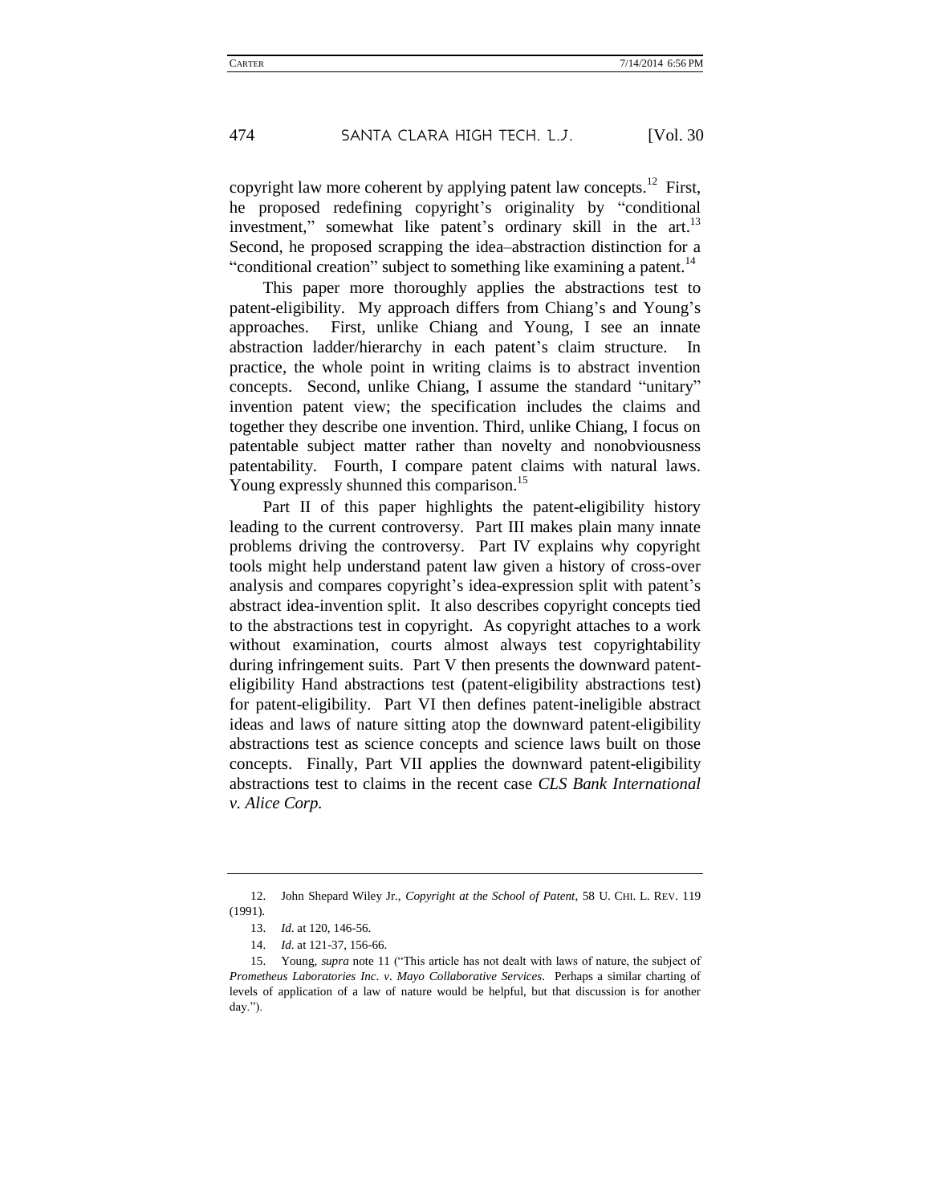copyright law more coherent by applying patent law concepts.[12] First, he proposed redefining copyright's originality by "conditional investment," somewhat like patent's ordinary skill in the art.[13] Second, he proposed scrapping the idea–abstraction distinction for a "conditional creation" subject to something like examining a patent.[14]

This paper more thoroughly applies the abstractions test to patent-eligibility. My approach differs from Chiang's and Young's approaches. First, unlike Chiang and Young, I see an innate abstraction ladder/hierarchy in each patent's claim structure. In practice, the whole point in writing claims is to abstract invention concepts. Second, unlike Chiang, I assume the standard "unitary" invention patent view; the specification includes the claims and together they describe one invention. Third, unlike Chiang, I focus on patentable subject matter rather than novelty and nonobviousness patentability. Fourth, I compare patent claims with natural laws. Young expressly shunned this comparison.[15]

Part II of this paper highlights the patent-eligibility history leading to the current controversy. Part III makes plain many innate problems driving the controversy. Part IV explains why copyright tools might help understand patent law given a history of cross-over analysis and compares copyright's idea-expression split with patent's abstract idea-invention split. It also describes copyright concepts tied to the abstractions test in copyright. As copyright attaches to a work without examination, courts almost always test copyrightability during infringement suits. Part V then presents the downward patent-eligibility Hand abstractions test (patent-eligibility abstractions test) for patent-eligibility. Part VI then defines patent-ineligible abstract ideas and laws of nature sitting atop the downward patent-eligibility abstractions test as science concepts and science laws built on those concepts. Finally, Part VII applies the downward patent-eligibility abstractions test to claims in the recent case *CLS Bank International v. Alice Corp.*

---

12. John Shepard Wiley Jr., *Copyright at the School of Patent*, 58 U. CHI. L. REV. 119 (1991).

13. *Id*. at 120, 146-56.

14. *Id*. at 121-37, 156-66.

15. Young, *supra* note 11 ("This article has not dealt with laws of nature, the subject of *Prometheus Laboratories Inc*. *v*. *Mayo Collaborative Services*. Perhaps a similar charting of levels of application of a law of nature would be helpful, but that discussion is for another day.").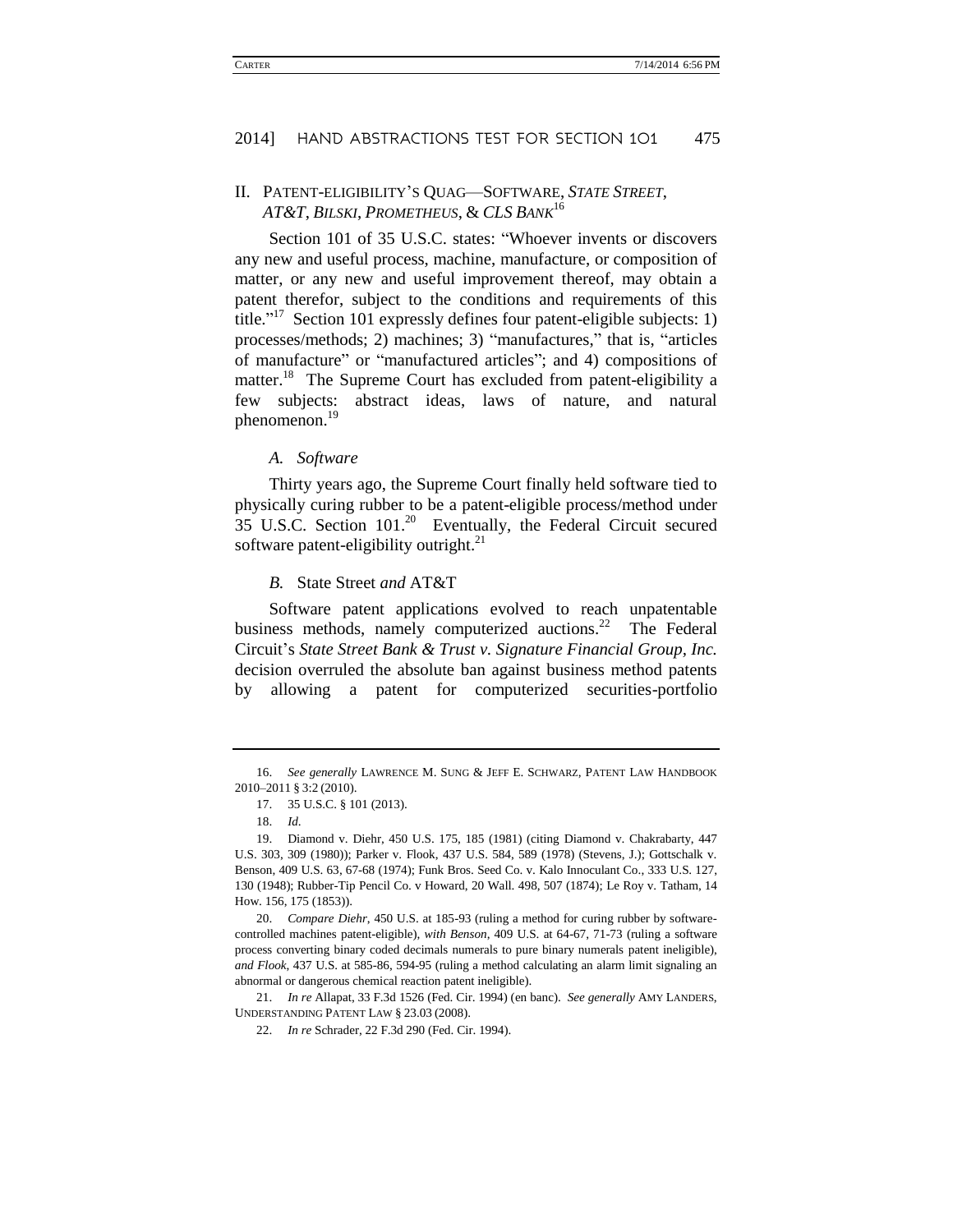## II. PATENT-ELIGIBILITY'S QUAG—SOFTWARE, *STATE STREET*, *AT&T*, *BILSKI*, *PROMETHEUS*, & *CLS BANK*[16]

Section 101 of 35 U.S.C. states: "Whoever invents or discovers any new and useful process, machine, manufacture, or composition of matter, or any new and useful improvement thereof, may obtain a patent therefor, subject to the conditions and requirements of this title."[17] Section 101 expressly defines four patent-eligible subjects: 1) processes/methods; 2) machines; 3) "manufactures," that is, "articles of manufacture" or "manufactured articles"; and 4) compositions of matter.[18] The Supreme Court has excluded from patent-eligibility a few subjects: abstract ideas, laws of nature, and natural phenomenon.[19]

### *A. Software*

Thirty years ago, the Supreme Court finally held software tied to physically curing rubber to be a patent-eligible process/method under 35 U.S.C. Section 101.[20] Eventually, the Federal Circuit secured software patent-eligibility outright.[21]

### *B.* State Street *and* AT&T

Software patent applications evolved to reach unpatentable business methods, namely computerized auctions.[22] The Federal Circuit's *State Street Bank & Trust v. Signature Financial Group, Inc.* decision overruled the absolute ban against business method patents by allowing a patent for computerized securities-portfolio

---

16. *See generally* LAWRENCE M. SUNG & JEFF E. SCHWARZ, PATENT LAW HANDBOOK 2010–2011 § 3:2 (2010).

17. 35 U.S.C. § 101 (2013).

18. *Id*.

19. Diamond v. Diehr, 450 U.S. 175, 185 (1981) (citing Diamond v. Chakrabarty, 447 U.S. 303, 309 (1980)); Parker v. Flook, 437 U.S. 584, 589 (1978) (Stevens, J.); Gottschalk v. Benson, 409 U.S. 63, 67-68 (1974); Funk Bros. Seed Co. v. Kalo Innoculant Co., 333 U.S. 127, 130 (1948); Rubber-Tip Pencil Co. v Howard, 20 Wall. 498, 507 (1874); Le Roy v. Tatham, 14 How. 156, 175 (1853)).

20. *Compare Diehr*, 450 U.S. at 185-93 (ruling a method for curing rubber by software-controlled machines patent-eligible), *with Benson*, 409 U.S. at 64-67, 71-73 (ruling a software process converting binary coded decimals numerals to pure binary numerals patent ineligible), *and Flook*, 437 U.S. at 585-86, 594-95 (ruling a method calculating an alarm limit signaling an abnormal or dangerous chemical reaction patent ineligible).

21. *In re* Allapat, 33 F.3d 1526 (Fed. Cir. 1994) (en banc). *See generally* AMY LANDERS, UNDERSTANDING PATENT LAW § 23.03 (2008).

22. *In re* Schrader, 22 F.3d 290 (Fed. Cir. 1994).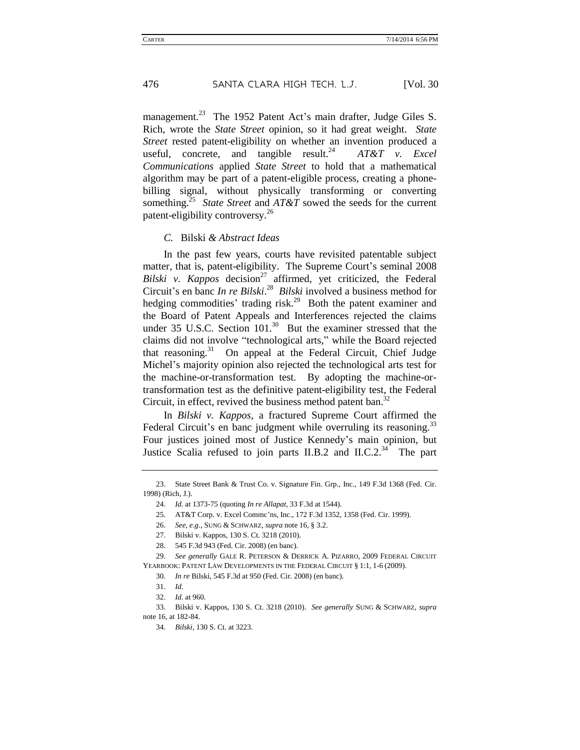management.[23] The 1952 Patent Act's main drafter, Judge Giles S. Rich, wrote the *State Street* opinion, so it had great weight. *State Street* rested patent-eligibility on whether an invention produced a useful, concrete, and tangible result.[24] *AT&T v. Excel Communications* applied *State Street* to hold that a mathematical algorithm may be part of a patent-eligible process, creating a phone-billing signal, without physically transforming or converting something.[25] *State Street* and *AT&T* sowed the seeds for the current patent-eligibility controversy.[26]

### *C.* Bilski *& Abstract Ideas*

In the past few years, courts have revisited patentable subject matter, that is, patent-eligibility. The Supreme Court's seminal 2008 *Bilski v. Kappos* decision[27] affirmed, yet criticized, the Federal Circuit's en banc *In re Bilski*.[28] *Bilski* involved a business method for hedging commodities' trading risk.[29] Both the patent examiner and the Board of Patent Appeals and Interferences rejected the claims under 35 U.S.C. Section 101.[30] But the examiner stressed that the claims did not involve "technological arts," while the Board rejected that reasoning.[31] On appeal at the Federal Circuit, Chief Judge Michel's majority opinion also rejected the technological arts test for the machine-or-transformation test. By adopting the machine-or-transformation test as the definitive patent-eligibility test, the Federal Circuit, in effect, revived the business method patent ban.[32]

In *Bilski v. Kappos*, a fractured Supreme Court affirmed the Federal Circuit's en banc judgment while overruling its reasoning.[33] Four justices joined most of Justice Kennedy's main opinion, but Justice Scalia refused to join parts II.B.2 and II.C.2.[34] The part

---

23. State Street Bank & Trust Co. v. Signature Fin. Grp., Inc., 149 F.3d 1368 (Fed. Cir. 1998) (Rich, J.).

24. *Id.* at 1373-75 (quoting *In re Allapat*, 33 F.3d at 1544).

25. AT&T Corp. v. Excel Commc'ns, Inc., 172 F.3d 1352, 1358 (Fed. Cir. 1999).

26. *See, e.g.*, SUNG & SCHWARZ, *supra* note 16, § 3.2.

27. Bilski v. Kappos, 130 S. Ct. 3218 (2010).

28. 545 F.3d 943 (Fed. Cir. 2008) (en banc).

29. *See generally* GALE R. PETERSON & DERRICK A. PIZARRO, 2009 FEDERAL CIRCUIT YEARBOOK: PATENT LAW DEVELOPMENTS IN THE FEDERAL CIRCUIT § 1:1, 1-6 (2009).

30. *In re* Bilski, 545 F.3d at 950 (Fed. Cir. 2008) (en banc).

31. *Id.*

32. *Id.* at 960.

33. Bilski v. Kappos, 130 S. Ct. 3218 (2010). *See generally* SUNG & SCHWARZ, *supra* note 16, at 182-84.

34. *Bilski*, 130 S. Ct. at 3223.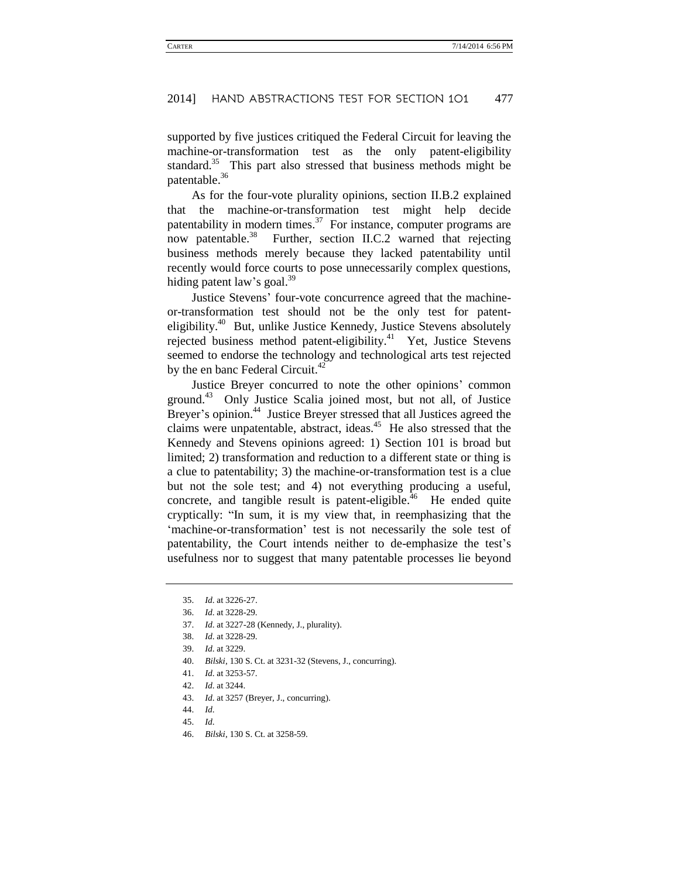supported by five justices critiqued the Federal Circuit for leaving the machine-or-transformation test as the only patent-eligibility standard.[35] This part also stressed that business methods might be patentable.[36]

As for the four-vote plurality opinions, section II.B.2 explained that the machine-or-transformation test might help decide patentability in modern times.[37] For instance, computer programs are now patentable.[38] Further, section II.C.2 warned that rejecting business methods merely because they lacked patentability until recently would force courts to pose unnecessarily complex questions, hiding patent law's goal.[39]

Justice Stevens' four-vote concurrence agreed that the machine-or-transformation test should not be the only test for patent-eligibility.[40] But, unlike Justice Kennedy, Justice Stevens absolutely rejected business method patent-eligibility.[41] Yet, Justice Stevens seemed to endorse the technology and technological arts test rejected by the en banc Federal Circuit.[42]

Justice Breyer concurred to note the other opinions' common ground.[43] Only Justice Scalia joined most, but not all, of Justice Breyer's opinion.[44] Justice Breyer stressed that all Justices agreed the claims were unpatentable, abstract, ideas.[45] He also stressed that the Kennedy and Stevens opinions agreed: 1) Section 101 is broad but limited; 2) transformation and reduction to a different state or thing is a clue to patentability; 3) the machine-or-transformation test is a clue but not the sole test; and 4) not everything producing a useful, concrete, and tangible result is patent-eligible.[46] He ended quite cryptically: "In sum, it is my view that, in reemphasizing that the 'machine-or-transformation' test is not necessarily the sole test of patentability, the Court intends neither to de-emphasize the test's usefulness nor to suggest that many patentable processes lie beyond

---

35. *Id.* at 3226-27.
36. *Id.* at 3228-29.
37. *Id.* at 3227-28 (Kennedy, J., plurality).
38. *Id.* at 3228-29.
39. *Id.* at 3229.
40. *Bilski*, 130 S. Ct. at 3231-32 (Stevens, J., concurring).
41. *Id.* at 3253-57.
42. *Id.* at 3244.
43. *Id.* at 3257 (Breyer, J., concurring).
44. *Id.*
45. *Id.*
46. *Bilski*, 130 S. Ct. at 3258-59.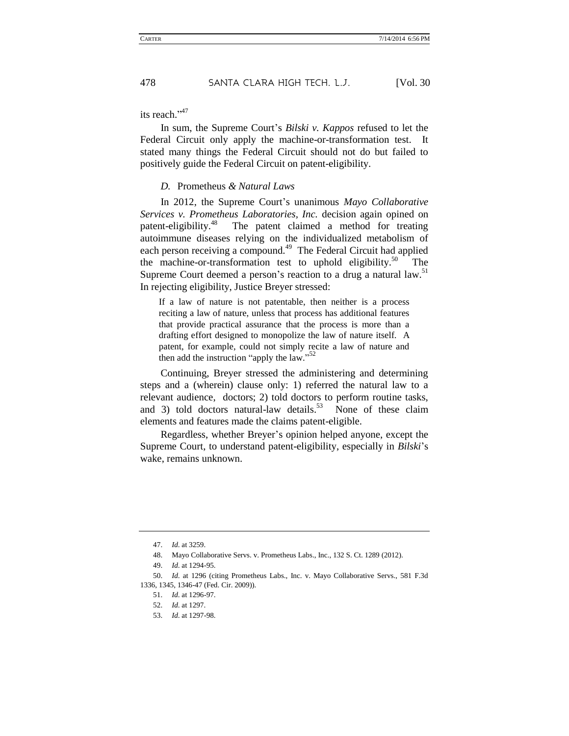its reach."[47]

In sum, the Supreme Court's *Bilski v. Kappos* refused to let the Federal Circuit only apply the machine-or-transformation test. It stated many things the Federal Circuit should not do but failed to positively guide the Federal Circuit on patent-eligibility.

### *D.* Prometheus *& Natural Laws*

In 2012, the Supreme Court's unanimous *Mayo Collaborative Services v. Prometheus Laboratories, Inc.* decision again opined on patent-eligibility.[48] The patent claimed a method for treating autoimmune diseases relying on the individualized metabolism of each person receiving a compound.[49] The Federal Circuit had applied the machine-or-transformation test to uphold eligibility.[50] The Supreme Court deemed a person's reaction to a drug a natural law.[51] In rejecting eligibility, Justice Breyer stressed:

> If a law of nature is not patentable, then neither is a process reciting a law of nature, unless that process has additional features that provide practical assurance that the process is more than a drafting effort designed to monopolize the law of nature itself. A patent, for example, could not simply recite a law of nature and then add the instruction "apply the law."[52]

Continuing, Breyer stressed the administering and determining steps and a (wherein) clause only: 1) referred the natural law to a relevant audience, doctors; 2) told doctors to perform routine tasks, and 3) told doctors natural-law details.[53] None of these claim elements and features made the claims patent-eligible.

Regardless, whether Breyer's opinion helped anyone, except the Supreme Court, to understand patent-eligibility, especially in *Bilski*'s wake, remains unknown.

---

47. *Id.* at 3259.

48. Mayo Collaborative Servs. v. Prometheus Labs., Inc., 132 S. Ct. 1289 (2012).

49. *Id.* at 1294-95.

50. *Id.* at 1296 (citing Prometheus Labs., Inc. v. Mayo Collaborative Servs., 581 F.3d 1336, 1345, 1346-47 (Fed. Cir. 2009)).

51. *Id.* at 1296-97.

52. *Id.* at 1297.

53. *Id.* at 1297-98.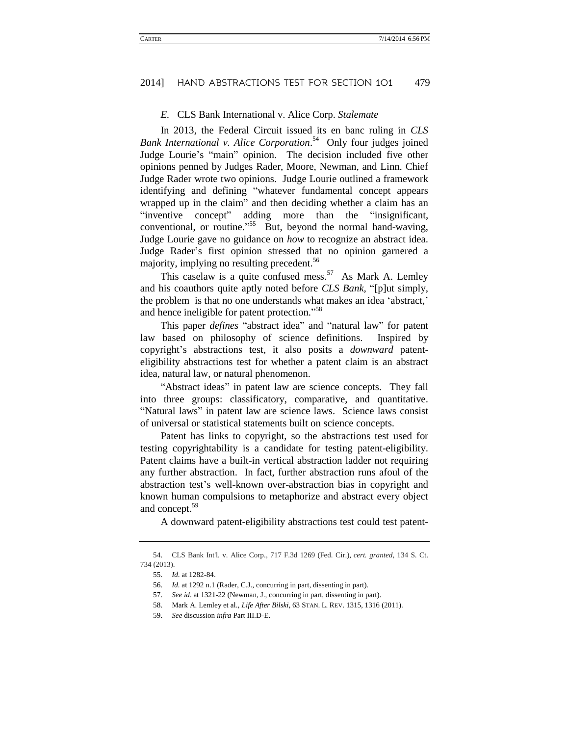### *E.* CLS Bank International v. Alice Corp. *Stalemate*

In 2013, the Federal Circuit issued its en banc ruling in *CLS Bank International v. Alice Corporation*.[54] Only four judges joined Judge Lourie's "main" opinion. The decision included five other opinions penned by Judges Rader, Moore, Newman, and Linn. Chief Judge Rader wrote two opinions. Judge Lourie outlined a framework identifying and defining "whatever fundamental concept appears wrapped up in the claim" and then deciding whether a claim has an "inventive concept" adding more than the "insignificant, conventional, or routine."[55] But, beyond the normal hand-waving, Judge Lourie gave no guidance on *how* to recognize an abstract idea. Judge Rader's first opinion stressed that no opinion garnered a majority, implying no resulting precedent.[56]

This caselaw is a quite confused mess.[57] As Mark A. Lemley and his coauthors quite aptly noted before *CLS Bank*, "[p]ut simply, the problem is that no one understands what makes an idea 'abstract,' and hence ineligible for patent protection."[58]

This paper *defines* "abstract idea" and "natural law" for patent law based on philosophy of science definitions. Inspired by copyright's abstractions test, it also posits a *downward* patent-eligibility abstractions test for whether a patent claim is an abstract idea, natural law, or natural phenomenon.

"Abstract ideas" in patent law are science concepts. They fall into three groups: classificatory, comparative, and quantitative. "Natural laws" in patent law are science laws. Science laws consist of universal or statistical statements built on science concepts.

Patent has links to copyright, so the abstractions test used for testing copyrightability is a candidate for testing patent-eligibility. Patent claims have a built-in vertical abstraction ladder not requiring any further abstraction. In fact, further abstraction runs afoul of the abstraction test's well-known over-abstraction bias in copyright and known human compulsions to metaphorize and abstract every object and concept.[59]

A downward patent-eligibility abstractions test could test patent-

---

54. CLS Bank Int'l. v. Alice Corp., 717 F.3d 1269 (Fed. Cir.), *cert. granted*, 134 S. Ct. 734 (2013).

55. *Id*. at 1282-84.

56. *Id*. at 1292 n.1 (Rader, C.J., concurring in part, dissenting in part).

57. *See id*. at 1321-22 (Newman, J., concurring in part, dissenting in part).

58. Mark A. Lemley et al., *Life After Bilski*, 63 STAN. L. REV. 1315, 1316 (2011).

59. *See* discussion *infra* Part III.D-E.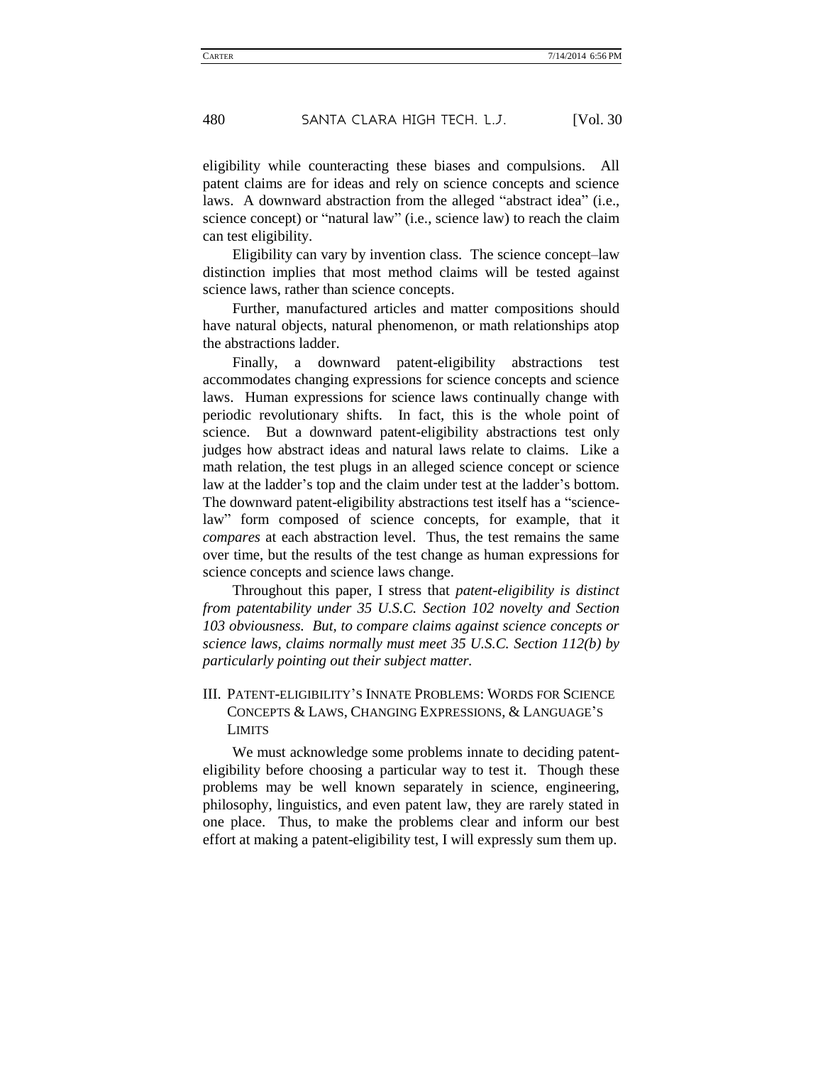eligibility while counteracting these biases and compulsions. All patent claims are for ideas and rely on science concepts and science laws. A downward abstraction from the alleged "abstract idea" (i.e., science concept) or "natural law" (i.e., science law) to reach the claim can test eligibility.

Eligibility can vary by invention class. The science concept–law distinction implies that most method claims will be tested against science laws, rather than science concepts.

Further, manufactured articles and matter compositions should have natural objects, natural phenomenon, or math relationships atop the abstractions ladder.

Finally, a downward patent-eligibility abstractions test accommodates changing expressions for science concepts and science laws. Human expressions for science laws continually change with periodic revolutionary shifts. In fact, this is the whole point of science. But a downward patent-eligibility abstractions test only judges how abstract ideas and natural laws relate to claims. Like a math relation, the test plugs in an alleged science concept or science law at the ladder's top and the claim under test at the ladder's bottom. The downward patent-eligibility abstractions test itself has a "science-law" form composed of science concepts, for example, that it *compares* at each abstraction level. Thus, the test remains the same over time, but the results of the test change as human expressions for science concepts and science laws change.

Throughout this paper, I stress that *patent-eligibility is distinct from patentability under 35 U.S.C. Section 102 novelty and Section 103 obviousness. But, to compare claims against science concepts or science laws, claims normally must meet 35 U.S.C. Section 112(b) by particularly pointing out their subject matter.*

## III. PATENT-ELIGIBILITY'S INNATE PROBLEMS: WORDS FOR SCIENCE CONCEPTS & LAWS, CHANGING EXPRESSIONS, & LANGUAGE'S LIMITS

We must acknowledge some problems innate to deciding patent-eligibility before choosing a particular way to test it. Though these problems may be well known separately in science, engineering, philosophy, linguistics, and even patent law, they are rarely stated in one place. Thus, to make the problems clear and inform our best effort at making a patent-eligibility test, I will expressly sum them up.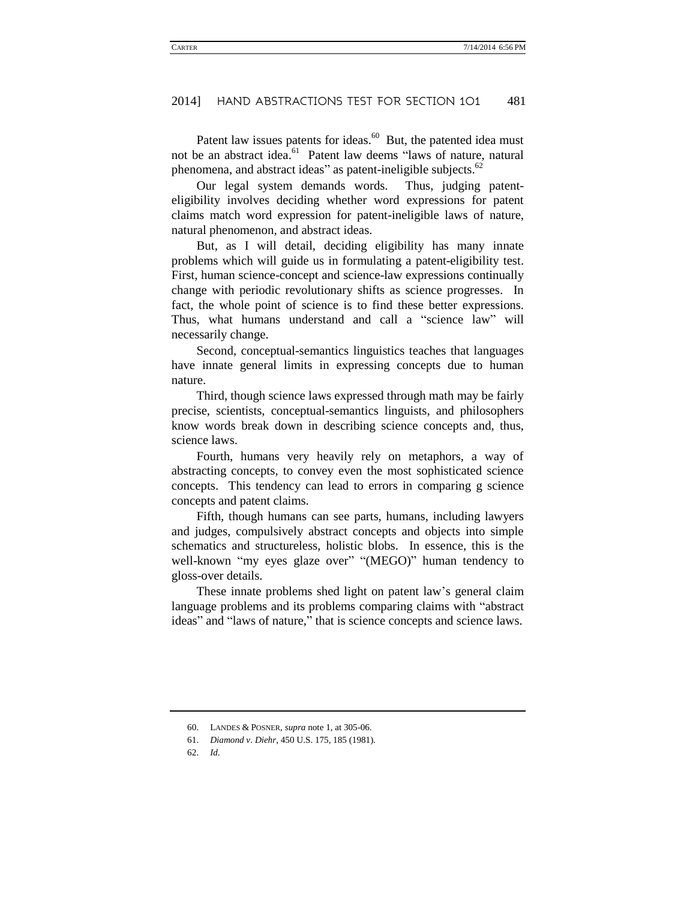Patent law issues patents for ideas.[60] But, the patented idea must not be an abstract idea.[61] Patent law deems "laws of nature, natural phenomena, and abstract ideas" as patent-ineligible subjects.[62]

Our legal system demands words. Thus, judging patent-eligibility involves deciding whether word expressions for patent claims match word expression for patent-ineligible laws of nature, natural phenomenon, and abstract ideas.

But, as I will detail, deciding eligibility has many innate problems which will guide us in formulating a patent-eligibility test. First, human science-concept and science-law expressions continually change with periodic revolutionary shifts as science progresses. In fact, the whole point of science is to find these better expressions. Thus, what humans understand and call a "science law" will necessarily change.

Second, conceptual-semantics linguistics teaches that languages have innate general limits in expressing concepts due to human nature.

Third, though science laws expressed through math may be fairly precise, scientists, conceptual-semantics linguists, and philosophers know words break down in describing science concepts and, thus, science laws.

Fourth, humans very heavily rely on metaphors, a way of abstracting concepts, to convey even the most sophisticated science concepts. This tendency can lead to errors in comparing g science concepts and patent claims.

Fifth, though humans can see parts, humans, including lawyers and judges, compulsively abstract concepts and objects into simple schematics and structureless, holistic blobs. In essence, this is the well-known "my eyes glaze over" "(MEGO)" human tendency to gloss-over details.

These innate problems shed light on patent law's general claim language problems and its problems comparing claims with "abstract ideas" and "laws of nature," that is science concepts and science laws.

---

60. LANDES & POSNER, *supra* note 1, at 305-06.

61. *Diamond v. Diehr*, 450 U.S. 175, 185 (1981).

62. *Id.*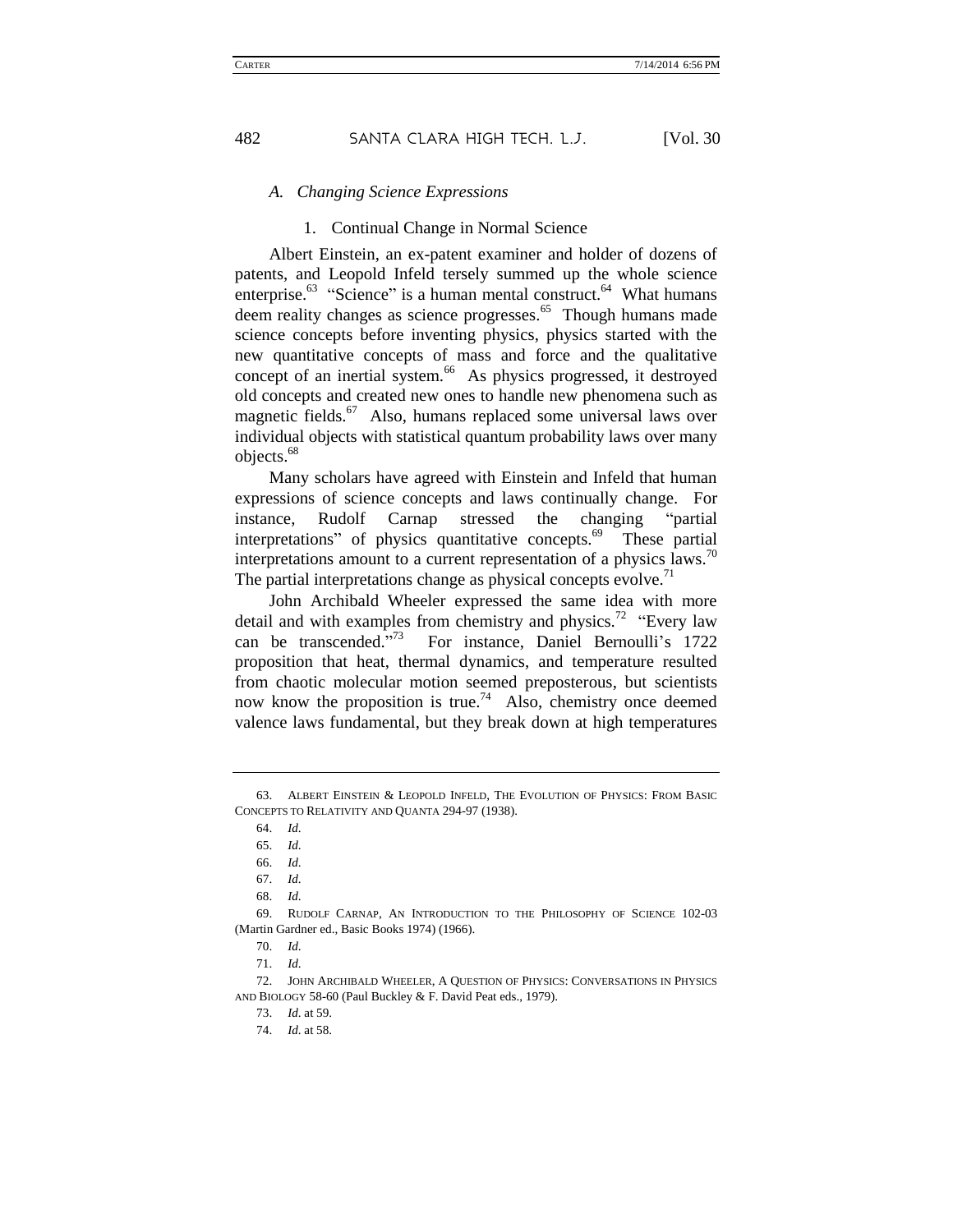### A. *Changing Science Expressions*

#### 1. Continual Change in Normal Science

Albert Einstein, an ex-patent examiner and holder of dozens of patents, and Leopold Infeld tersely summed up the whole science enterprise.[63] "Science" is a human mental construct.[64] What humans deem reality changes as science progresses.[65] Though humans made science concepts before inventing physics, physics started with the new quantitative concepts of mass and force and the qualitative concept of an inertial system.[66] As physics progressed, it destroyed old concepts and created new ones to handle new phenomena such as magnetic fields.[67] Also, humans replaced some universal laws over individual objects with statistical quantum probability laws over many objects.[68]

Many scholars have agreed with Einstein and Infeld that human expressions of science concepts and laws continually change. For instance, Rudolf Carnap stressed the changing "partial interpretations" of physics quantitative concepts.[69] These partial interpretations amount to a current representation of a physics laws.[70] The partial interpretations change as physical concepts evolve.[71]

John Archibald Wheeler expressed the same idea with more detail and with examples from chemistry and physics.[72] "Every law can be transcended."[73] For instance, Daniel Bernoulli's 1722 proposition that heat, thermal dynamics, and temperature resulted from chaotic molecular motion seemed preposterous, but scientists now know the proposition is true.[74] Also, chemistry once deemed valence laws fundamental, but they break down at high temperatures

---

63. ALBERT EINSTEIN & LEOPOLD INFELD, THE EVOLUTION OF PHYSICS: FROM BASIC CONCEPTS TO RELATIVITY AND QUANTA 294-97 (1938).

64. *Id.*

65. *Id.*

66. *Id.*

67. *Id.*

68. *Id.*

69. RUDOLF CARNAP, AN INTRODUCTION TO THE PHILOSOPHY OF SCIENCE 102-03 (Martin Gardner ed., Basic Books 1974) (1966).

70. *Id.*

71. *Id.*

72. JOHN ARCHIBALD WHEELER, A QUESTION OF PHYSICS: CONVERSATIONS IN PHYSICS AND BIOLOGY 58-60 (Paul Buckley & F. David Peat eds., 1979).

73. *Id.* at 59.

74. *Id.* at 58.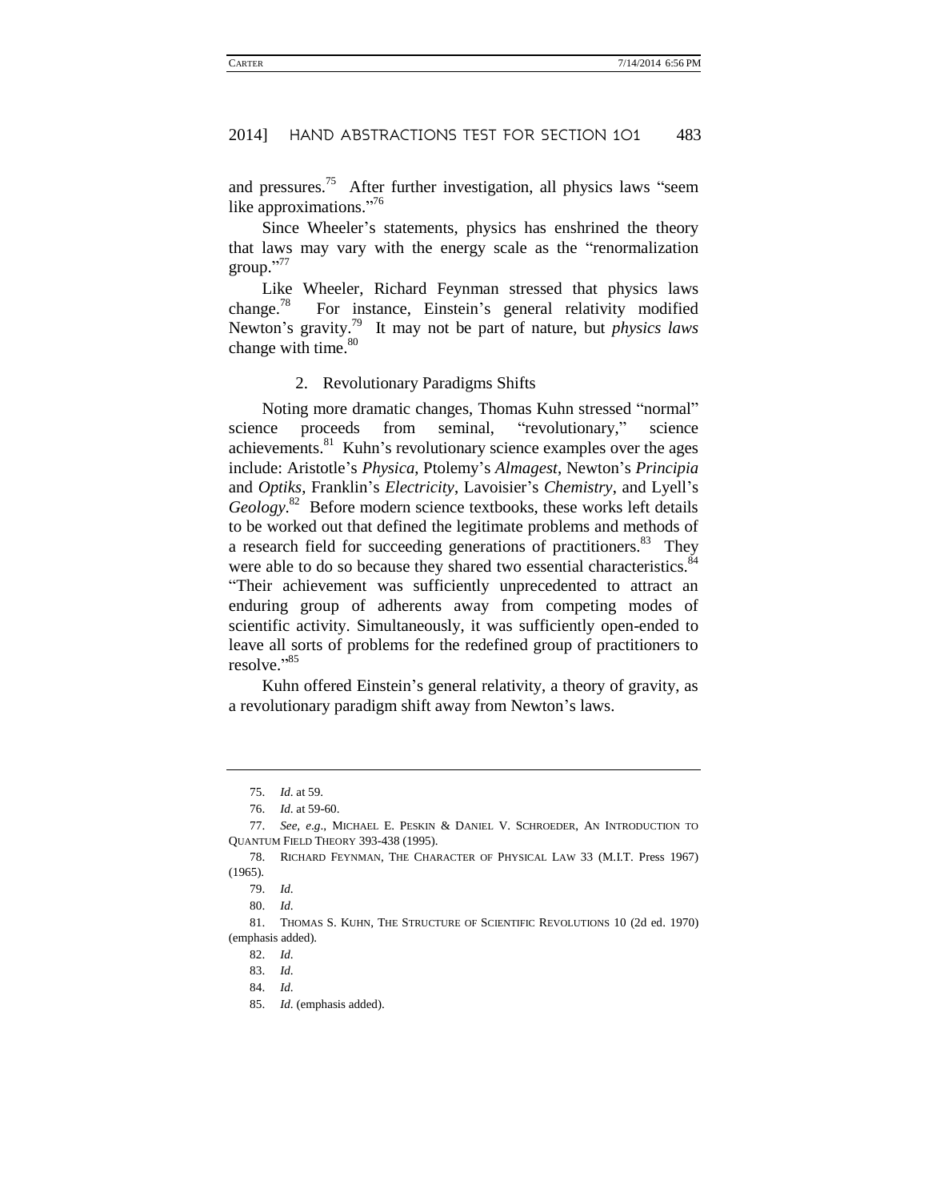and pressures.[75] After further investigation, all physics laws "seem like approximations."[76]

Since Wheeler's statements, physics has enshrined the theory that laws may vary with the energy scale as the "renormalization group."[77]

Like Wheeler, Richard Feynman stressed that physics laws change.[78] For instance, Einstein's general relativity modified Newton's gravity.[79] It may not be part of nature, but *physics laws* change with time.[80]

### 2. Revolutionary Paradigms Shifts

Noting more dramatic changes, Thomas Kuhn stressed "normal" science proceeds from seminal, "revolutionary," science achievements.[81] Kuhn's revolutionary science examples over the ages include: Aristotle's *Physica*, Ptolemy's *Almagest*, Newton's *Principia* and *Optiks*, Franklin's *Electricity*, Lavoisier's *Chemistry*, and Lyell's *Geology*.[82] Before modern science textbooks, these works left details to be worked out that defined the legitimate problems and methods of a research field for succeeding generations of practitioners.[83] They were able to do so because they shared two essential characteristics.[84] "Their achievement was sufficiently unprecedented to attract an enduring group of adherents away from competing modes of scientific activity. Simultaneously, it was sufficiently open-ended to leave all sorts of problems for the redefined group of practitioners to resolve."[85]

Kuhn offered Einstein's general relativity, a theory of gravity, as a revolutionary paradigm shift away from Newton's laws.

---

75. *Id.* at 59.

76. *Id.* at 59-60.

77. *See, e.g.*, MICHAEL E. PESKIN & DANIEL V. SCHROEDER, AN INTRODUCTION TO QUANTUM FIELD THEORY 393-438 (1995).

78. RICHARD FEYNMAN, THE CHARACTER OF PHYSICAL LAW 33 (M.I.T. Press 1967) (1965).

79. *Id.*

80. *Id.*

81. THOMAS S. KUHN, THE STRUCTURE OF SCIENTIFIC REVOLUTIONS 10 (2d ed. 1970) (emphasis added).

82. *Id.*

83. *Id.*

84. *Id.*

85. *Id.* (emphasis added).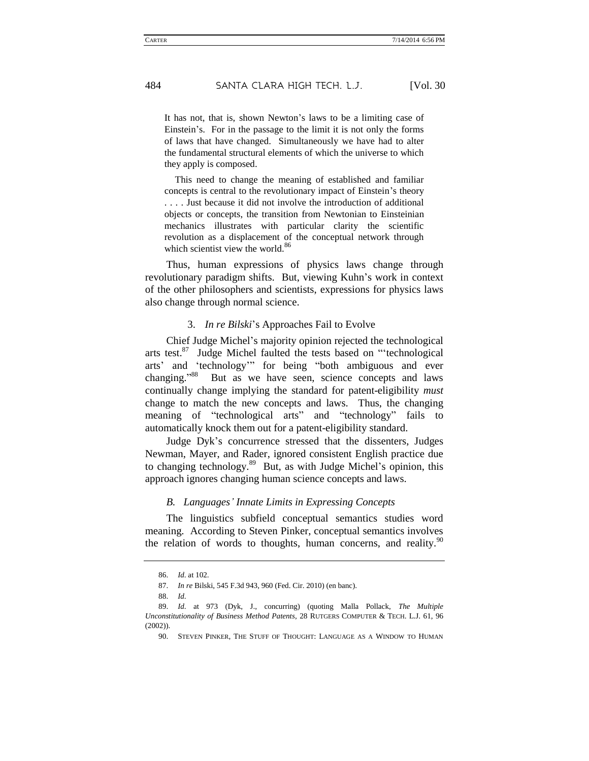> It has not, that is, shown Newton's laws to be a limiting case of Einstein's. For in the passage to the limit it is not only the forms of laws that have changed. Simultaneously we have had to alter the fundamental structural elements of which the universe to which they apply is composed.
>
> This need to change the meaning of established and familiar concepts is central to the revolutionary impact of Einstein's theory . . . . Just because it did not involve the introduction of additional objects or concepts, the transition from Newtonian to Einsteinian mechanics illustrates with particular clarity the scientific revolution as a displacement of the conceptual network through which scientist view the world.[86]

Thus, human expressions of physics laws change through revolutionary paradigm shifts. But, viewing Kuhn's work in context of the other philosophers and scientists, expressions for physics laws also change through normal science.

#### 3. *In re Bilski*'s Approaches Fail to Evolve

Chief Judge Michel's majority opinion rejected the technological arts test.[87] Judge Michel faulted the tests based on "'technological arts' and 'technology'" for being "both ambiguous and ever changing."[88] But as we have seen, science concepts and laws continually change implying the standard for patent-eligibility *must* change to match the new concepts and laws. Thus, the changing meaning of "technological arts" and "technology" fails to automatically knock them out for a patent-eligibility standard.

Judge Dyk's concurrence stressed that the dissenters, Judges Newman, Mayer, and Rader, ignored consistent English practice due to changing technology.[89] But, as with Judge Michel's opinion, this approach ignores changing human science concepts and laws.

### *B. Languages' Innate Limits in Expressing Concepts*

The linguistics subfield conceptual semantics studies word meaning. According to Steven Pinker, conceptual semantics involves the relation of words to thoughts, human concerns, and reality.[90]

---

86. *Id.* at 102.

87. *In re* Bilski, 545 F.3d 943, 960 (Fed. Cir. 2010) (en banc).

88. *Id.*

89. *Id.* at 973 (Dyk, J., concurring) (quoting Malla Pollack, *The Multiple Unconstitutionality of Business Method Patents*, 28 RUTGERS COMPUTER & TECH. L.J. 61, 96 (2002)).

90. STEVEN PINKER, THE STUFF OF THOUGHT: LANGUAGE AS A WINDOW TO HUMAN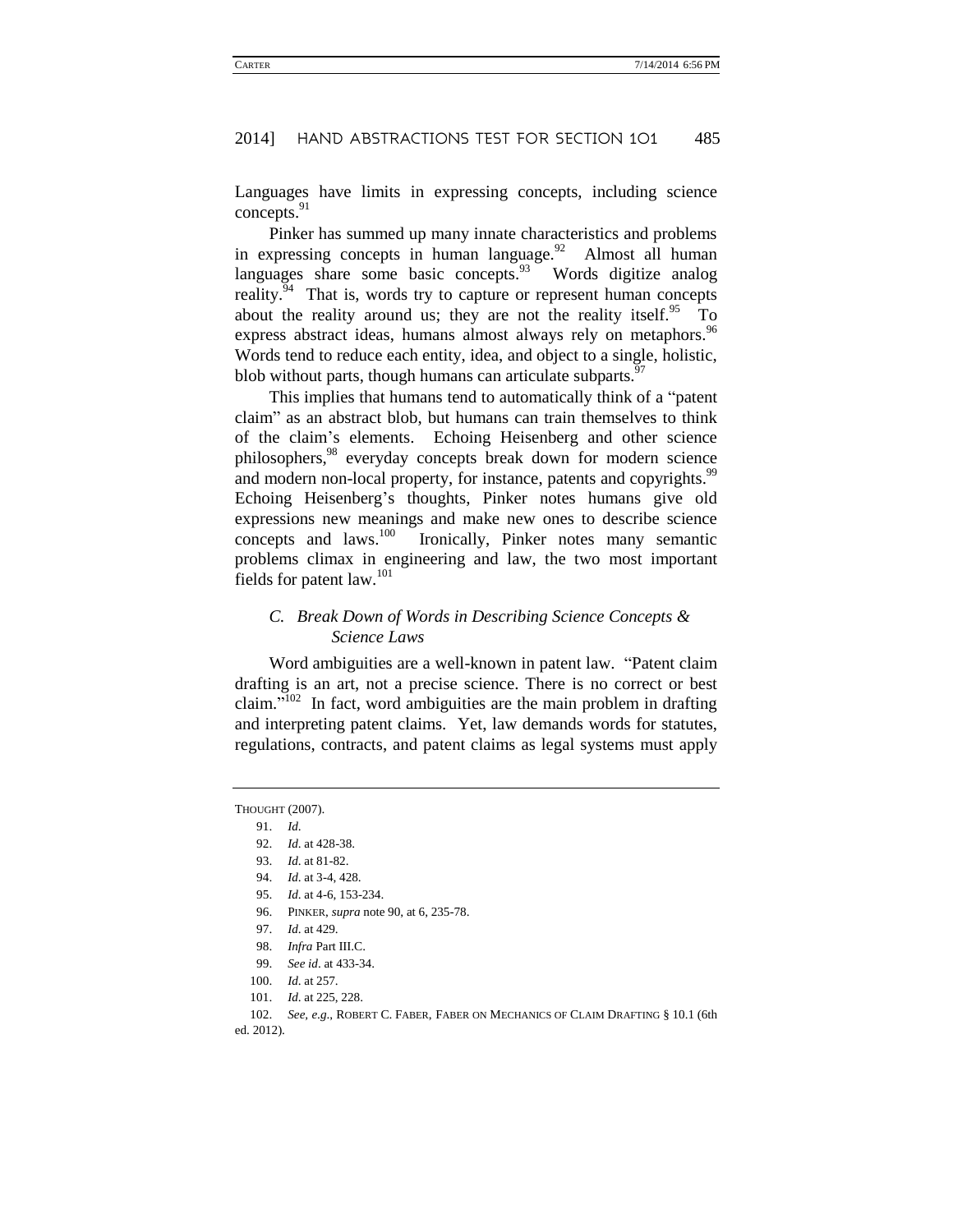Languages have limits in expressing concepts, including science concepts.[91]

Pinker has summed up many innate characteristics and problems in expressing concepts in human language.[92] Almost all human languages share some basic concepts.[93] Words digitize analog reality.[94] That is, words try to capture or represent human concepts about the reality around us; they are not the reality itself.[95] To express abstract ideas, humans almost always rely on metaphors.[96] Words tend to reduce each entity, idea, and object to a single, holistic, blob without parts, though humans can articulate subparts.[97]

This implies that humans tend to automatically think of a "patent claim" as an abstract blob, but humans can train themselves to think of the claim's elements. Echoing Heisenberg and other science philosophers,[98] everyday concepts break down for modern science and modern non-local property, for instance, patents and copyrights.[99] Echoing Heisenberg's thoughts, Pinker notes humans give old expressions new meanings and make new ones to describe science concepts and laws.[100] Ironically, Pinker notes many semantic problems climax in engineering and law, the two most important fields for patent law.[101]

### *C. Break Down of Words in Describing Science Concepts & Science Laws*

Word ambiguities are a well-known in patent law. "Patent claim drafting is an art, not a precise science. There is no correct or best claim."[102] In fact, word ambiguities are the main problem in drafting and interpreting patent claims. Yet, law demands words for statutes, regulations, contracts, and patent claims as legal systems must apply

---

THOUGHT (2007).

91. *Id.*

92. *Id.* at 428-38.

93. *Id.* at 81-82.

94. *Id.* at 3-4, 428.

95. *Id.* at 4-6, 153-234.

96. PINKER, *supra* note 90, at 6, 235-78.

97. *Id.* at 429.

98. *Infra* Part III.C.

99. *See id.* at 433-34.

100. *Id.* at 257.

101. *Id.* at 225, 228.

102. *See, e.g.*, ROBERT C. FABER, FABER ON MECHANICS OF CLAIM DRAFTING § 10.1 (6th ed. 2012).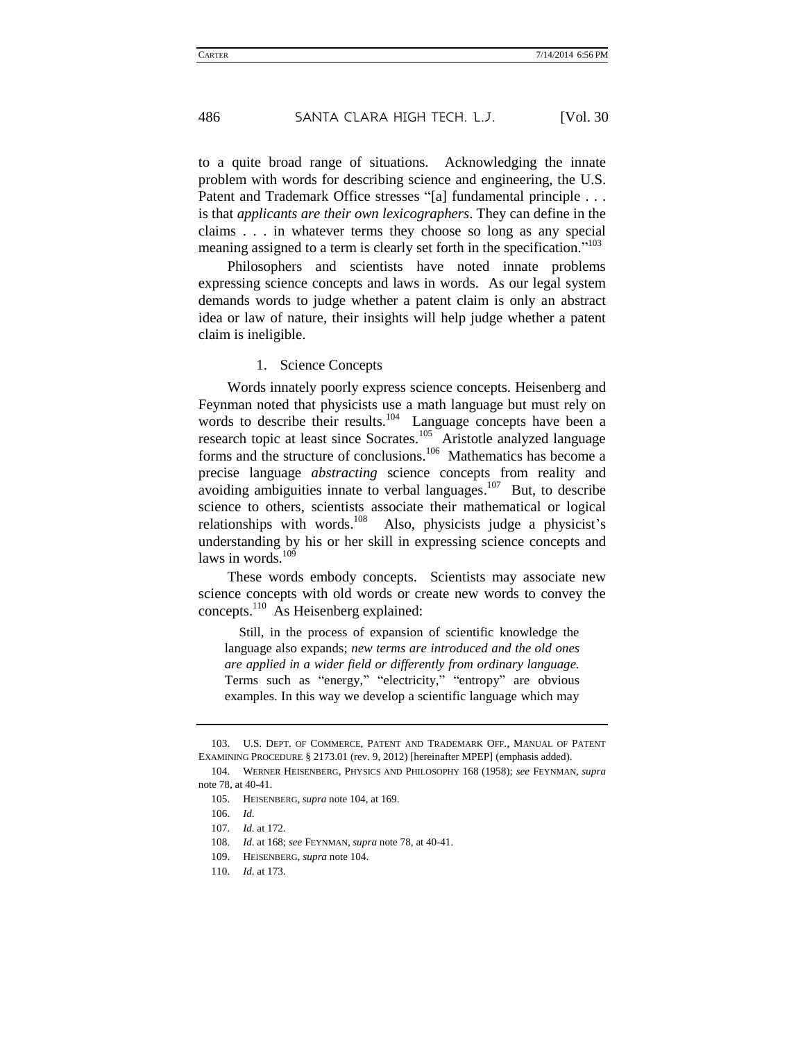to a quite broad range of situations. Acknowledging the innate problem with words for describing science and engineering, the U.S. Patent and Trademark Office stresses "[a] fundamental principle . . . is that *applicants are their own lexicographers*. They can define in the claims . . . in whatever terms they choose so long as any special meaning assigned to a term is clearly set forth in the specification."[103]

Philosophers and scientists have noted innate problems expressing science concepts and laws in words. As our legal system demands words to judge whether a patent claim is only an abstract idea or law of nature, their insights will help judge whether a patent claim is ineligible.

1. Science Concepts

Words innately poorly express science concepts. Heisenberg and Feynman noted that physicists use a math language but must rely on words to describe their results.[104] Language concepts have been a research topic at least since Socrates.[105] Aristotle analyzed language forms and the structure of conclusions.[106] Mathematics has become a precise language *abstracting* science concepts from reality and avoiding ambiguities innate to verbal languages.[107] But, to describe science to others, scientists associate their mathematical or logical relationships with words.[108] Also, physicists judge a physicist's understanding by his or her skill in expressing science concepts and laws in words.[109]

These words embody concepts. Scientists may associate new science concepts with old words or create new words to convey the concepts.[110] As Heisenberg explained:

> Still, in the process of expansion of scientific knowledge the language also expands; *new terms are introduced and the old ones are applied in a wider field or differently from ordinary language.* Terms such as "energy," "electricity," "entropy" are obvious examples. In this way we develop a scientific language which may

---

103. U.S. Dept. of Commerce, Patent and Trademark Off., Manual of Patent Examining Procedure § 2173.01 (rev. 9, 2012) [hereinafter MPEP] (emphasis added).

104. Werner Heisenberg, Physics and Philosophy 168 (1958); *see* Feynman, *supra* note 78, at 40-41.

105. Heisenberg, *supra* note 104, at 169.

106. *Id.*

107. *Id.* at 172.

108. *Id.* at 168; *see* Feynman, *supra* note 78, at 40-41.

109. Heisenberg, *supra* note 104.

110. *Id.* at 173.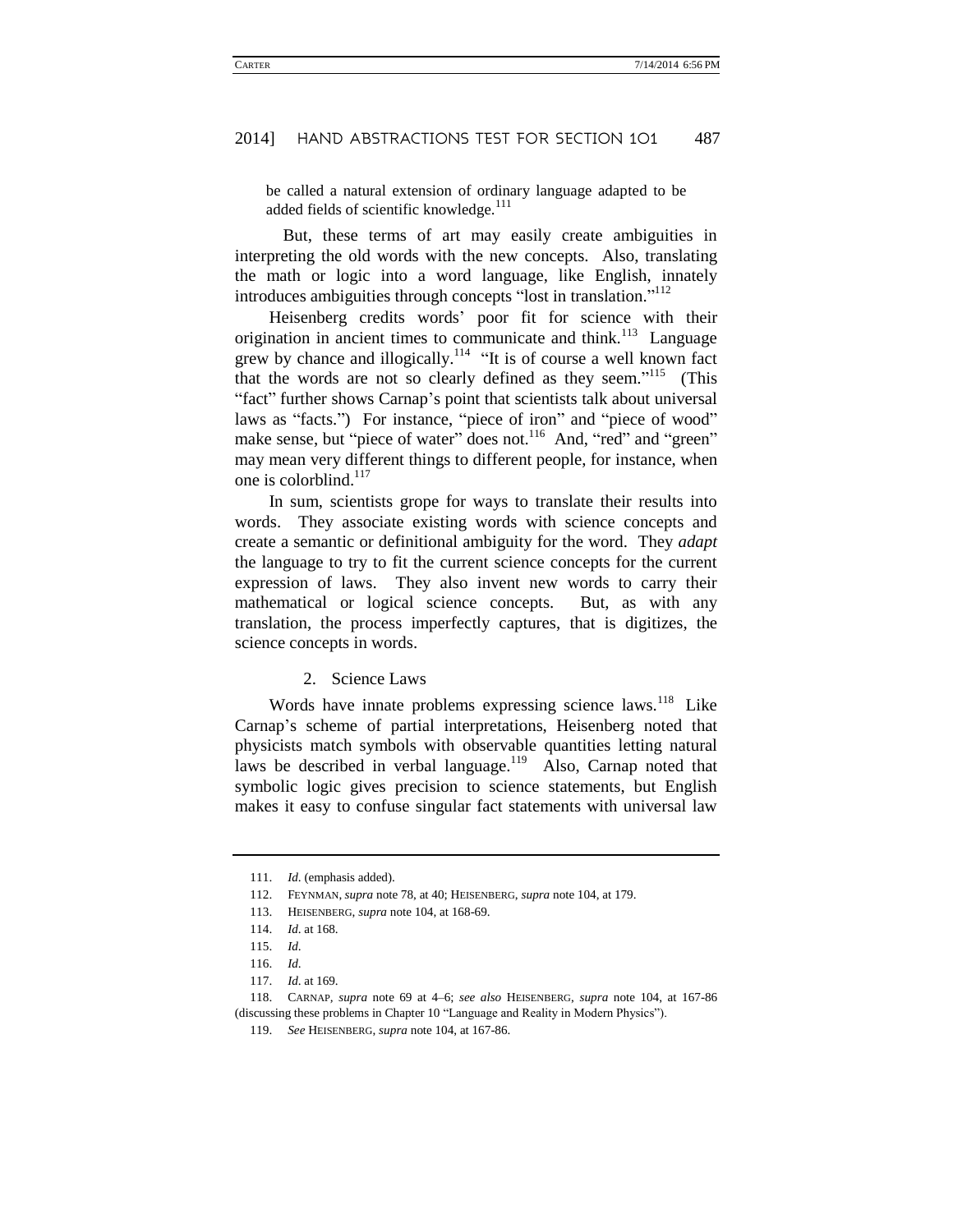be called a natural extension of ordinary language adapted to be added fields of scientific knowledge.[111]

But, these terms of art may easily create ambiguities in interpreting the old words with the new concepts. Also, translating the math or logic into a word language, like English, innately introduces ambiguities through concepts "lost in translation."[112]

Heisenberg credits words' poor fit for science with their origination in ancient times to communicate and think.[113] Language grew by chance and illogically.[114] "It is of course a well known fact that the words are not so clearly defined as they seem."[115] (This "fact" further shows Carnap's point that scientists talk about universal laws as "facts.") For instance, "piece of iron" and "piece of wood" make sense, but "piece of water" does not.[116] And, "red" and "green" may mean very different things to different people, for instance, when one is colorblind.[117]

In sum, scientists grope for ways to translate their results into words. They associate existing words with science concepts and create a semantic or definitional ambiguity for the word. They *adapt* the language to try to fit the current science concepts for the current expression of laws. They also invent new words to carry their mathematical or logical science concepts. But, as with any translation, the process imperfectly captures, that is digitizes, the science concepts in words.

### 2. Science Laws

Words have innate problems expressing science laws.[118] Like Carnap's scheme of partial interpretations, Heisenberg noted that physicists match symbols with observable quantities letting natural laws be described in verbal language.[119] Also, Carnap noted that symbolic logic gives precision to science statements, but English makes it easy to confuse singular fact statements with universal law

---

111. *Id.* (emphasis added).

112. FEYNMAN, *supra* note 78, at 40; HEISENBERG, *supra* note 104, at 179.

113. HEISENBERG, *supra* note 104, at 168-69.

114. *Id.* at 168.

115. *Id.*

116. *Id.*

117. *Id.* at 169.

118. CARNAP, *supra* note 69 at 4–6; *see also* HEISENBERG, *supra* note 104, at 167-86 (discussing these problems in Chapter 10 "Language and Reality in Modern Physics").

119. *See* HEISENBERG, *supra* note 104, at 167-86.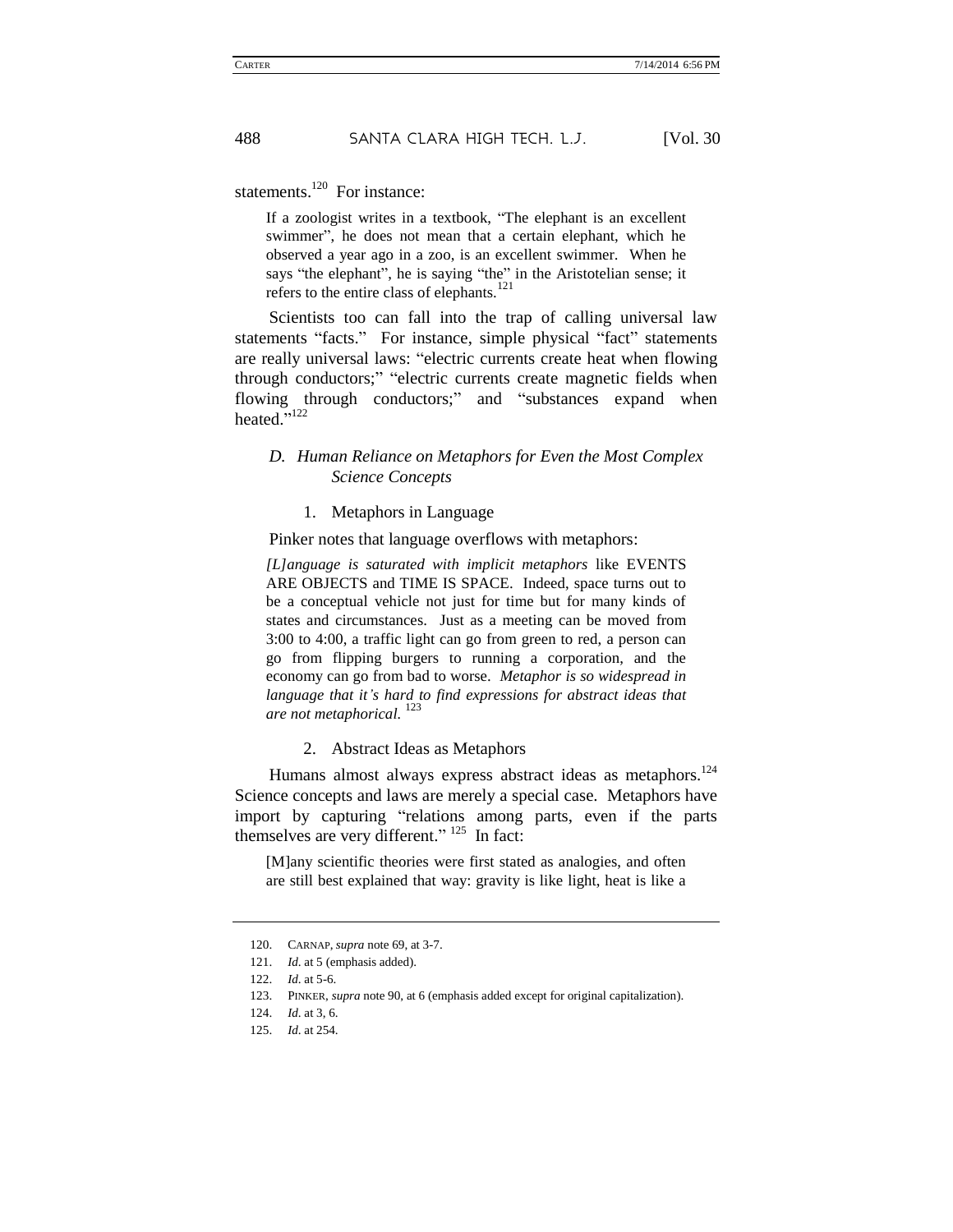statements.[120] For instance:

> If a zoologist writes in a textbook, "The elephant is an excellent swimmer", he does not mean that a certain elephant, which he observed a year ago in a zoo, is an excellent swimmer. When he says "the elephant", he is saying "the" in the Aristotelian sense; it refers to the entire class of elephants.[121]

Scientists too can fall into the trap of calling universal law statements "facts." For instance, simple physical "fact" statements are really universal laws: "electric currents create heat when flowing through conductors;" "electric currents create magnetic fields when flowing through conductors;" and "substances expand when heated."[122]

### *D. Human Reliance on Metaphors for Even the Most Complex Science Concepts*

#### 1. Metaphors in Language

Pinker notes that language overflows with metaphors:

> *[L]anguage is saturated with implicit metaphors* like EVENTS ARE OBJECTS and TIME IS SPACE. Indeed, space turns out to be a conceptual vehicle not just for time but for many kinds of states and circumstances. Just as a meeting can be moved from 3:00 to 4:00, a traffic light can go from green to red, a person can go from flipping burgers to running a corporation, and the economy can go from bad to worse. *Metaphor is so widespread in language that it's hard to find expressions for abstract ideas that are not metaphorical.* [123]

#### 2. Abstract Ideas as Metaphors

Humans almost always express abstract ideas as metaphors.[124] Science concepts and laws are merely a special case. Metaphors have import by capturing "relations among parts, even if the parts themselves are very different." [125] In fact:

> [M]any scientific theories were first stated as analogies, and often are still best explained that way: gravity is like light, heat is like a

---

120. CARNAP, *supra* note 69, at 3-7.

121. *Id.* at 5 (emphasis added).

122. *Id.* at 5-6.

123. PINKER, *supra* note 90, at 6 (emphasis added except for original capitalization).

124. *Id.* at 3, 6.

125. *Id.* at 254.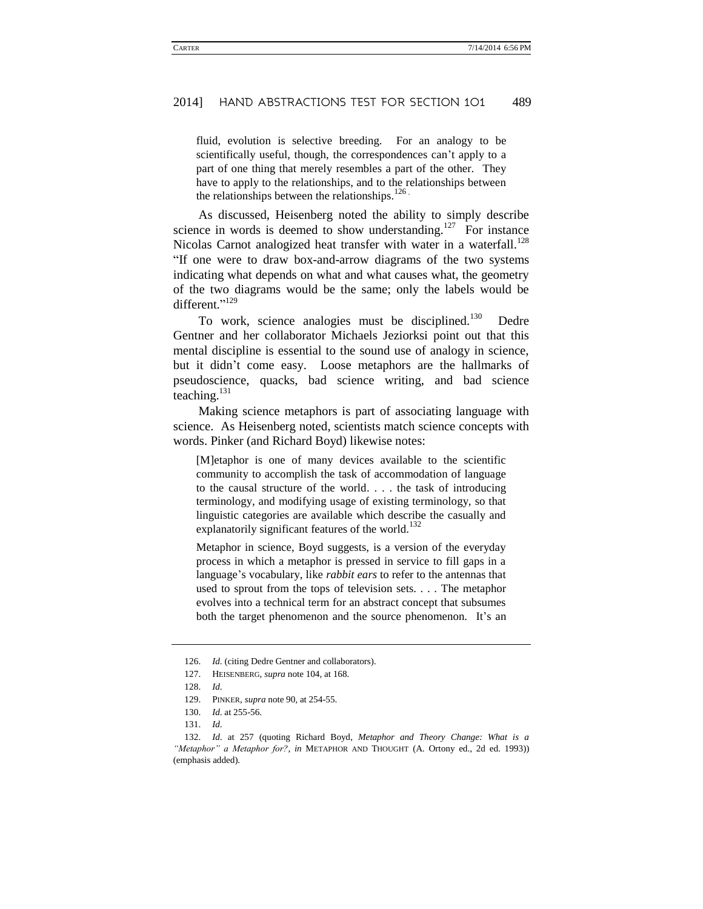> fluid, evolution is selective breeding. For an analogy to be scientifically useful, though, the correspondences can't apply to a part of one thing that merely resembles a part of the other. They have to apply to the relationships, and to the relationships between the relationships between the relationships.[126]

As discussed, Heisenberg noted the ability to simply describe science in words is deemed to show understanding.[127] For instance Nicolas Carnot analogized heat transfer with water in a waterfall.[128] "If one were to draw box-and-arrow diagrams of the two systems indicating what depends on what and what causes what, the geometry of the two diagrams would be the same; only the labels would be different."[129]

To work, science analogies must be disciplined.[130] Dedre Gentner and her collaborator Michaels Jeziorksi point out that this mental discipline is essential to the sound use of analogy in science, but it didn't come easy. Loose metaphors are the hallmarks of pseudoscience, quacks, bad science writing, and bad science teaching.[131]

Making science metaphors is part of associating language with science. As Heisenberg noted, scientists match science concepts with words. Pinker (and Richard Boyd) likewise notes:

> [M]etaphor is one of many devices available to the scientific community to accomplish the task of accommodation of language to the causal structure of the world. . . . the task of introducing terminology, and modifying usage of existing terminology, so that linguistic categories are available which describe the casually and explanatorily significant features of the world.[132]
>
> Metaphor in science, Boyd suggests, is a version of the everyday process in which a metaphor is pressed in service to fill gaps in a language's vocabulary, like *rabbit ears* to refer to the antennas that used to sprout from the tops of television sets. . . . The metaphor evolves into a technical term for an abstract concept that subsumes both the target phenomenon and the source phenomenon. It's an

---

126. *Id*. (citing Dedre Gentner and collaborators).

127. HEISENBERG, *supra* note 104, at 168.

128. *Id*.

129. PINKER, *supra* note 90, at 254-55.

130. *Id*. at 255-56.

131. *Id*.

132. *Id*. at 257 (quoting Richard Boyd, *Metaphor and Theory Change: What is a "Metaphor" a Metaphor for?*, *in* METAPHOR AND THOUGHT (A. Ortony ed., 2d ed. 1993)) (emphasis added).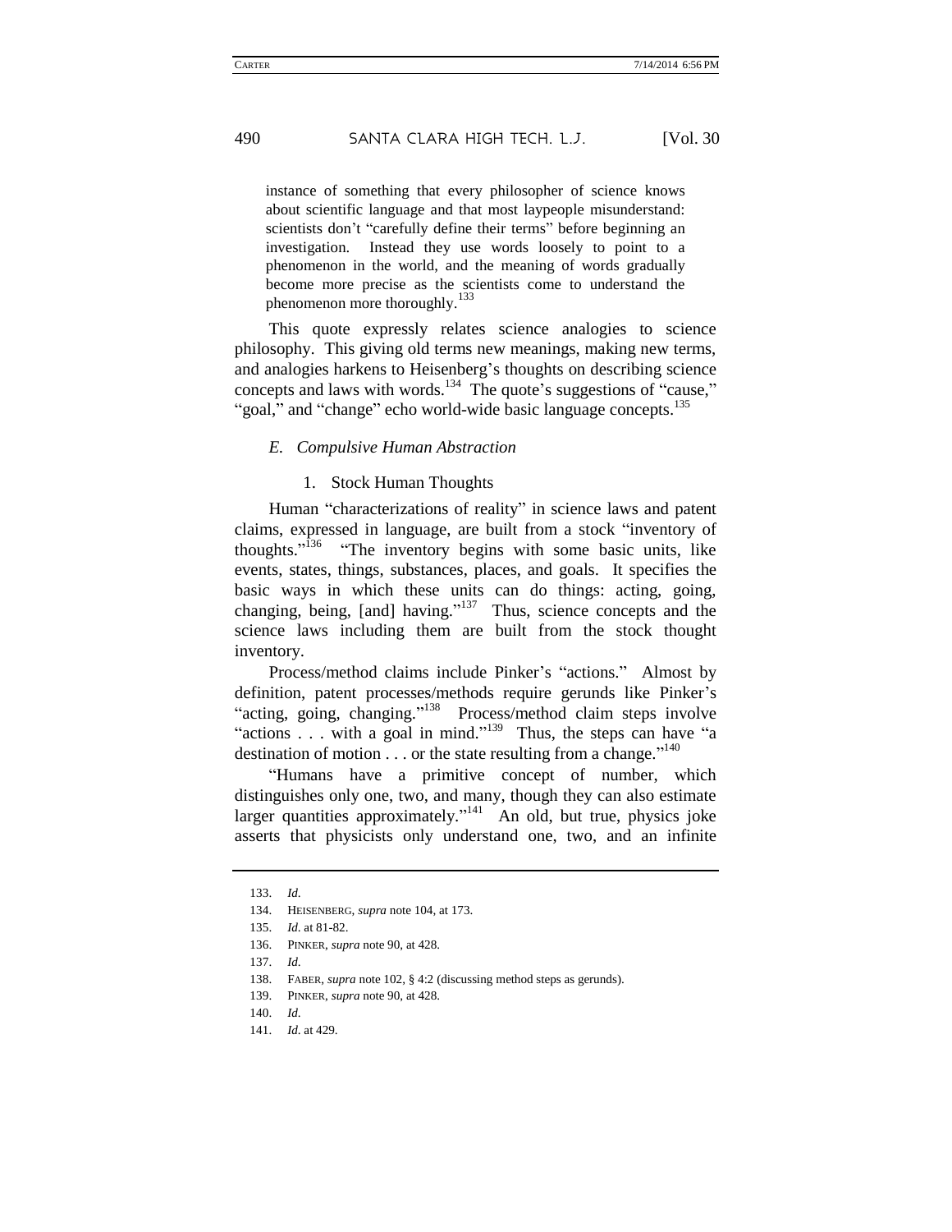instance of something that every philosopher of science knows about scientific language and that most laypeople misunderstand: scientists don't "carefully define their terms" before beginning an investigation. Instead they use words loosely to point to a phenomenon in the world, and the meaning of words gradually become more precise as the scientists come to understand the phenomenon more thoroughly.[133]

This quote expressly relates science analogies to science philosophy. This giving old terms new meanings, making new terms, and analogies harkens to Heisenberg's thoughts on describing science concepts and laws with words.[134] The quote's suggestions of "cause," "goal," and "change" echo world-wide basic language concepts.[135]

### *E. Compulsive Human Abstraction*

#### 1. Stock Human Thoughts

Human "characterizations of reality" in science laws and patent claims, expressed in language, are built from a stock "inventory of thoughts."[136] "The inventory begins with some basic units, like events, states, things, substances, places, and goals. It specifies the basic ways in which these units can do things: acting, going, changing, being, [and] having."[137] Thus, science concepts and the science laws including them are built from the stock thought inventory.

Process/method claims include Pinker's "actions." Almost by definition, patent processes/methods require gerunds like Pinker's "acting, going, changing."[138] Process/method claim steps involve "actions . . . with a goal in mind."[139] Thus, the steps can have "a destination of motion . . . or the state resulting from a change."[140]

"Humans have a primitive concept of number, which distinguishes only one, two, and many, though they can also estimate larger quantities approximately."[141] An old, but true, physics joke asserts that physicists only understand one, two, and an infinite

---

133. *Id.*

134. HEISENBERG, *supra* note 104, at 173.

135. *Id.* at 81-82.

136. PINKER, *supra* note 90, at 428.

137. *Id.*

138. FABER, *supra* note 102, § 4:2 (discussing method steps as gerunds).

139. PINKER, *supra* note 90, at 428.

140. *Id.*

141. *Id.* at 429.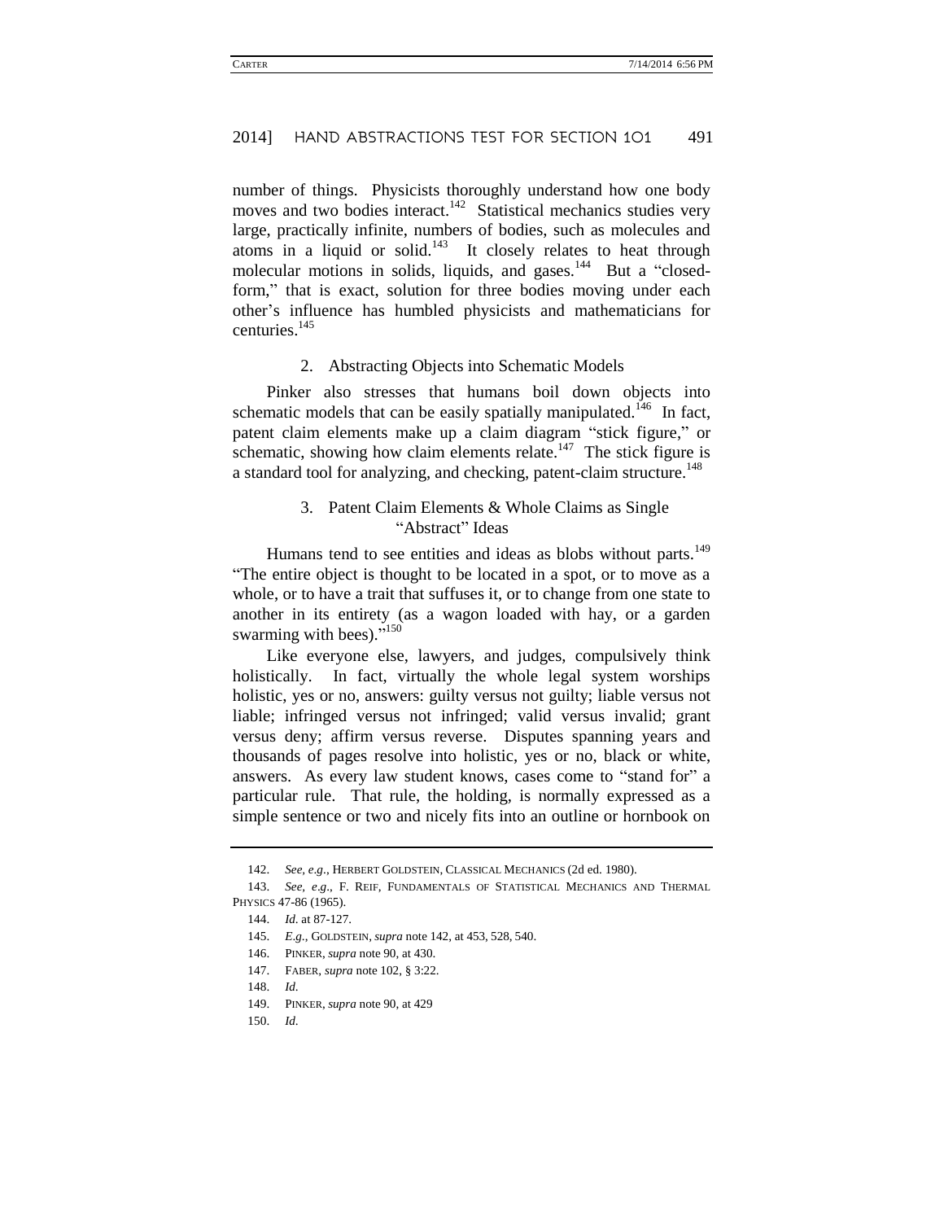number of things. Physicists thoroughly understand how one body moves and two bodies interact.[142] Statistical mechanics studies very large, practically infinite, numbers of bodies, such as molecules and atoms in a liquid or solid.[143] It closely relates to heat through molecular motions in solids, liquids, and gases.[144] But a "closed-form," that is exact, solution for three bodies moving under each other's influence has humbled physicists and mathematicians for centuries.[145]

### 2. Abstracting Objects into Schematic Models

Pinker also stresses that humans boil down objects into schematic models that can be easily spatially manipulated.[146] In fact, patent claim elements make up a claim diagram "stick figure," or schematic, showing how claim elements relate.[147] The stick figure is a standard tool for analyzing, and checking, patent-claim structure.[148]

### 3. Patent Claim Elements & Whole Claims as Single "Abstract" Ideas

Humans tend to see entities and ideas as blobs without parts.[149] "The entire object is thought to be located in a spot, or to move as a whole, or to have a trait that suffuses it, or to change from one state to another in its entirety (as a wagon loaded with hay, or a garden swarming with bees)."[150]

Like everyone else, lawyers, and judges, compulsively think holistically. In fact, virtually the whole legal system worships holistic, yes or no, answers: guilty versus not guilty; liable versus not liable; infringed versus not infringed; valid versus invalid; grant versus deny; affirm versus reverse. Disputes spanning years and thousands of pages resolve into holistic, yes or no, black or white, answers. As every law student knows, cases come to "stand for" a particular rule. That rule, the holding, is normally expressed as a simple sentence or two and nicely fits into an outline or hornbook on

---

142. *See, e.g.*, HERBERT GOLDSTEIN, CLASSICAL MECHANICS (2d ed. 1980).

143. *See, e.g.*, F. REIF, FUNDAMENTALS OF STATISTICAL MECHANICS AND THERMAL PHYSICS 47-86 (1965).

144. *Id.* at 87-127.

145. *E.g.*, GOLDSTEIN, *supra* note 142, at 453, 528, 540.

146. PINKER, *supra* note 90, at 430.

147. FABER, *supra* note 102, § 3:22.

148. *Id.*

149. PINKER, *supra* note 90, at 429

150. *Id.*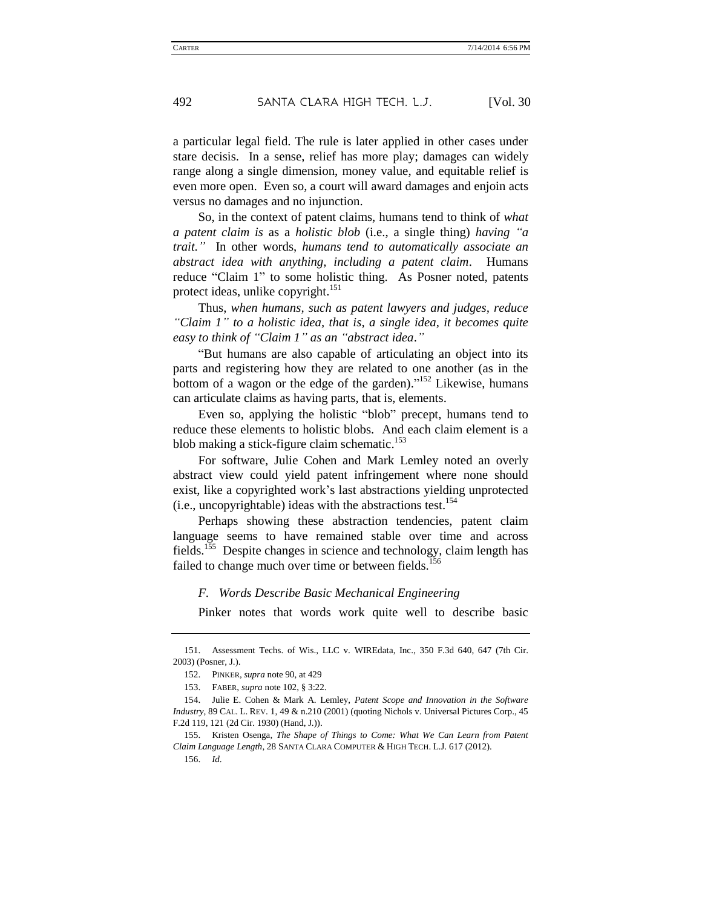a particular legal field. The rule is later applied in other cases under stare decisis. In a sense, relief has more play; damages can widely range along a single dimension, money value, and equitable relief is even more open. Even so, a court will award damages and enjoin acts versus no damages and no injunction.

So, in the context of patent claims, humans tend to think of *what a patent claim is* as a *holistic blob* (i.e., a single thing) *having "a trait."* In other words, *humans tend to automatically associate an abstract idea with anything, including a patent claim*. Humans reduce "Claim 1" to some holistic thing. As Posner noted, patents protect ideas, unlike copyright.[151]

Thus, *when humans, such as patent lawyers and judges, reduce "Claim 1" to a holistic idea, that is, a single idea, it becomes quite easy to think of "Claim 1" as an "abstract idea."*

"But humans are also capable of articulating an object into its parts and registering how they are related to one another (as in the bottom of a wagon or the edge of the garden)."[152] Likewise, humans can articulate claims as having parts, that is, elements.

Even so, applying the holistic "blob" precept, humans tend to reduce these elements to holistic blobs. And each claim element is a blob making a stick-figure claim schematic.[153]

For software, Julie Cohen and Mark Lemley noted an overly abstract view could yield patent infringement where none should exist, like a copyrighted work's last abstractions yielding unprotected (i.e., uncopyrightable) ideas with the abstractions test.[154]

Perhaps showing these abstraction tendencies, patent claim language seems to have remained stable over time and across fields.[155] Despite changes in science and technology, claim length has failed to change much over time or between fields.[156]

### *F. Words Describe Basic Mechanical Engineering*

Pinker notes that words work quite well to describe basic

---

151. Assessment Techs. of Wis., LLC v. WIREdata, Inc., 350 F.3d 640, 647 (7th Cir. 2003) (Posner, J.).

152. PINKER, *supra* note 90, at 429

153. FABER, *supra* note 102, § 3:22.

154. Julie E. Cohen & Mark A. Lemley, *Patent Scope and Innovation in the Software Industry*, 89 CAL. L. REV. 1, 49 & n.210 (2001) (quoting Nichols v. Universal Pictures Corp., 45 F.2d 119, 121 (2d Cir. 1930) (Hand, J.)).

155. Kristen Osenga, *The Shape of Things to Come: What We Can Learn from Patent Claim Language Length*, 28 SANTA CLARA COMPUTER & HIGH TECH. L.J. 617 (2012).

156. *Id.*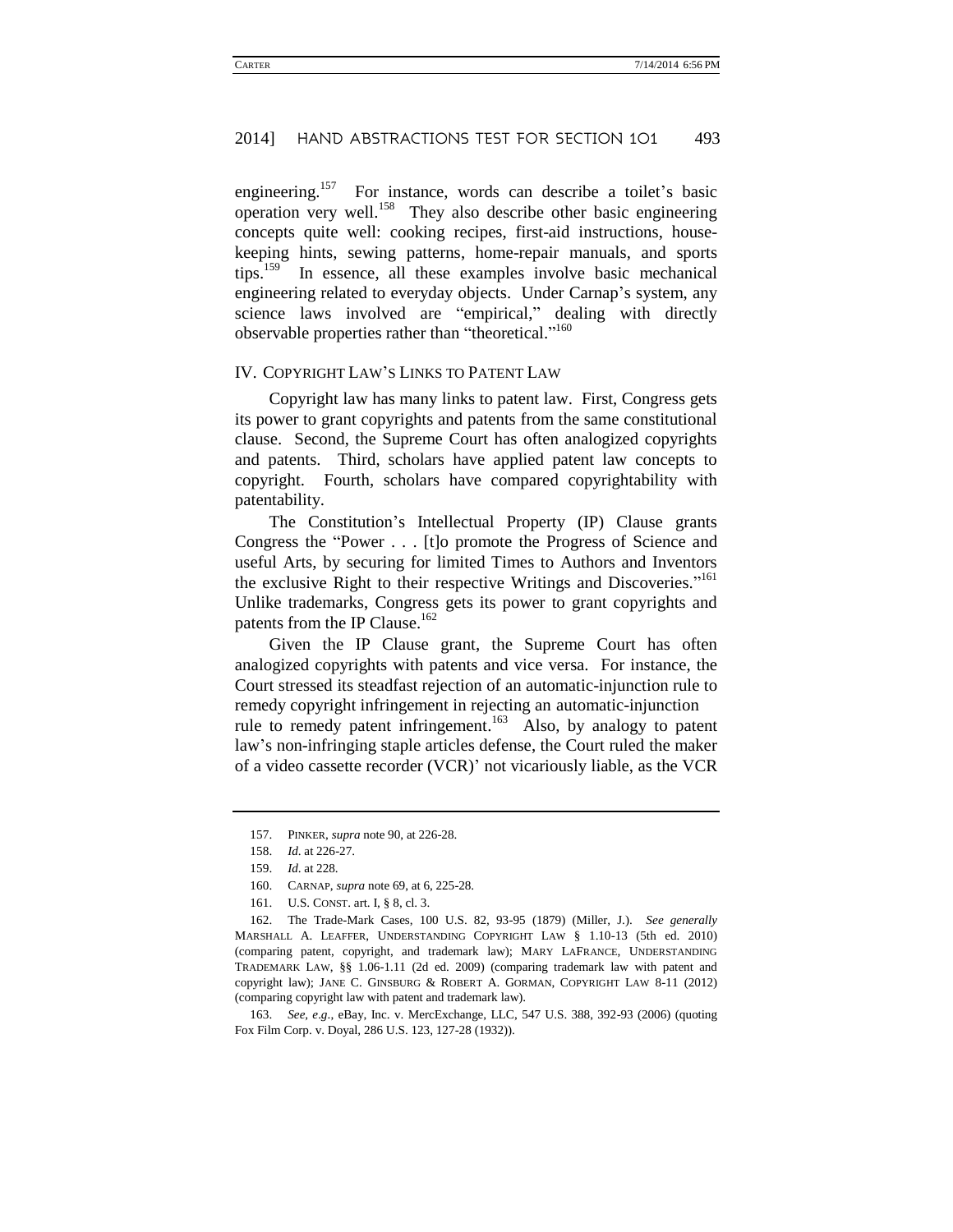engineering.[157] For instance, words can describe a toilet's basic operation very well.[158] They also describe other basic engineering concepts quite well: cooking recipes, first-aid instructions, house-keeping hints, sewing patterns, home-repair manuals, and sports tips.[159] In essence, all these examples involve basic mechanical engineering related to everyday objects. Under Carnap's system, any science laws involved are "empirical," dealing with directly observable properties rather than "theoretical."[160]

## IV. COPYRIGHT LAW'S LINKS TO PATENT LAW

Copyright law has many links to patent law. First, Congress gets its power to grant copyrights and patents from the same constitutional clause. Second, the Supreme Court has often analogized copyrights and patents. Third, scholars have applied patent law concepts to copyright. Fourth, scholars have compared copyrightability with patentability.

The Constitution's Intellectual Property (IP) Clause grants Congress the "Power . . . [t]o promote the Progress of Science and useful Arts, by securing for limited Times to Authors and Inventors the exclusive Right to their respective Writings and Discoveries."[161] Unlike trademarks, Congress gets its power to grant copyrights and patents from the IP Clause.[162]

Given the IP Clause grant, the Supreme Court has often analogized copyrights with patents and vice versa. For instance, the Court stressed its steadfast rejection of an automatic-injunction rule to remedy copyright infringement in rejecting an automatic-injunction rule to remedy patent infringement.[163] Also, by analogy to patent law's non-infringing staple articles defense, the Court ruled the maker of a video cassette recorder (VCR)' not vicariously liable, as the VCR

---

157. PINKER, *supra* note 90, at 226-28.

158. *Id*. at 226-27.

159. *Id*. at 228.

160. CARNAP, *supra* note 69, at 6, 225-28.

161. U.S. CONST. art. I, § 8, cl. 3.

162. The Trade-Mark Cases, 100 U.S. 82, 93-95 (1879) (Miller, J.). *See generally* MARSHALL A. LEAFFER, UNDERSTANDING COPYRIGHT LAW § 1.10-13 (5th ed. 2010) (comparing patent, copyright, and trademark law); MARY LAFRANCE, UNDERSTANDING TRADEMARK LAW, §§ 1.06-1.11 (2d ed. 2009) (comparing trademark law with patent and copyright law); JANE C. GINSBURG & ROBERT A. GORMAN, COPYRIGHT LAW 8-11 (2012) (comparing copyright law with patent and trademark law).

163. *See, e.g.*, eBay, Inc. v. MercExchange, LLC, 547 U.S. 388, 392-93 (2006) (quoting Fox Film Corp. v. Doyal, 286 U.S. 123, 127-28 (1932)).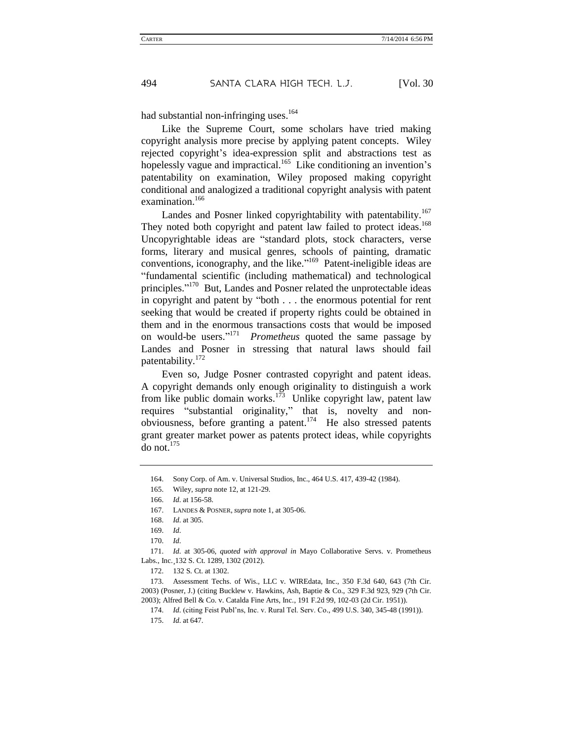had substantial non-infringing uses.[164]

Like the Supreme Court, some scholars have tried making copyright analysis more precise by applying patent concepts. Wiley rejected copyright's idea-expression split and abstractions test as hopelessly vague and impractical.[165] Like conditioning an invention's patentability on examination, Wiley proposed making copyright conditional and analogized a traditional copyright analysis with patent examination.[166]

Landes and Posner linked copyrightability with patentability.[167] They noted both copyright and patent law failed to protect ideas.[168] Uncopyrightable ideas are "standard plots, stock characters, verse forms, literary and musical genres, schools of painting, dramatic conventions, iconography, and the like."[169] Patent-ineligible ideas are "fundamental scientific (including mathematical) and technological principles."[170] But, Landes and Posner related the unprotectable ideas in copyright and patent by "both . . . the enormous potential for rent seeking that would be created if property rights could be obtained in them and in the enormous transactions costs that would be imposed on would-be users."[171] *Prometheus* quoted the same passage by Landes and Posner in stressing that natural laws should fail patentability.[172]

Even so, Judge Posner contrasted copyright and patent ideas. A copyright demands only enough originality to distinguish a work from like public domain works.[173] Unlike copyright law, patent law requires "substantial originality," that is, novelty and non-obviousness, before granting a patent.[174] He also stressed patents grant greater market power as patents protect ideas, while copyrights do not.[175]

---

164. Sony Corp. of Am. v. Universal Studios, Inc., 464 U.S. 417, 439-42 (1984).

165. Wiley, *supra* note 12, at 121-29.

166. *Id.* at 156-58.

167. LANDES & POSNER, *supra* note 1, at 305-06.

168. *Id.* at 305.

169. *Id.*

170. *Id.*

171. *Id.* at 305-06, *quoted with approval in* Mayo Collaborative Servs. v. Prometheus Labs., Inc.¸132 S. Ct. 1289, 1302 (2012).

172. 132 S. Ct. at 1302.

173. Assessment Techs. of Wis., LLC v. WIREdata, Inc., 350 F.3d 640, 643 (7th Cir. 2003) (Posner, J.) (citing Bucklew v. Hawkins, Ash, Baptie & Co., 329 F.3d 923, 929 (7th Cir. 2003); Alfred Bell & Co. v. Catalda Fine Arts, Inc., 191 F.2d 99, 102-03 (2d Cir. 1951)).

174. *Id.* (citing Feist Publ'ns, Inc. v. Rural Tel. Serv. Co., 499 U.S. 340, 345-48 (1991)).

175. *Id.* at 647.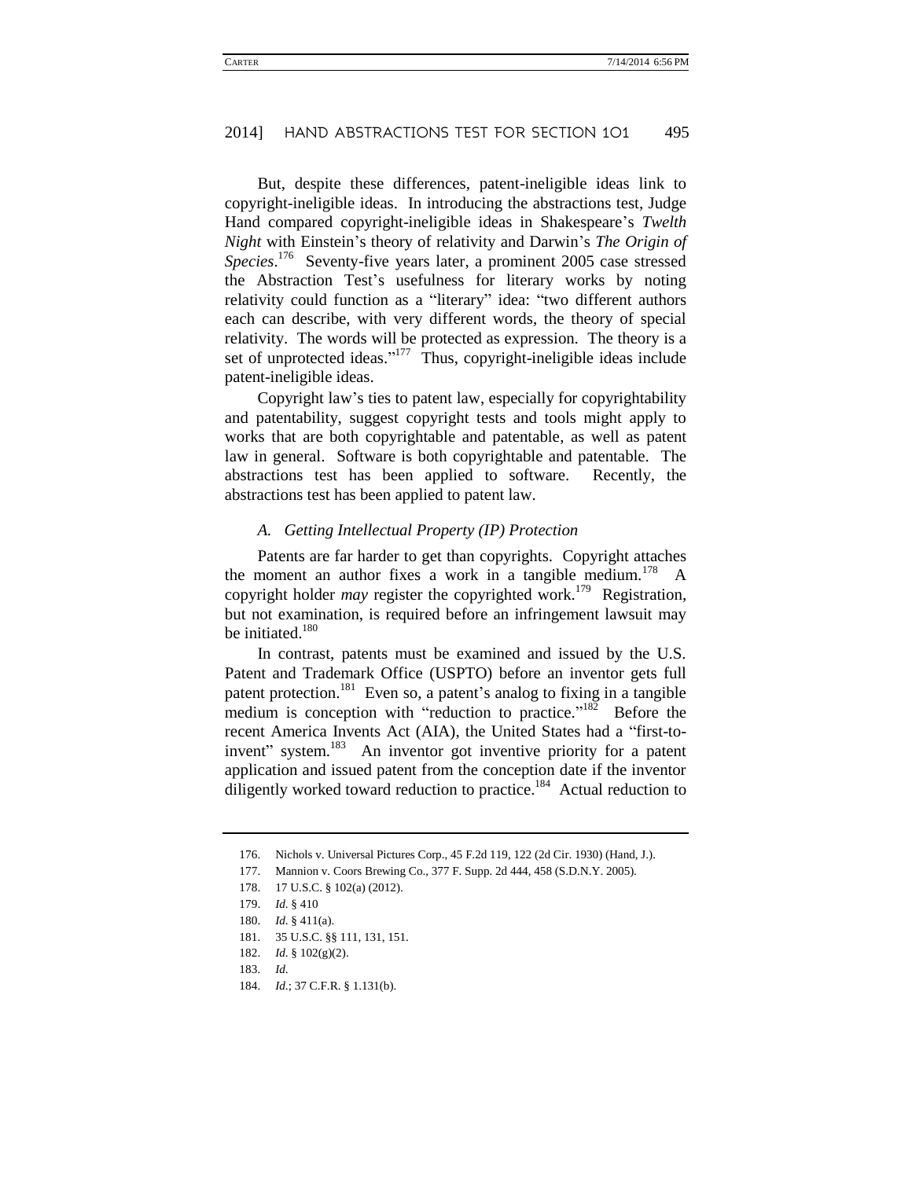But, despite these differences, patent-ineligible ideas link to copyright-ineligible ideas. In introducing the abstractions test, Judge Hand compared copyright-ineligible ideas in Shakespeare's *Twelfth Night* with Einstein's theory of relativity and Darwin's *The Origin of Species*.[176] Seventy-five years later, a prominent 2005 case stressed the Abstraction Test's usefulness for literary works by noting relativity could function as a "literary" idea: "two different authors each can describe, with very different words, the theory of special relativity. The words will be protected as expression. The theory is a set of unprotected ideas."[177] Thus, copyright-ineligible ideas include patent-ineligible ideas.

Copyright law's ties to patent law, especially for copyrightability and patentability, suggest copyright tests and tools might apply to works that are both copyrightable and patentable, as well as patent law in general. Software is both copyrightable and patentable. The abstractions test has been applied to software. Recently, the abstractions test has been applied to patent law.

### *A. Getting Intellectual Property (IP) Protection*

Patents are far harder to get than copyrights. Copyright attaches the moment an author fixes a work in a tangible medium.[178] A copyright holder *may* register the copyrighted work.[179] Registration, but not examination, is required before an infringement lawsuit may be initiated.[180]

In contrast, patents must be examined and issued by the U.S. Patent and Trademark Office (USPTO) before an inventor gets full patent protection.[181] Even so, a patent's analog to fixing in a tangible medium is conception with "reduction to practice."[182] Before the recent America Invents Act (AIA), the United States had a "first-to-invent" system.[183] An inventor got inventive priority for a patent application and issued patent from the conception date if the inventor diligently worked toward reduction to practice.[184] Actual reduction to

---

176. Nichols v. Universal Pictures Corp., 45 F.2d 119, 122 (2d Cir. 1930) (Hand, J.).

177. Mannion v. Coors Brewing Co., 377 F. Supp. 2d 444, 458 (S.D.N.Y. 2005).

178. 17 U.S.C. § 102(a) (2012).

179. *Id.* § 410

180. *Id.* § 411(a).

181. 35 U.S.C. §§ 111, 131, 151.

182. *Id.* § 102(g)(2).

183. *Id.*

184. *Id.*; 37 C.F.R. § 1.131(b).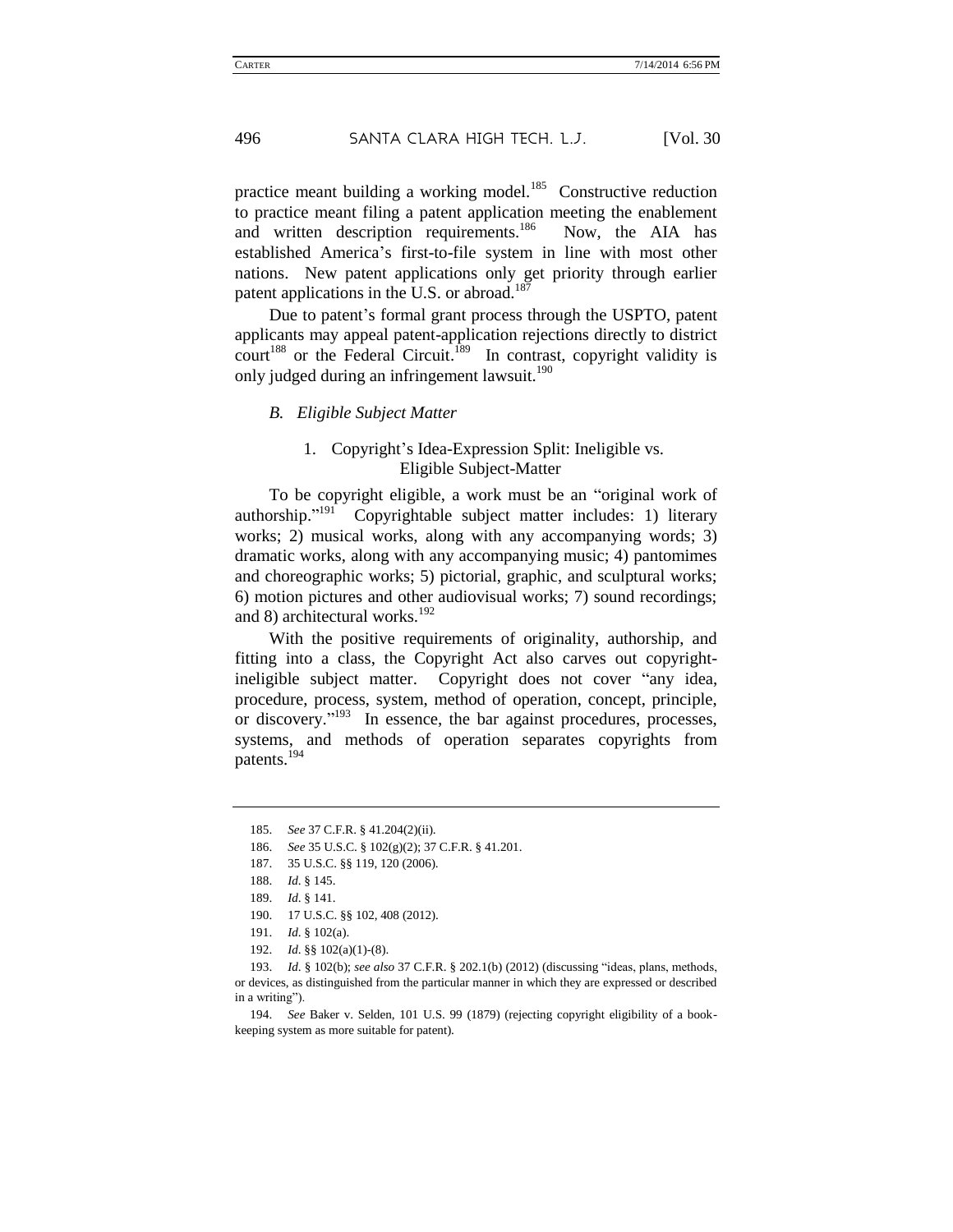practice meant building a working model.[185] Constructive reduction to practice meant filing a patent application meeting the enablement and written description requirements.[186] Now, the AIA has established America's first-to-file system in line with most other nations. New patent applications only get priority through earlier patent applications in the U.S. or abroad.[187]

Due to patent's formal grant process through the USPTO, patent applicants may appeal patent-application rejections directly to district court[188] or the Federal Circuit.[189] In contrast, copyright validity is only judged during an infringement lawsuit.[190]

### *B. Eligible Subject Matter*

#### 1. Copyright's Idea-Expression Split: Ineligible vs. Eligible Subject-Matter

To be copyright eligible, a work must be an "original work of authorship."[191] Copyrightable subject matter includes: 1) literary works; 2) musical works, along with any accompanying words; 3) dramatic works, along with any accompanying music; 4) pantomimes and choreographic works; 5) pictorial, graphic, and sculptural works; 6) motion pictures and other audiovisual works; 7) sound recordings; and 8) architectural works.[192]

With the positive requirements of originality, authorship, and fitting into a class, the Copyright Act also carves out copyright-ineligible subject matter. Copyright does not cover "any idea, procedure, process, system, method of operation, concept, principle, or discovery."[193] In essence, the bar against procedures, processes, systems, and methods of operation separates copyrights from patents.[194]

---

185. *See* 37 C.F.R. § 41.204(2)(ii).

186. *See* 35 U.S.C. § 102(g)(2); 37 C.F.R. § 41.201.

187. 35 U.S.C. §§ 119, 120 (2006).

188. *Id.* § 145.

189. *Id.* § 141.

190. 17 U.S.C. §§ 102, 408 (2012).

191. *Id.* § 102(a).

192. *Id.* §§ 102(a)(1)-(8).

193. *Id.* § 102(b); *see also* 37 C.F.R. § 202.1(b) (2012) (discussing "ideas, plans, methods, or devices, as distinguished from the particular manner in which they are expressed or described in a writing").

194. *See* Baker v. Selden, 101 U.S. 99 (1879) (rejecting copyright eligibility of a book-keeping system as more suitable for patent).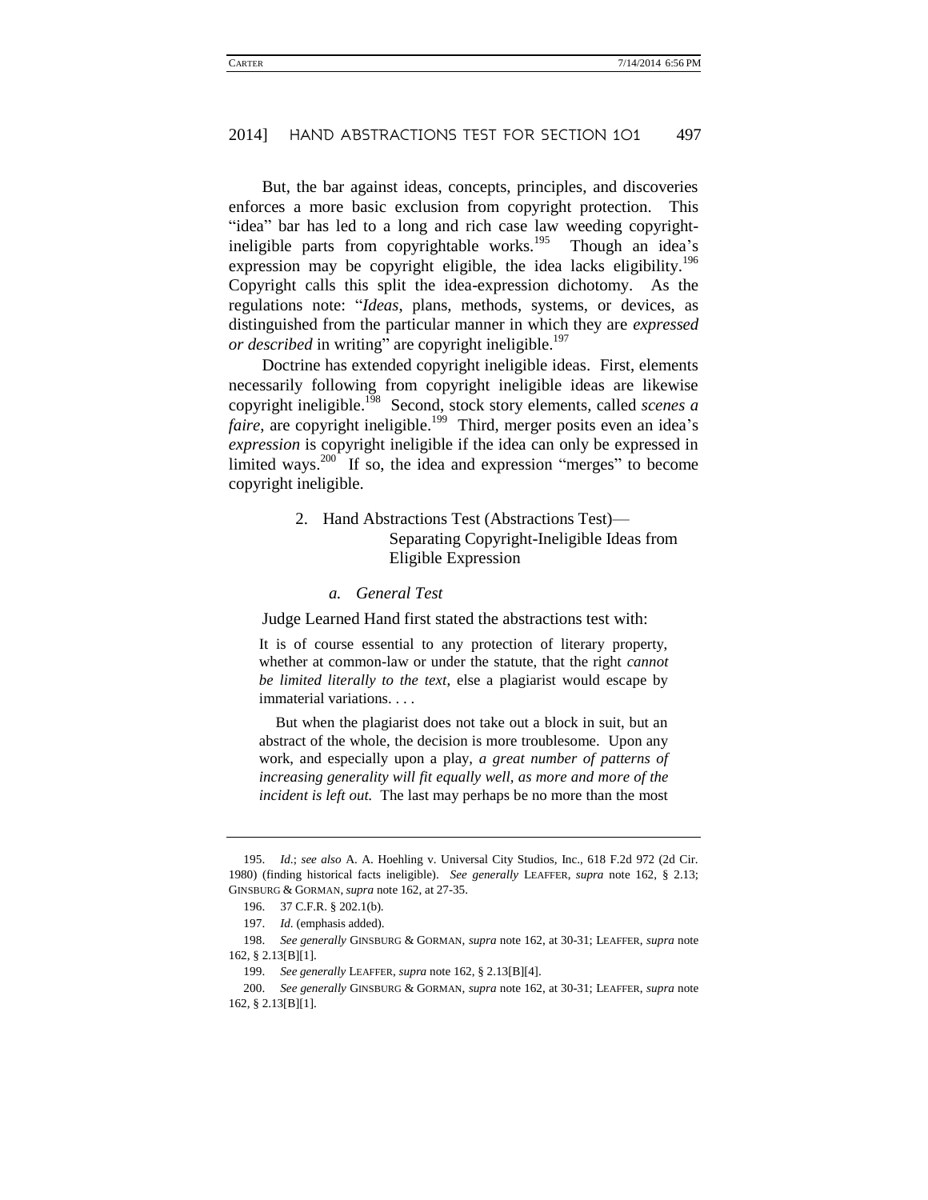But, the bar against ideas, concepts, principles, and discoveries enforces a more basic exclusion from copyright protection. This "idea" bar has led to a long and rich case law weeding copyright-ineligible parts from copyrightable works.[195] Though an idea's expression may be copyright eligible, the idea lacks eligibility.[196] Copyright calls this split the idea-expression dichotomy. As the regulations note: "*Ideas*, plans, methods, systems, or devices, as distinguished from the particular manner in which they are *expressed or described* in writing" are copyright ineligible.[197]

Doctrine has extended copyright ineligible ideas. First, elements necessarily following from copyright ineligible ideas are likewise copyright ineligible.[198] Second, stock story elements, called *scenes a faire*, are copyright ineligible.[199] Third, merger posits even an idea's *expression* is copyright ineligible if the idea can only be expressed in limited ways.[200] If so, the idea and expression "merges" to become copyright ineligible.

### 2. Hand Abstractions Test (Abstractions Test)—Separating Copyright-Ineligible Ideas from Eligible Expression

#### *a. General Test*

Judge Learned Hand first stated the abstractions test with:

> It is of course essential to any protection of literary property, whether at common-law or under the statute, that the right *cannot be limited literally to the text*, else a plagiarist would escape by immaterial variations. . . .
>
> But when the plagiarist does not take out a block in suit, but an abstract of the whole, the decision is more troublesome. Upon any work, and especially upon a play, *a great number of patterns of increasing generality will fit equally well, as more and more of the incident is left out.* The last may perhaps be no more than the most

---

195. *Id.*; *see also* A. A. Hoehling v. Universal City Studios, Inc., 618 F.2d 972 (2d Cir. 1980) (finding historical facts ineligible). *See generally* LEAFFER, *supra* note 162, § 2.13; GINSBURG & GORMAN, *supra* note 162, at 27-35.

196. 37 C.F.R. § 202.1(b).

197. *Id*. (emphasis added).

198. *See generally* GINSBURG & GORMAN, *supra* note 162, at 30-31; LEAFFER, *supra* note 162, § 2.13[B][1].

199. *See generally* LEAFFER, *supra* note 162, § 2.13[B][4].

200. *See generally* GINSBURG & GORMAN, *supra* note 162, at 30-31; LEAFFER, *supra* note 162, § 2.13[B][1].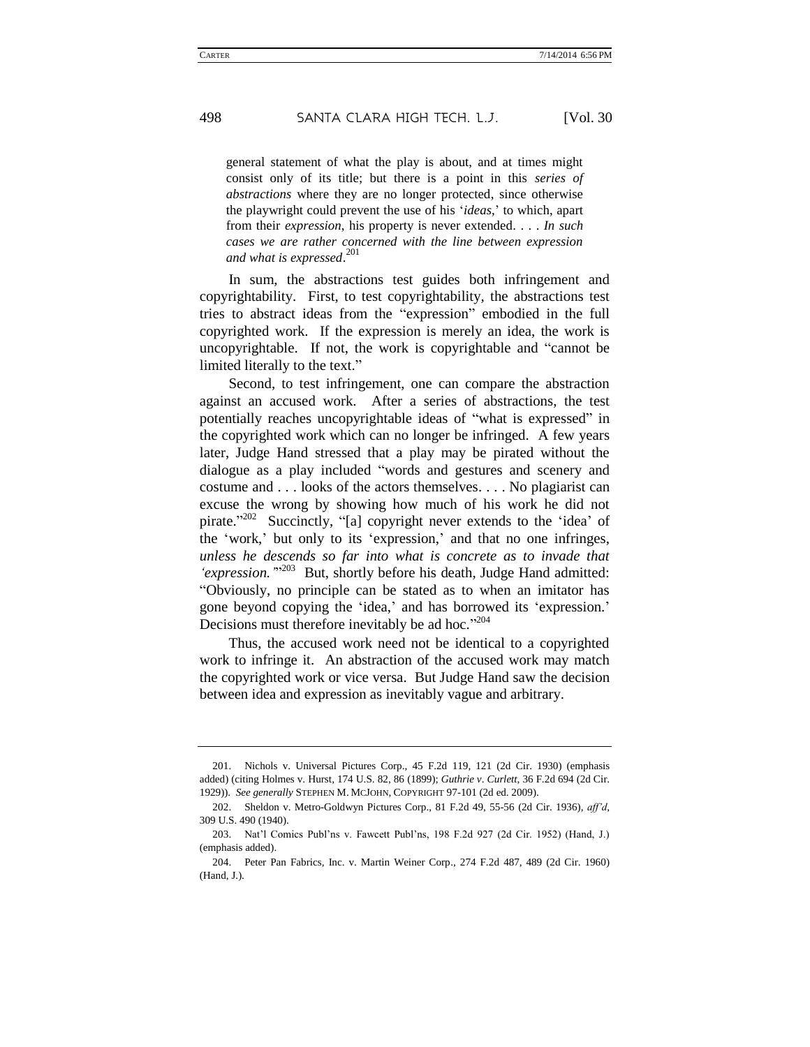> general statement of what the play is about, and at times might consist only of its title; but there is a point in this *series of abstractions* where they are no longer protected, since otherwise the playwright could prevent the use of his '*ideas*,' to which, apart from their *expression*, his property is never extended. . . . *In such cases we are rather concerned with the line between expression and what is expressed*.[201]

In sum, the abstractions test guides both infringement and copyrightability. First, to test copyrightability, the abstractions test tries to abstract ideas from the "expression" embodied in the full copyrighted work. If the expression is merely an idea, the work is uncopyrightable. If not, the work is copyrightable and "cannot be limited literally to the text."

Second, to test infringement, one can compare the abstraction against an accused work. After a series of abstractions, the test potentially reaches uncopyrightable ideas of "what is expressed" in the copyrighted work which can no longer be infringed. A few years later, Judge Hand stressed that a play may be pirated without the dialogue as a play included "words and gestures and scenery and costume and . . . looks of the actors themselves. . . . No plagiarist can excuse the wrong by showing how much of his work he did not pirate."[202] Succinctly, "[a] copyright never extends to the 'idea' of the 'work,' but only to its 'expression,' and that no one infringes, *unless he descends so far into what is concrete as to invade that 'expression.'*"[203] But, shortly before his death, Judge Hand admitted: "Obviously, no principle can be stated as to when an imitator has gone beyond copying the 'idea,' and has borrowed its 'expression.' Decisions must therefore inevitably be ad hoc."[204]

Thus, the accused work need not be identical to a copyrighted work to infringe it. An abstraction of the accused work may match the copyrighted work or vice versa. But Judge Hand saw the decision between idea and expression as inevitably vague and arbitrary.

---

201. Nichols v. Universal Pictures Corp., 45 F.2d 119, 121 (2d Cir. 1930) (emphasis added) (citing Holmes v. Hurst, 174 U.S. 82, 86 (1899); *Guthrie v. Curlett*, 36 F.2d 694 (2d Cir. 1929)). *See generally* STEPHEN M. MCJOHN, COPYRIGHT 97-101 (2d ed. 2009).

202. Sheldon v. Metro-Goldwyn Pictures Corp., 81 F.2d 49, 55-56 (2d Cir. 1936), *aff'd*, 309 U.S. 490 (1940).

203. Nat'l Comics Publ'ns v. Fawcett Publ'ns, 198 F.2d 927 (2d Cir. 1952) (Hand, J.) (emphasis added).

204. Peter Pan Fabrics, Inc. v. Martin Weiner Corp., 274 F.2d 487, 489 (2d Cir. 1960) (Hand, J.).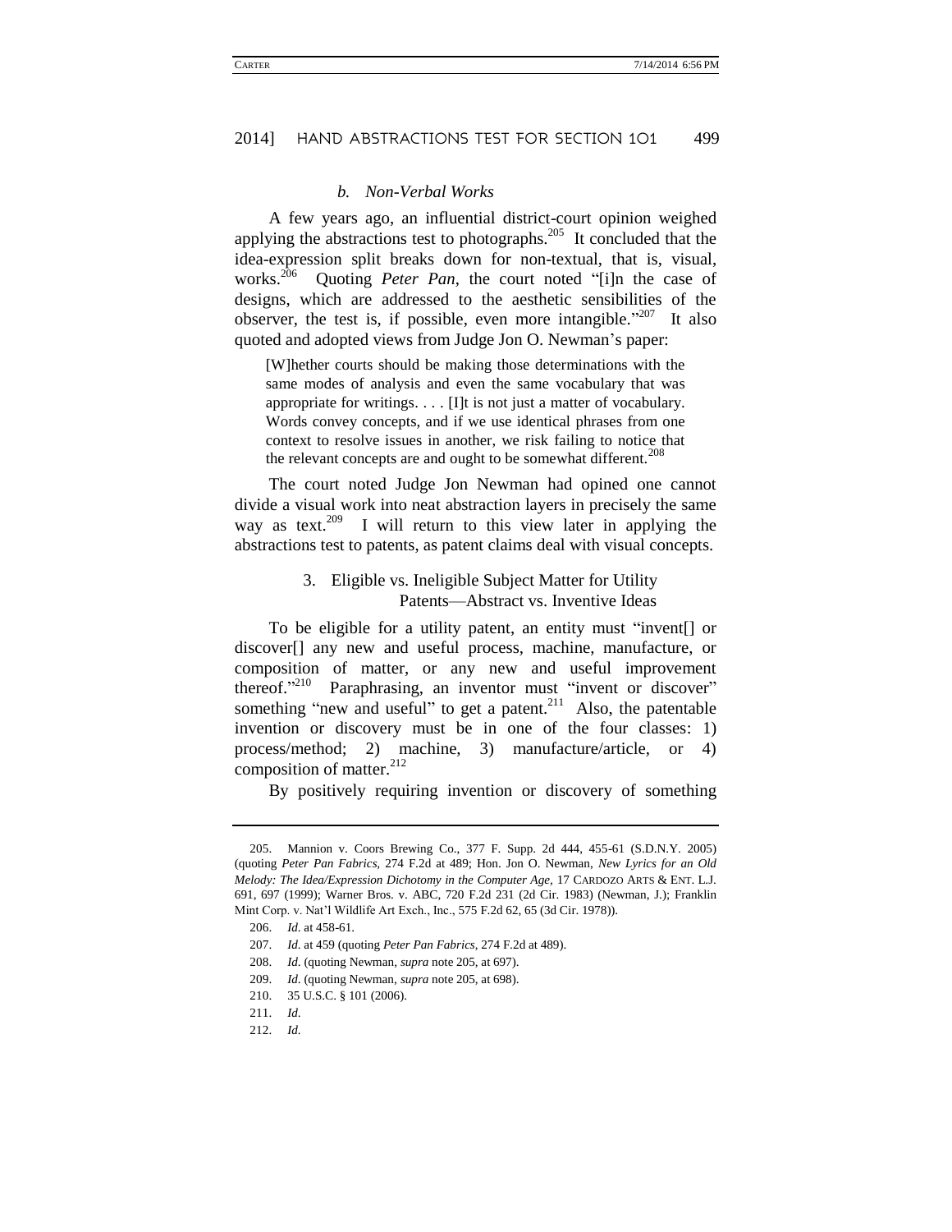#### *b. Non-Verbal Works*

A few years ago, an influential district-court opinion weighed applying the abstractions test to photographs.[205] It concluded that the idea-expression split breaks down for non-textual, that is, visual, works.[206] Quoting *Peter Pan*, the court noted "[i]n the case of designs, which are addressed to the aesthetic sensibilities of the observer, the test is, if possible, even more intangible."[207] It also quoted and adopted views from Judge Jon O. Newman's paper:

> [W]hether courts should be making those determinations with the same modes of analysis and even the same vocabulary that was appropriate for writings. . . . [I]t is not just a matter of vocabulary. Words convey concepts, and if we use identical phrases from one context to resolve issues in another, we risk failing to notice that the relevant concepts are and ought to be somewhat different.[208]

The court noted Judge Jon Newman had opined one cannot divide a visual work into neat abstraction layers in precisely the same way as text.[209] I will return to this view later in applying the abstractions test to patents, as patent claims deal with visual concepts.

### 3. Eligible vs. Ineligible Subject Matter for Utility Patents—Abstract vs. Inventive Ideas

To be eligible for a utility patent, an entity must "invent[] or discover[] any new and useful process, machine, manufacture, or composition of matter, or any new and useful improvement thereof."[210] Paraphrasing, an inventor must "invent or discover" something "new and useful" to get a patent.[211] Also, the patentable invention or discovery must be in one of the four classes: 1) process/method; 2) machine, 3) manufacture/article, or 4) composition of matter.[212]

By positively requiring invention or discovery of something

---

205. Mannion v. Coors Brewing Co., 377 F. Supp. 2d 444, 455-61 (S.D.N.Y. 2005) (quoting *Peter Pan Fabrics*, 274 F.2d at 489; Hon. Jon O. Newman, *New Lyrics for an Old Melody: The Idea/Expression Dichotomy in the Computer Age*, 17 CARDOZO ARTS & ENT. L.J. 691, 697 (1999); Warner Bros. v. ABC, 720 F.2d 231 (2d Cir. 1983) (Newman, J.); Franklin Mint Corp. v. Nat'l Wildlife Art Exch., Inc., 575 F.2d 62, 65 (3d Cir. 1978)).

206. *Id.* at 458-61.

207. *Id.* at 459 (quoting *Peter Pan Fabrics*, 274 F.2d at 489).

208. *Id.* (quoting Newman, *supra* note 205, at 697).

209. *Id.* (quoting Newman, *supra* note 205, at 698).

210. 35 U.S.C. § 101 (2006).

211. *Id.*

212. *Id.*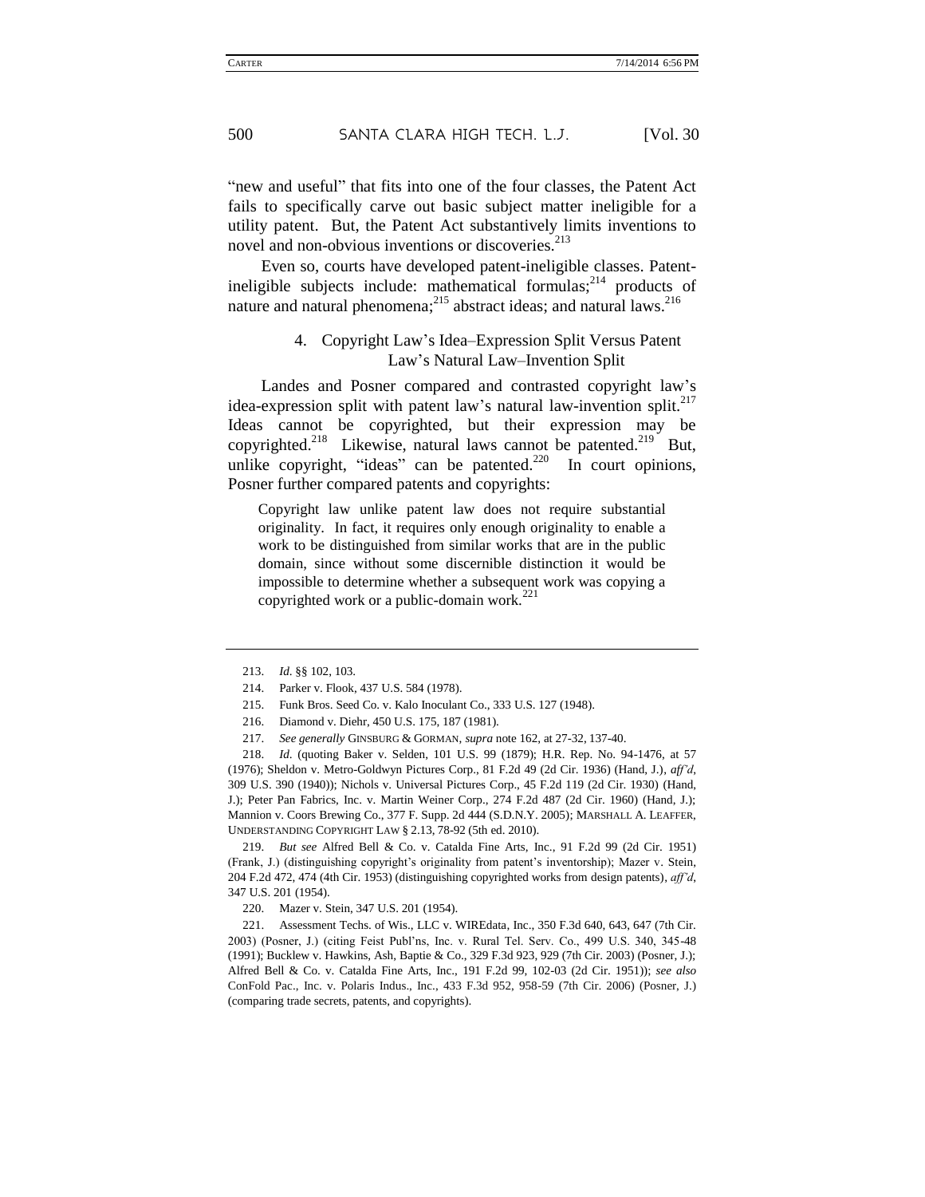"new and useful" that fits into one of the four classes, the Patent Act fails to specifically carve out basic subject matter ineligible for a utility patent. But, the Patent Act substantively limits inventions to novel and non-obvious inventions or discoveries.[213]

Even so, courts have developed patent-ineligible classes. Patent-ineligible subjects include: mathematical formulas;[214] products of nature and natural phenomena;[215] abstract ideas; and natural laws.[216]

#### 4. Copyright Law's Idea–Expression Split Versus Patent Law's Natural Law–Invention Split

Landes and Posner compared and contrasted copyright law's idea-expression split with patent law's natural law-invention split.[217] Ideas cannot be copyrighted, but their expression may be copyrighted.[218] Likewise, natural laws cannot be patented.[219] But, unlike copyright, "ideas" can be patented.[220] In court opinions, Posner further compared patents and copyrights:

> Copyright law unlike patent law does not require substantial originality. In fact, it requires only enough originality to enable a work to be distinguished from similar works that are in the public domain, since without some discernible distinction it would be impossible to determine whether a subsequent work was copying a copyrighted work or a public-domain work.[221]

---

213. *Id*. §§ 102, 103.

214. Parker v. Flook, 437 U.S. 584 (1978).

215. Funk Bros. Seed Co. v. Kalo Inoculant Co., 333 U.S. 127 (1948).

216. Diamond v. Diehr, 450 U.S. 175, 187 (1981).

217. *See generally* GINSBURG & GORMAN, *supra* note 162, at 27-32, 137-40.

218. *Id*. (quoting Baker v. Selden, 101 U.S. 99 (1879); H.R. Rep. No. 94-1476, at 57 (1976); Sheldon v. Metro-Goldwyn Pictures Corp., 81 F.2d 49 (2d Cir. 1936) (Hand, J.), *aff'd*, 309 U.S. 390 (1940)); Nichols v. Universal Pictures Corp., 45 F.2d 119 (2d Cir. 1930) (Hand, J.); Peter Pan Fabrics, Inc. v. Martin Weiner Corp., 274 F.2d 487 (2d Cir. 1960) (Hand, J.); Mannion v. Coors Brewing Co., 377 F. Supp. 2d 444 (S.D.N.Y. 2005); MARSHALL A. LEAFFER, UNDERSTANDING COPYRIGHT LAW § 2.13, 78-92 (5th ed. 2010).

219. *But see* Alfred Bell & Co. v. Catalda Fine Arts, Inc., 91 F.2d 99 (2d Cir. 1951) (Frank, J.) (distinguishing copyright's originality from patent's inventorship); Mazer v. Stein, 204 F.2d 472, 474 (4th Cir. 1953) (distinguishing copyrighted works from design patents), *aff'd*, 347 U.S. 201 (1954).

220. Mazer v. Stein, 347 U.S. 201 (1954).

221. Assessment Techs. of Wis., LLC v. WIREdata, Inc., 350 F.3d 640, 643, 647 (7th Cir. 2003) (Posner, J.) (citing Feist Publ'ns, Inc. v. Rural Tel. Serv. Co., 499 U.S. 340, 345-48 (1991); Bucklew v. Hawkins, Ash, Baptie & Co., 329 F.3d 923, 929 (7th Cir. 2003) (Posner, J.); Alfred Bell & Co. v. Catalda Fine Arts, Inc., 191 F.2d 99, 102-03 (2d Cir. 1951)); *see also* ConFold Pac., Inc. v. Polaris Indus., Inc., 433 F.3d 952, 958-59 (7th Cir. 2006) (Posner, J.) (comparing trade secrets, patents, and copyrights).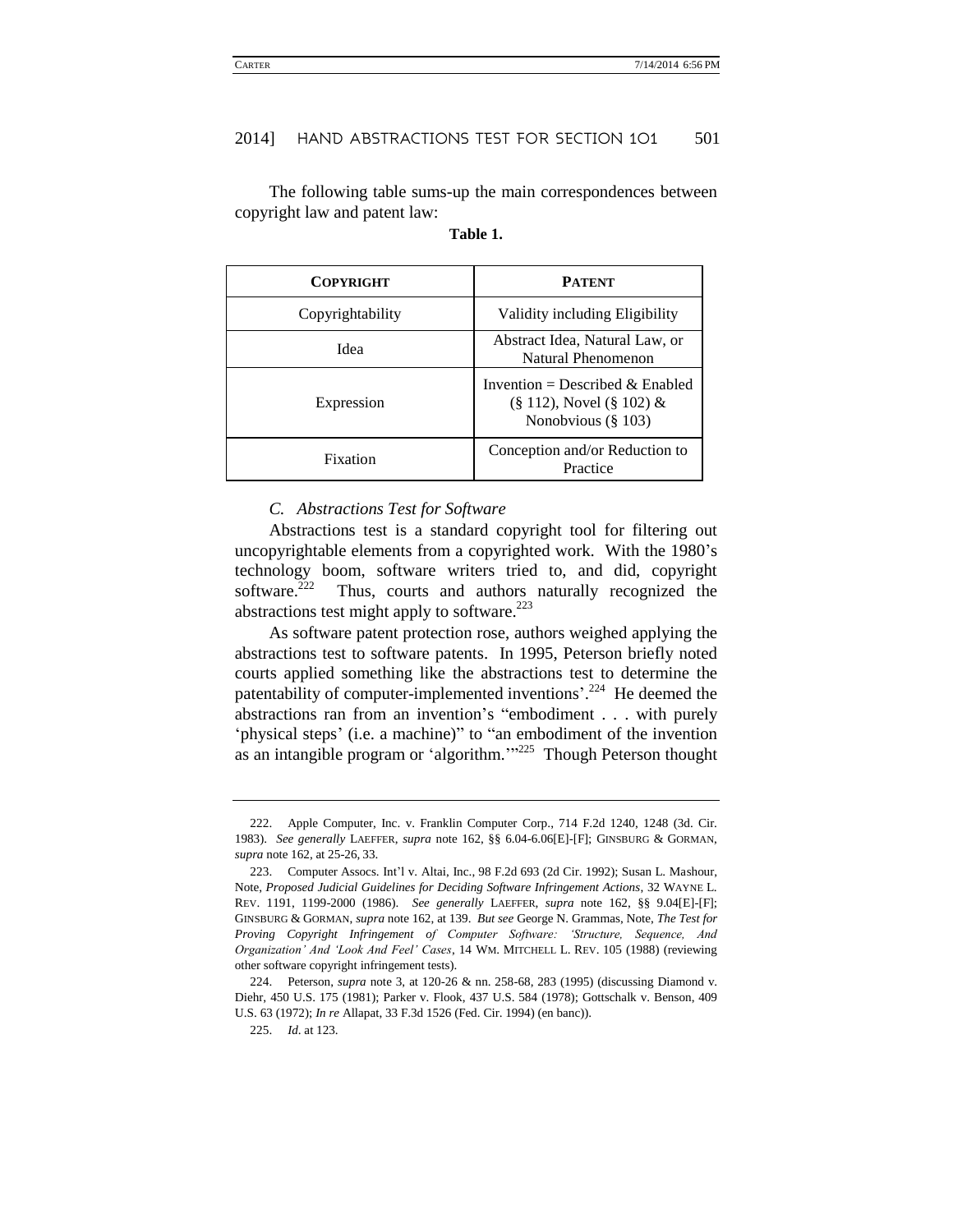The following table sums-up the main correspondences between copyright law and patent law:

**Table 1.**

| **COPYRIGHT** | **PATENT** |
|---|---|
| Copyrightability | Validity including Eligibility |
| Idea | Abstract Idea, Natural Law, or Natural Phenomenon |
| Expression | Invention = Described & Enabled (§ 112), Novel (§ 102) & Nonobvious (§ 103) |
| Fixation | Conception and/or Reduction to Practice |

### *C. Abstractions Test for Software*

Abstractions test is a standard copyright tool for filtering out uncopyrightable elements from a copyrighted work. With the 1980's technology boom, software writers tried to, and did, copyright software.[222] Thus, courts and authors naturally recognized the abstractions test might apply to software.[223]

As software patent protection rose, authors weighed applying the abstractions test to software patents. In 1995, Peterson briefly noted courts applied something like the abstractions test to determine the patentability of computer-implemented inventions'.[224] He deemed the abstractions ran from an invention's "embodiment . . . with purely 'physical steps' (i.e. a machine)" to "an embodiment of the invention as an intangible program or 'algorithm.'"[225] Though Peterson thought

---

222. Apple Computer, Inc. v. Franklin Computer Corp., 714 F.2d 1240, 1248 (3d. Cir. 1983). *See generally* LAEFFER, *supra* note 162, §§ 6.04-6.06[E]-[F]; GINSBURG & GORMAN, *supra* note 162, at 25-26, 33.

223. Computer Assocs. Int'l v. Altai, Inc., 98 F.2d 693 (2d Cir. 1992); Susan L. Mashour, Note, *Proposed Judicial Guidelines for Deciding Software Infringement Actions*, 32 WAYNE L. REV. 1191, 1199-2000 (1986). *See generally* LAEFFER, *supra* note 162, §§ 9.04[E]-[F]; GINSBURG & GORMAN, *supra* note 162, at 139. *But see* George N. Grammas, Note, *The Test for Proving Copyright Infringement of Computer Software: 'Structure, Sequence, And Organization' And 'Look And Feel' Cases*, 14 WM. MITCHELL L. REV. 105 (1988) (reviewing other software copyright infringement tests).

224. Peterson, *supra* note 3, at 120-26 & nn. 258-68, 283 (1995) (discussing Diamond v. Diehr, 450 U.S. 175 (1981); Parker v. Flook, 437 U.S. 584 (1978); Gottschalk v. Benson, 409 U.S. 63 (1972); *In re* Allapat, 33 F.3d 1526 (Fed. Cir. 1994) (en banc)).

225. *Id.* at 123.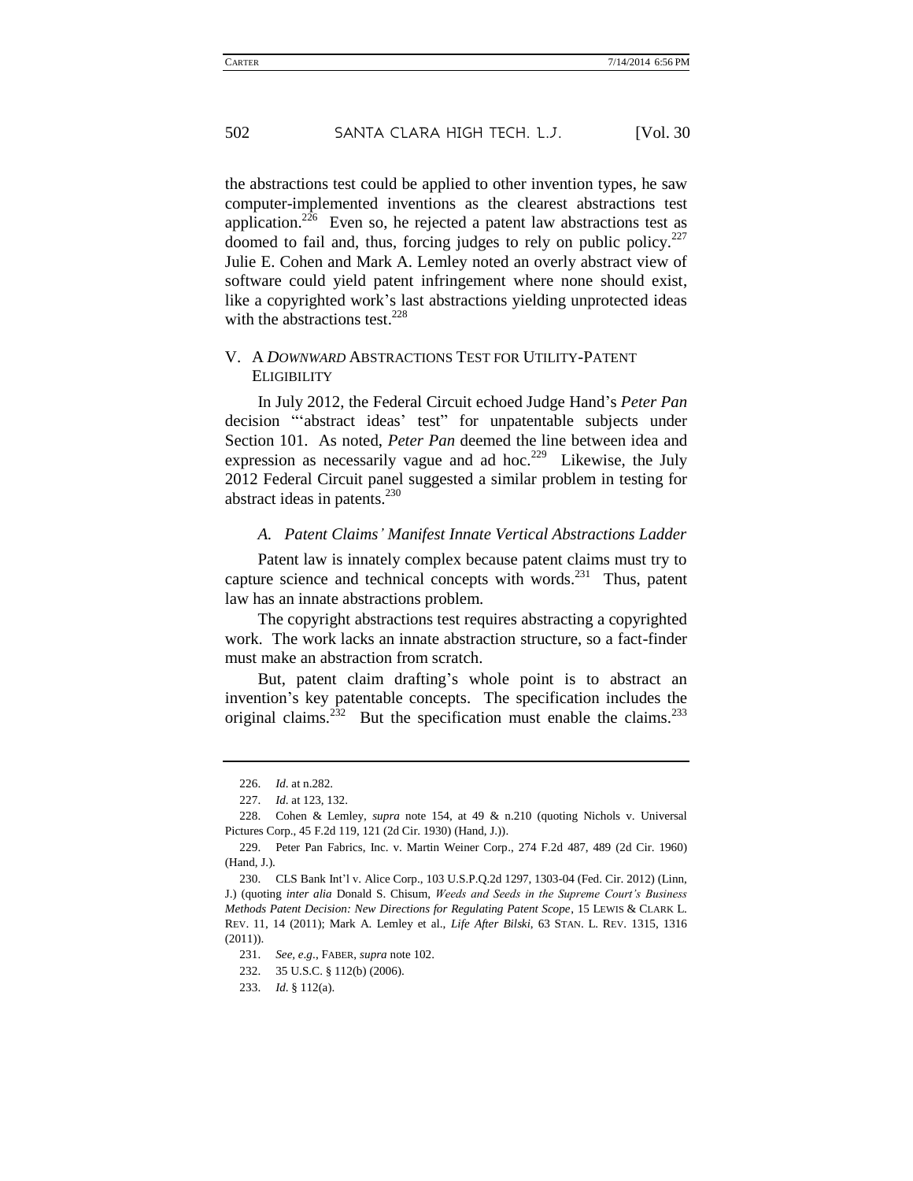the abstractions test could be applied to other invention types, he saw computer-implemented inventions as the clearest abstractions test application.[226] Even so, he rejected a patent law abstractions test as doomed to fail and, thus, forcing judges to rely on public policy.[227] Julie E. Cohen and Mark A. Lemley noted an overly abstract view of software could yield patent infringement where none should exist, like a copyrighted work's last abstractions yielding unprotected ideas with the abstractions test.[228]

## V. A *DOWNWARD* ABSTRACTIONS TEST FOR UTILITY-PATENT ELIGIBILITY

In July 2012, the Federal Circuit echoed Judge Hand's *Peter Pan* decision "'abstract ideas' test" for unpatentable subjects under Section 101. As noted, *Peter Pan* deemed the line between idea and expression as necessarily vague and ad hoc.[229] Likewise, the July 2012 Federal Circuit panel suggested a similar problem in testing for abstract ideas in patents.[230]

### *A. Patent Claims' Manifest Innate Vertical Abstractions Ladder*

Patent law is innately complex because patent claims must try to capture science and technical concepts with words.[231] Thus, patent law has an innate abstractions problem.

The copyright abstractions test requires abstracting a copyrighted work. The work lacks an innate abstraction structure, so a fact-finder must make an abstraction from scratch.

But, patent claim drafting's whole point is to abstract an invention's key patentable concepts. The specification includes the original claims.[232] But the specification must enable the claims.[233]

---

226. *Id.* at n.282.

227. *Id.* at 123, 132.

228. Cohen & Lemley, *supra* note 154, at 49 & n.210 (quoting Nichols v. Universal Pictures Corp., 45 F.2d 119, 121 (2d Cir. 1930) (Hand, J.)).

229. Peter Pan Fabrics, Inc. v. Martin Weiner Corp., 274 F.2d 487, 489 (2d Cir. 1960) (Hand, J.).

230. CLS Bank Int'l v. Alice Corp., 103 U.S.P.Q.2d 1297, 1303-04 (Fed. Cir. 2012) (Linn, J.) (quoting *inter alia* Donald S. Chisum, *Weeds and Seeds in the Supreme Court's Business Methods Patent Decision: New Directions for Regulating Patent Scope*, 15 LEWIS & CLARK L. REV. 11, 14 (2011); Mark A. Lemley et al., *Life After Bilski*, 63 STAN. L. REV. 1315, 1316 (2011)).

231. *See, e.g.*, FABER, *supra* note 102.

232. 35 U.S.C. § 112(b) (2006).

233. *Id.* § 112(a).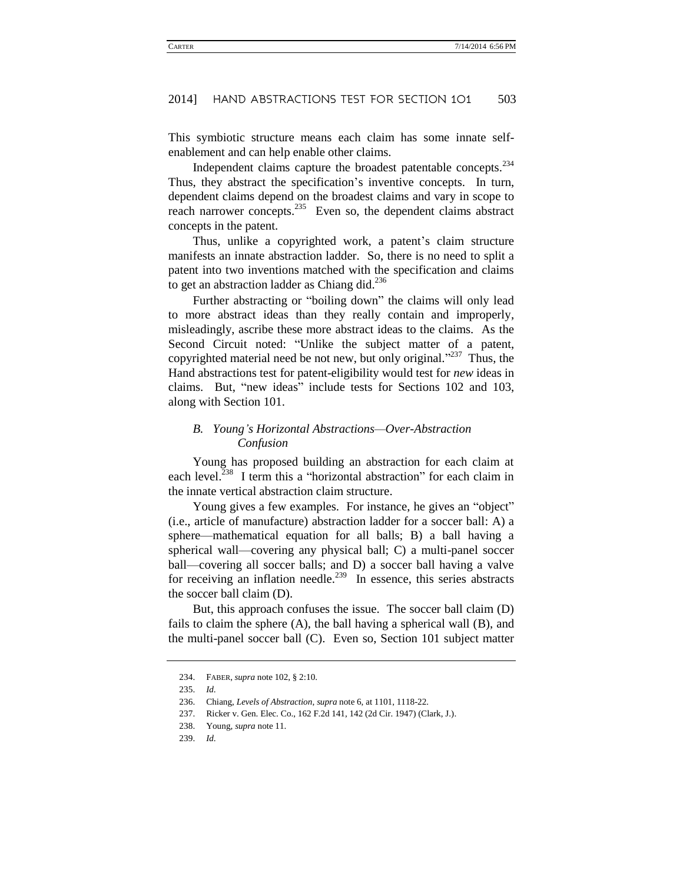This symbiotic structure means each claim has some innate self-enablement and can help enable other claims.

Independent claims capture the broadest patentable concepts.[234] Thus, they abstract the specification's inventive concepts. In turn, dependent claims depend on the broadest claims and vary in scope to reach narrower concepts.[235] Even so, the dependent claims abstract concepts in the patent.

Thus, unlike a copyrighted work, a patent's claim structure manifests an innate abstraction ladder. So, there is no need to split a patent into two inventions matched with the specification and claims to get an abstraction ladder as Chiang did.[236]

Further abstracting or "boiling down" the claims will only lead to more abstract ideas than they really contain and improperly, misleadingly, ascribe these more abstract ideas to the claims. As the Second Circuit noted: "Unlike the subject matter of a patent, copyrighted material need be not new, but only original."[237] Thus, the Hand abstractions test for patent-eligibility would test for *new* ideas in claims. But, "new ideas" include tests for Sections 102 and 103, along with Section 101.

### *B. Young's Horizontal Abstractions—Over-Abstraction Confusion*

Young has proposed building an abstraction for each claim at each level.[238] I term this a "horizontal abstraction" for each claim in the innate vertical abstraction claim structure.

Young gives a few examples. For instance, he gives an "object" (i.e., article of manufacture) abstraction ladder for a soccer ball: A) a sphere—mathematical equation for all balls; B) a ball having a spherical wall—covering any physical ball; C) a multi-panel soccer ball—covering all soccer balls; and D) a soccer ball having a valve for receiving an inflation needle.[239] In essence, this series abstracts the soccer ball claim (D).

But, this approach confuses the issue. The soccer ball claim (D) fails to claim the sphere (A), the ball having a spherical wall (B), and the multi-panel soccer ball (C). Even so, Section 101 subject matter

---

234. FABER, *supra* note 102, § 2:10.

235. *Id.*

236. Chiang, *Levels of Abstraction*, *supra* note 6, at 1101, 1118-22.

237. Ricker v. Gen. Elec. Co., 162 F.2d 141, 142 (2d Cir. 1947) (Clark, J.).

238. Young, *supra* note 11.

239. *Id.*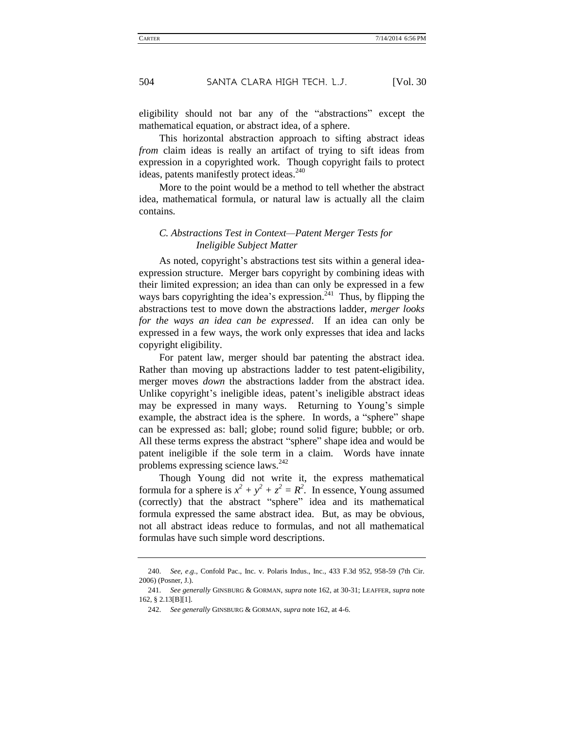eligibility should not bar any of the "abstractions" except the mathematical equation, or abstract idea, of a sphere.

This horizontal abstraction approach to sifting abstract ideas *from* claim ideas is really an artifact of trying to sift ideas from expression in a copyrighted work. Though copyright fails to protect ideas, patents manifestly protect ideas.[240]

More to the point would be a method to tell whether the abstract idea, mathematical formula, or natural law is actually all the claim contains.

### *C. Abstractions Test in Context—Patent Merger Tests for Ineligible Subject Matter*

As noted, copyright's abstractions test sits within a general idea-expression structure. Merger bars copyright by combining ideas with their limited expression; an idea than can only be expressed in a few ways bars copyrighting the idea's expression.[241] Thus, by flipping the abstractions test to move down the abstractions ladder, *merger looks for the ways an idea can be expressed*. If an idea can only be expressed in a few ways, the work only expresses that idea and lacks copyright eligibility.

For patent law, merger should bar patenting the abstract idea. Rather than moving up abstractions ladder to test patent-eligibility, merger moves *down* the abstractions ladder from the abstract idea. Unlike copyright's ineligible ideas, patent's ineligible abstract ideas may be expressed in many ways. Returning to Young's simple example, the abstract idea is the sphere. In words, a "sphere" shape can be expressed as: ball; globe; round solid figure; bubble; or orb. All these terms express the abstract "sphere" shape idea and would be patent ineligible if the sole term in a claim. Words have innate problems expressing science laws.[242]

Though Young did not write it, the express mathematical formula for a sphere is $x^2 + y^2 + z^2 = R^2$. In essence, Young assumed (correctly) that the abstract "sphere" idea and its mathematical formula expressed the same abstract idea. But, as may be obvious, not all abstract ideas reduce to formulas, and not all mathematical formulas have such simple word descriptions.

---

240. *See, e.g.*, Confold Pac., Inc. v. Polaris Indus., Inc., 433 F.3d 952, 958-59 (7th Cir. 2006) (Posner, J.).

241. *See generally* GINSBURG & GORMAN, *supra* note 162, at 30-31; LEAFFER, *supra* note 162, § 2.13[B][1].

242. *See generally* GINSBURG & GORMAN, *supra* note 162, at 4-6.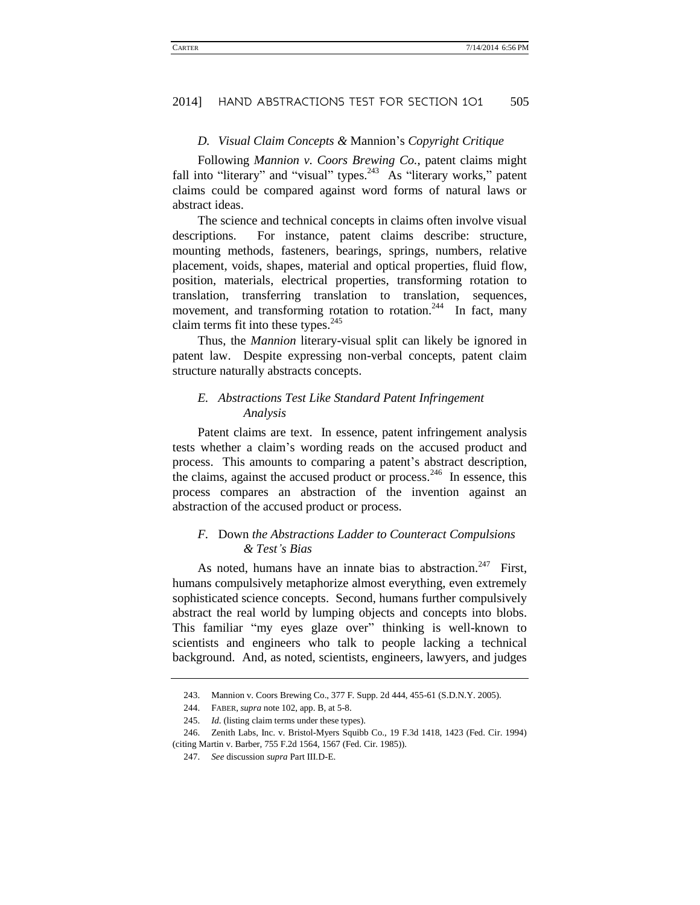### *D. Visual Claim Concepts &* Mannion's *Copyright Critique*

Following *Mannion v. Coors Brewing Co.*, patent claims might fall into "literary" and "visual" types.[243] As "literary works," patent claims could be compared against word forms of natural laws or abstract ideas.

The science and technical concepts in claims often involve visual descriptions. For instance, patent claims describe: structure, mounting methods, fasteners, bearings, springs, numbers, relative placement, voids, shapes, material and optical properties, fluid flow, position, materials, electrical properties, transforming rotation to translation, transferring translation to translation, sequences, movement, and transforming rotation to rotation.[244] In fact, many claim terms fit into these types.[245]

Thus, the *Mannion* literary-visual split can likely be ignored in patent law. Despite expressing non-verbal concepts, patent claim structure naturally abstracts concepts.

### *E. Abstractions Test Like Standard Patent Infringement Analysis*

Patent claims are text. In essence, patent infringement analysis tests whether a claim's wording reads on the accused product and process. This amounts to comparing a patent's abstract description, the claims, against the accused product or process.[246] In essence, this process compares an abstraction of the invention against an abstraction of the accused product or process.

### *F.* Down *the Abstractions Ladder to Counteract Compulsions & Test's Bias*

As noted, humans have an innate bias to abstraction.[247] First, humans compulsively metaphorize almost everything, even extremely sophisticated science concepts. Second, humans further compulsively abstract the real world by lumping objects and concepts into blobs. This familiar "my eyes glaze over" thinking is well-known to scientists and engineers who talk to people lacking a technical background. And, as noted, scientists, engineers, lawyers, and judges

---

243. Mannion v. Coors Brewing Co., 377 F. Supp. 2d 444, 455-61 (S.D.N.Y. 2005).

244. FABER, *supra* note 102, app. B, at 5-8.

245. *Id*. (listing claim terms under these types).

246. Zenith Labs, Inc. v. Bristol-Myers Squibb Co., 19 F.3d 1418, 1423 (Fed. Cir. 1994) (citing Martin v. Barber, 755 F.2d 1564, 1567 (Fed. Cir. 1985)).

247. *See* discussion *supra* Part III.D-E.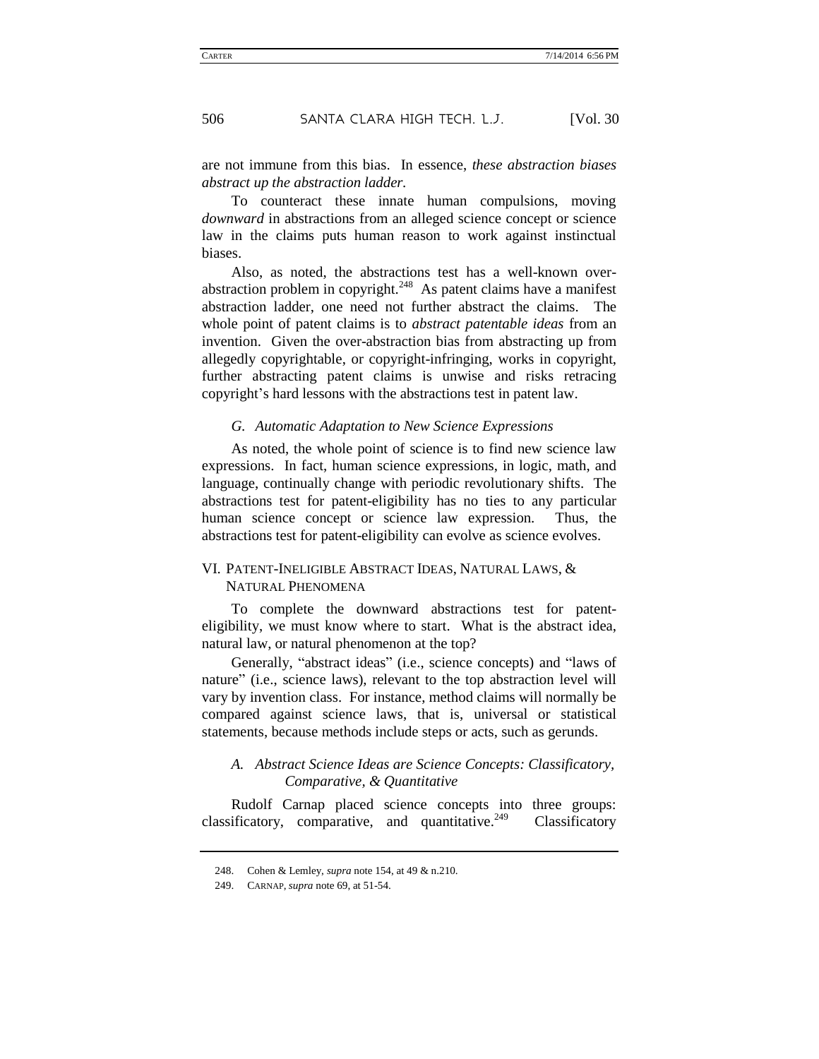are not immune from this bias. In essence, *these abstraction biases abstract up the abstraction ladder*.

To counteract these innate human compulsions, moving *downward* in abstractions from an alleged science concept or science law in the claims puts human reason to work against instinctual biases.

Also, as noted, the abstractions test has a well-known over-abstraction problem in copyright.[248] As patent claims have a manifest abstraction ladder, one need not further abstract the claims. The whole point of patent claims is to *abstract patentable ideas* from an invention. Given the over-abstraction bias from abstracting up from allegedly copyrightable, or copyright-infringing, works in copyright, further abstracting patent claims is unwise and risks retracing copyright's hard lessons with the abstractions test in patent law.

### *G. Automatic Adaptation to New Science Expressions*

As noted, the whole point of science is to find new science law expressions. In fact, human science expressions, in logic, math, and language, continually change with periodic revolutionary shifts. The abstractions test for patent-eligibility has no ties to any particular human science concept or science law expression. Thus, the abstractions test for patent-eligibility can evolve as science evolves.

## VI. PATENT-INELIGIBLE ABSTRACT IDEAS, NATURAL LAWS, & NATURAL PHENOMENA

To complete the downward abstractions test for patent-eligibility, we must know where to start. What is the abstract idea, natural law, or natural phenomenon at the top?

Generally, "abstract ideas" (i.e., science concepts) and "laws of nature" (i.e., science laws), relevant to the top abstraction level will vary by invention class. For instance, method claims will normally be compared against science laws, that is, universal or statistical statements, because methods include steps or acts, such as gerunds.

### *A. Abstract Science Ideas are Science Concepts: Classificatory, Comparative, & Quantitative*

Rudolf Carnap placed science concepts into three groups: classificatory, comparative, and quantitative.[249] Classificatory

---

248. Cohen & Lemley, *supra* note 154, at 49 & n.210.

249. CARNAP, *supra* note 69, at 51-54.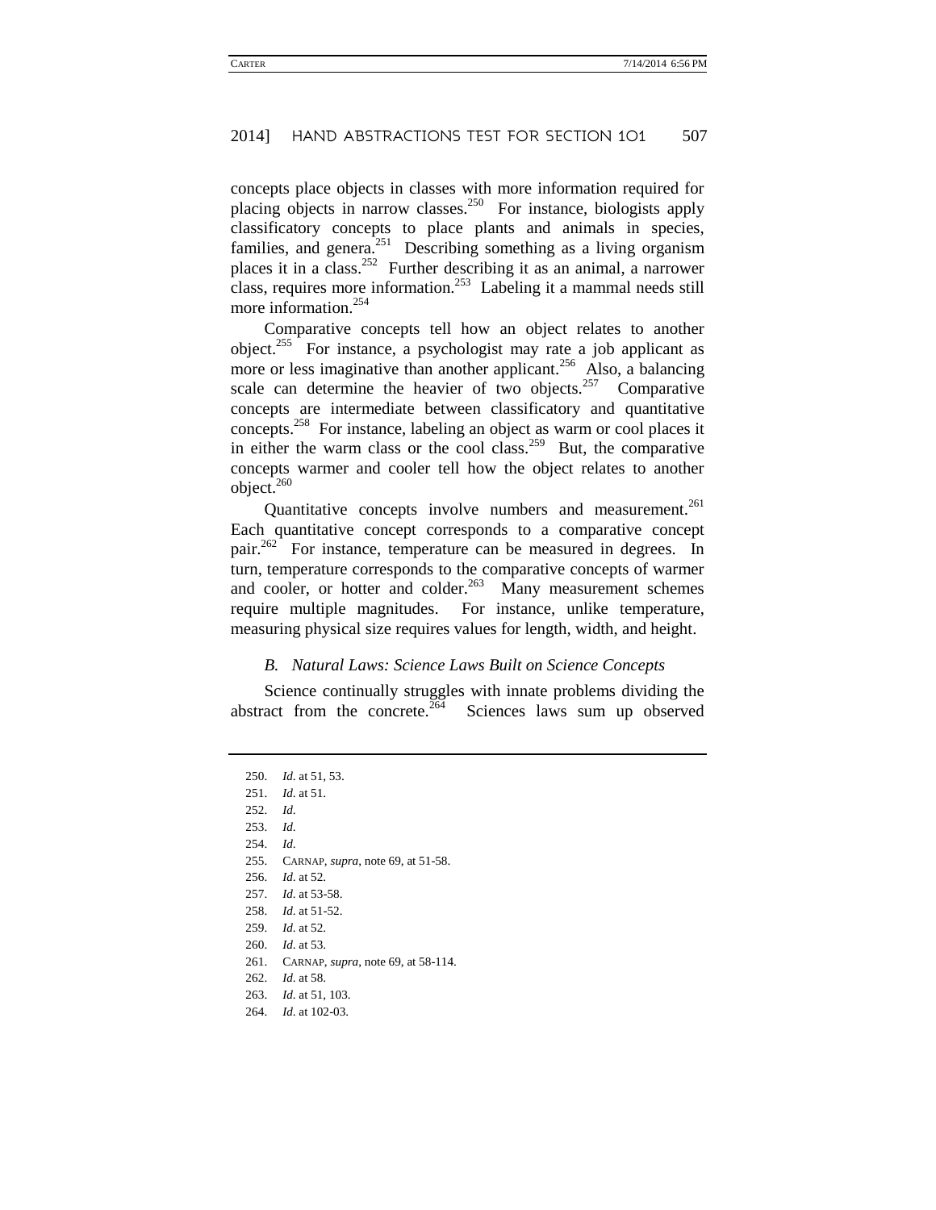concepts place objects in classes with more information required for placing objects in narrow classes.[250] For instance, biologists apply classificatory concepts to place plants and animals in species, families, and genera.[251] Describing something as a living organism places it in a class.[252] Further describing it as an animal, a narrower class, requires more information.[253] Labeling it a mammal needs still more information.[254]

Comparative concepts tell how an object relates to another object.[255] For instance, a psychologist may rate a job applicant as more or less imaginative than another applicant.[256] Also, a balancing scale can determine the heavier of two objects.[257] Comparative concepts are intermediate between classificatory and quantitative concepts.[258] For instance, labeling an object as warm or cool places it in either the warm class or the cool class.[259] But, the comparative concepts warmer and cooler tell how the object relates to another object.[260]

Quantitative concepts involve numbers and measurement.[261] Each quantitative concept corresponds to a comparative concept pair.[262] For instance, temperature can be measured in degrees. In turn, temperature corresponds to the comparative concepts of warmer and cooler, or hotter and colder.[263] Many measurement schemes require multiple magnitudes. For instance, unlike temperature, measuring physical size requires values for length, width, and height.

### *B. Natural Laws: Science Laws Built on Science Concepts*

Science continually struggles with innate problems dividing the abstract from the concrete.[264] Sciences laws sum up observed

---

250. *Id.* at 51, 53.
251. *Id.* at 51.
252. *Id.*
253. *Id.*
254. *Id.*
255. CARNAP, *supra*, note 69, at 51-58.
256. *Id.* at 52.
257. *Id.* at 53-58.
258. *Id.* at 51-52.
259. *Id.* at 52.
260. *Id.* at 53.
261. CARNAP, *supra*, note 69, at 58-114.
262. *Id.* at 58.
263. *Id.* at 51, 103.
264. *Id.* at 102-03.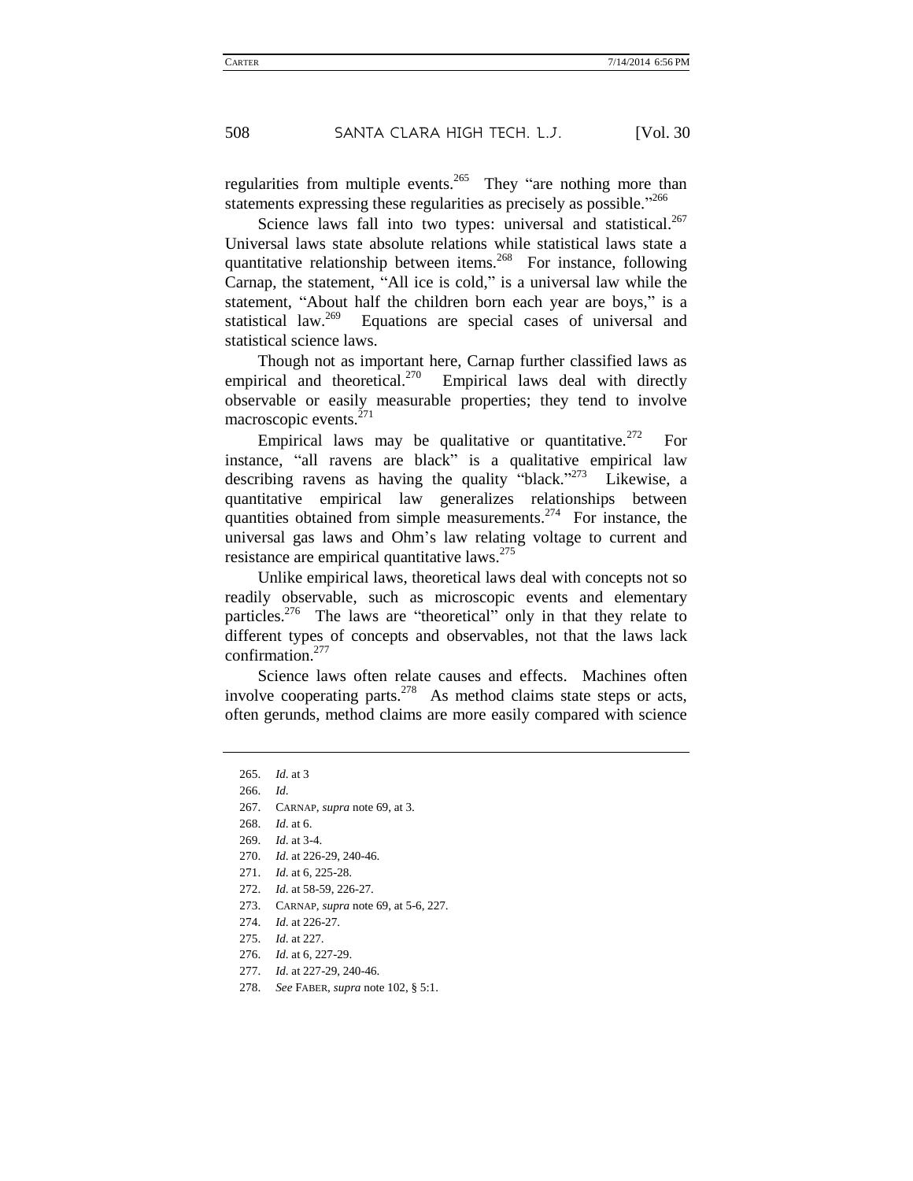regularities from multiple events.[265] They "are nothing more than statements expressing these regularities as precisely as possible."[266]

Science laws fall into two types: universal and statistical.[267] Universal laws state absolute relations while statistical laws state a quantitative relationship between items.[268] For instance, following Carnap, the statement, "All ice is cold," is a universal law while the statement, "About half the children born each year are boys," is a statistical law.[269] Equations are special cases of universal and statistical science laws.

Though not as important here, Carnap further classified laws as empirical and theoretical.[270] Empirical laws deal with directly observable or easily measurable properties; they tend to involve macroscopic events.[271]

Empirical laws may be qualitative or quantitative.[272] For instance, "all ravens are black" is a qualitative empirical law describing ravens as having the quality "black."[273] Likewise, a quantitative empirical law generalizes relationships between quantities obtained from simple measurements.[274] For instance, the universal gas laws and Ohm's law relating voltage to current and resistance are empirical quantitative laws.[275]

Unlike empirical laws, theoretical laws deal with concepts not so readily observable, such as microscopic events and elementary particles.[276] The laws are "theoretical" only in that they relate to different types of concepts and observables, not that the laws lack confirmation.[277]

Science laws often relate causes and effects. Machines often involve cooperating parts.[278] As method claims state steps or acts, often gerunds, method claims are more easily compared with science

---

265. *Id.* at 3
266. *Id.*
267. CARNAP, *supra* note 69, at 3.
268. *Id.* at 6.
269. *Id.* at 3-4.
270. *Id.* at 226-29, 240-46.
271. *Id.* at 6, 225-28.
272. *Id.* at 58-59, 226-27.
273. CARNAP, *supra* note 69, at 5-6, 227.
274. *Id.* at 226-27.
275. *Id.* at 227.
276. *Id.* at 6, 227-29.
277. *Id.* at 227-29, 240-46.
278. *See* FABER, *supra* note 102, § 5:1.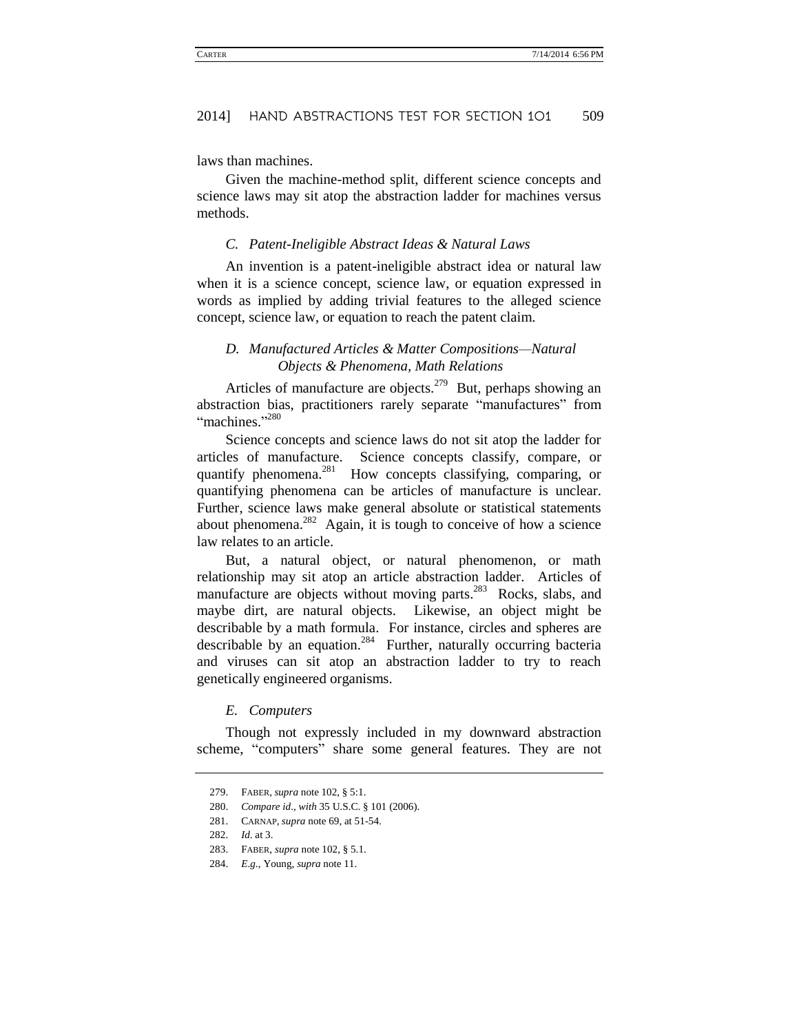laws than machines.

Given the machine-method split, different science concepts and science laws may sit atop the abstraction ladder for machines versus methods.

### *C. Patent-Ineligible Abstract Ideas & Natural Laws*

An invention is a patent-ineligible abstract idea or natural law when it is a science concept, science law, or equation expressed in words as implied by adding trivial features to the alleged science concept, science law, or equation to reach the patent claim.

### *D. Manufactured Articles & Matter Compositions—Natural Objects & Phenomena, Math Relations*

Articles of manufacture are objects.[279] But, perhaps showing an abstraction bias, practitioners rarely separate "manufactures" from "machines."[280]

Science concepts and science laws do not sit atop the ladder for articles of manufacture. Science concepts classify, compare, or quantify phenomena.[281] How concepts classifying, comparing, or quantifying phenomena can be articles of manufacture is unclear. Further, science laws make general absolute or statistical statements about phenomena.[282] Again, it is tough to conceive of how a science law relates to an article.

But, a natural object, or natural phenomenon, or math relationship may sit atop an article abstraction ladder. Articles of manufacture are objects without moving parts.[283] Rocks, slabs, and maybe dirt, are natural objects. Likewise, an object might be describable by a math formula. For instance, circles and spheres are describable by an equation.[284] Further, naturally occurring bacteria and viruses can sit atop an abstraction ladder to try to reach genetically engineered organisms.

### *E. Computers*

Though not expressly included in my downward abstraction scheme, "computers" share some general features. They are not

---

279. FABER, *supra* note 102, § 5:1.

280. *Compare id.*, *with* 35 U.S.C. § 101 (2006).

281. CARNAP, *supra* note 69, at 51-54.

282. *Id.* at 3.

283. FABER, *supra* note 102, § 5.1.

284. *E.g.*, Young, *supra* note 11.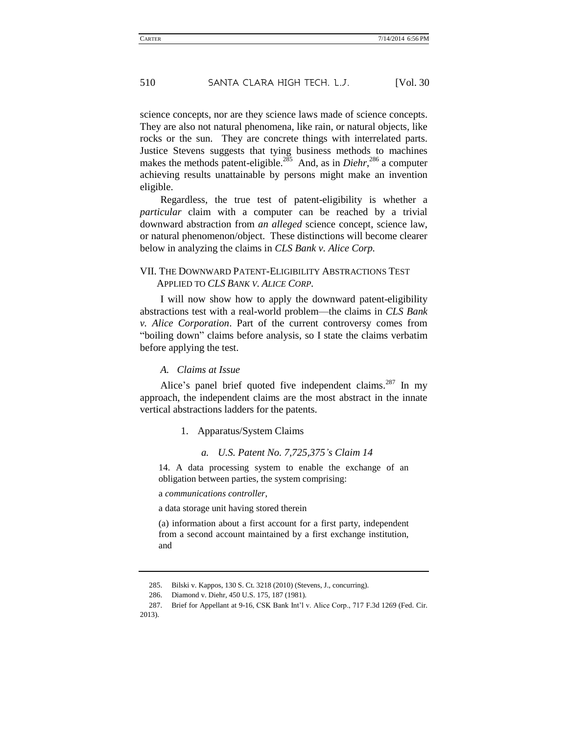science concepts, nor are they science laws made of science concepts. They are also not natural phenomena, like rain, or natural objects, like rocks or the sun. They are concrete things with interrelated parts. Justice Stevens suggests that tying business methods to machines makes the methods patent-eligible.[285] And, as in *Diehr*,[286] a computer achieving results unattainable by persons might make an invention eligible.

Regardless, the true test of patent-eligibility is whether a *particular* claim with a computer can be reached by a trivial downward abstraction from *an alleged* science concept, science law, or natural phenomenon/object. These distinctions will become clearer below in analyzing the claims in *CLS Bank v. Alice Corp.*

## VII. The Downward Patent-Eligibility Abstractions Test Applied to *CLS Bank v. Alice Corp.*

I will now show how to apply the downward patent-eligibility abstractions test with a real-world problem—the claims in *CLS Bank v. Alice Corporation*. Part of the current controversy comes from "boiling down" claims before analysis, so I state the claims verbatim before applying the test.

### *A. Claims at Issue*

Alice's panel brief quoted five independent claims.[287] In my approach, the independent claims are the most abstract in the innate vertical abstractions ladders for the patents.

#### 1. Apparatus/System Claims

##### *a. U.S. Patent No. 7,725,375's Claim 14*

> 14. A data processing system to enable the exchange of an obligation between parties, the system comprising:
>
> a *communications controller*,
>
> a data storage unit having stored therein
>
> (a) information about a first account for a first party, independent from a second account maintained by a first exchange institution, and

---

285. Bilski v. Kappos, 130 S. Ct. 3218 (2010) (Stevens, J., concurring).

286. Diamond v. Diehr, 450 U.S. 175, 187 (1981).

287. Brief for Appellant at 9-16, CSK Bank Int'l v. Alice Corp., 717 F.3d 1269 (Fed. Cir. 2013).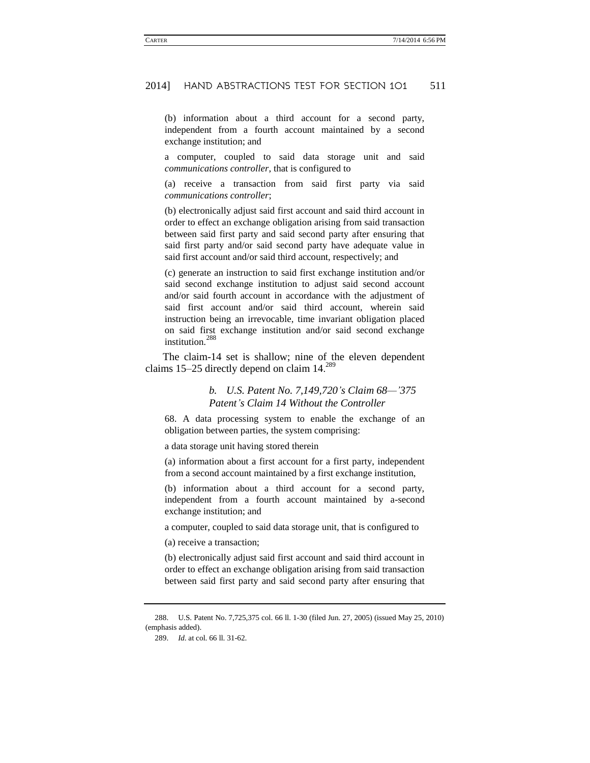(b) information about a third account for a second party, independent from a fourth account maintained by a second exchange institution; and

a computer, coupled to said data storage unit and said *communications controller*, that is configured to

(a) receive a transaction from said first party via said *communications controller*;

(b) electronically adjust said first account and said third account in order to effect an exchange obligation arising from said transaction between said first party and said second party after ensuring that said first party and/or said second party have adequate value in said first account and/or said third account, respectively; and

(c) generate an instruction to said first exchange institution and/or said second exchange institution to adjust said second account and/or said fourth account in accordance with the adjustment of said first account and/or said third account, wherein said instruction being an irrevocable, time invariant obligation placed on said first exchange institution and/or said second exchange institution.[288]

The claim-14 set is shallow; nine of the eleven dependent claims 15–25 directly depend on claim 14.[289]

#### *b. U.S. Patent No. 7,149,720's Claim 68—'375 Patent's Claim 14 Without the Controller*

68. A data processing system to enable the exchange of an obligation between parties, the system comprising:

a data storage unit having stored therein

(a) information about a first account for a first party, independent from a second account maintained by a first exchange institution,

(b) information about a third account for a second party, independent from a fourth account maintained by a-second exchange institution; and

a computer, coupled to said data storage unit, that is configured to

(a) receive a transaction;

(b) electronically adjust said first account and said third account in order to effect an exchange obligation arising from said transaction between said first party and said second party after ensuring that

---

288. U.S. Patent No. 7,725,375 col. 66 ll. 1-30 (filed Jun. 27, 2005) (issued May 25, 2010) (emphasis added).

289. *Id.* at col. 66 ll. 31-62.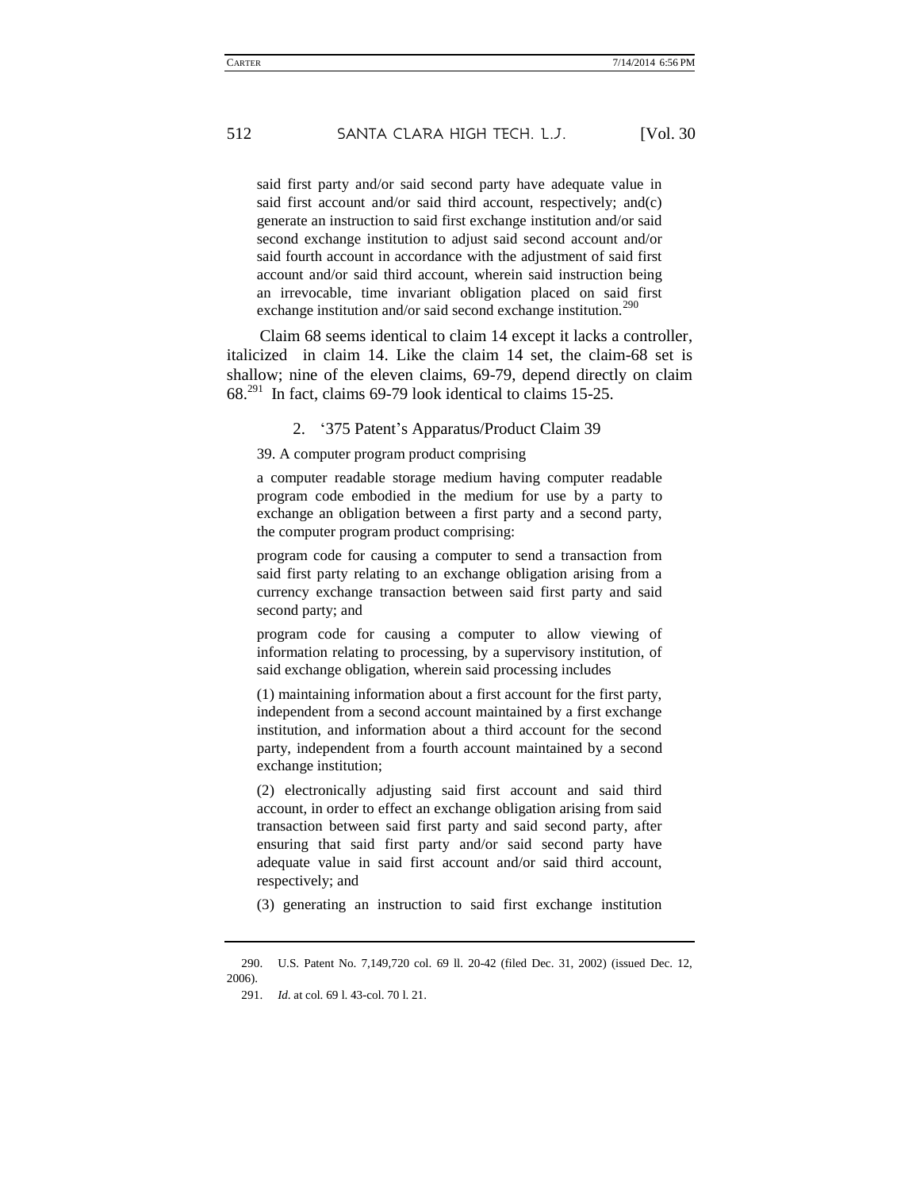> said first party and/or said second party have adequate value in said first account and/or said third account, respectively; and(c) generate an instruction to said first exchange institution and/or said second exchange institution to adjust said second account and/or said fourth account in accordance with the adjustment of said first account and/or said third account, wherein said instruction being an irrevocable, time invariant obligation placed on said first exchange institution and/or said second exchange institution.[290]

Claim 68 seems identical to claim 14 except it lacks a controller, italicized in claim 14. Like the claim 14 set, the claim-68 set is shallow; nine of the eleven claims, 69-79, depend directly on claim 68.[291] In fact, claims 69-79 look identical to claims 15-25.

### 2. '375 Patent's Apparatus/Product Claim 39

> 39. A computer program product comprising
>
> a computer readable storage medium having computer readable program code embodied in the medium for use by a party to exchange an obligation between a first party and a second party, the computer program product comprising:
>
> program code for causing a computer to send a transaction from said first party relating to an exchange obligation arising from a currency exchange transaction between said first party and said second party; and
>
> program code for causing a computer to allow viewing of information relating to processing, by a supervisory institution, of said exchange obligation, wherein said processing includes
>
> (1) maintaining information about a first account for the first party, independent from a second account maintained by a first exchange institution, and information about a third account for the second party, independent from a fourth account maintained by a second exchange institution;
>
> (2) electronically adjusting said first account and said third account, in order to effect an exchange obligation arising from said transaction between said first party and said second party, after ensuring that said first party and/or said second party have adequate value in said first account and/or said third account, respectively; and
>
> (3) generating an instruction to said first exchange institution

---

290. U.S. Patent No. 7,149,720 col. 69 ll. 20-42 (filed Dec. 31, 2002) (issued Dec. 12, 2006).

291. *Id*. at col. 69 l. 43-col. 70 l. 21.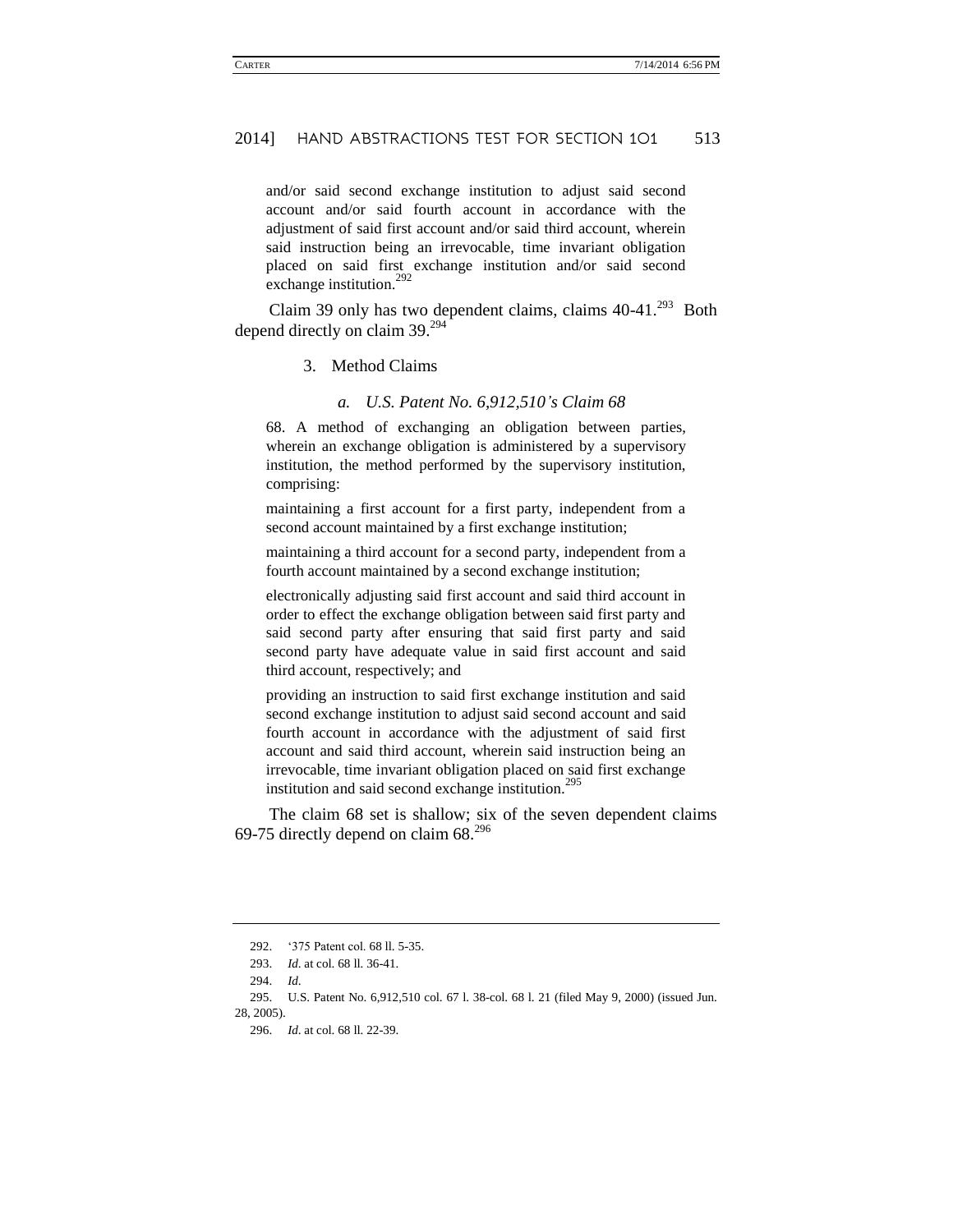and/or said second exchange institution to adjust said second account and/or said fourth account in accordance with the adjustment of said first account and/or said third account, wherein said instruction being an irrevocable, time invariant obligation placed on said first exchange institution and/or said second exchange institution.[292]

Claim 39 only has two dependent claims, claims 40-41.[293] Both depend directly on claim 39.[294]

### 3. Method Claims

#### *a. U.S. Patent No. 6,912,510's Claim 68*

> 68. A method of exchanging an obligation between parties, wherein an exchange obligation is administered by a supervisory institution, the method performed by the supervisory institution, comprising:
>
> maintaining a first account for a first party, independent from a second account maintained by a first exchange institution;
>
> maintaining a third account for a second party, independent from a fourth account maintained by a second exchange institution;
>
> electronically adjusting said first account and said third account in order to effect the exchange obligation between said first party and said second party after ensuring that said first party and said second party have adequate value in said first account and said third account, respectively; and
>
> providing an instruction to said first exchange institution and said second exchange institution to adjust said second account and said fourth account in accordance with the adjustment of said first account and said third account, wherein said instruction being an irrevocable, time invariant obligation placed on said first exchange institution and said second exchange institution.[295]

The claim 68 set is shallow; six of the seven dependent claims 69-75 directly depend on claim 68.[296]

---

292. '375 Patent col. 68 ll. 5-35.

293. *Id*. at col. 68 ll. 36-41.

294. *Id*.

295. U.S. Patent No. 6,912,510 col. 67 l. 38-col. 68 l. 21 (filed May 9, 2000) (issued Jun. 28, 2005).

296. *Id*. at col. 68 ll. 22-39.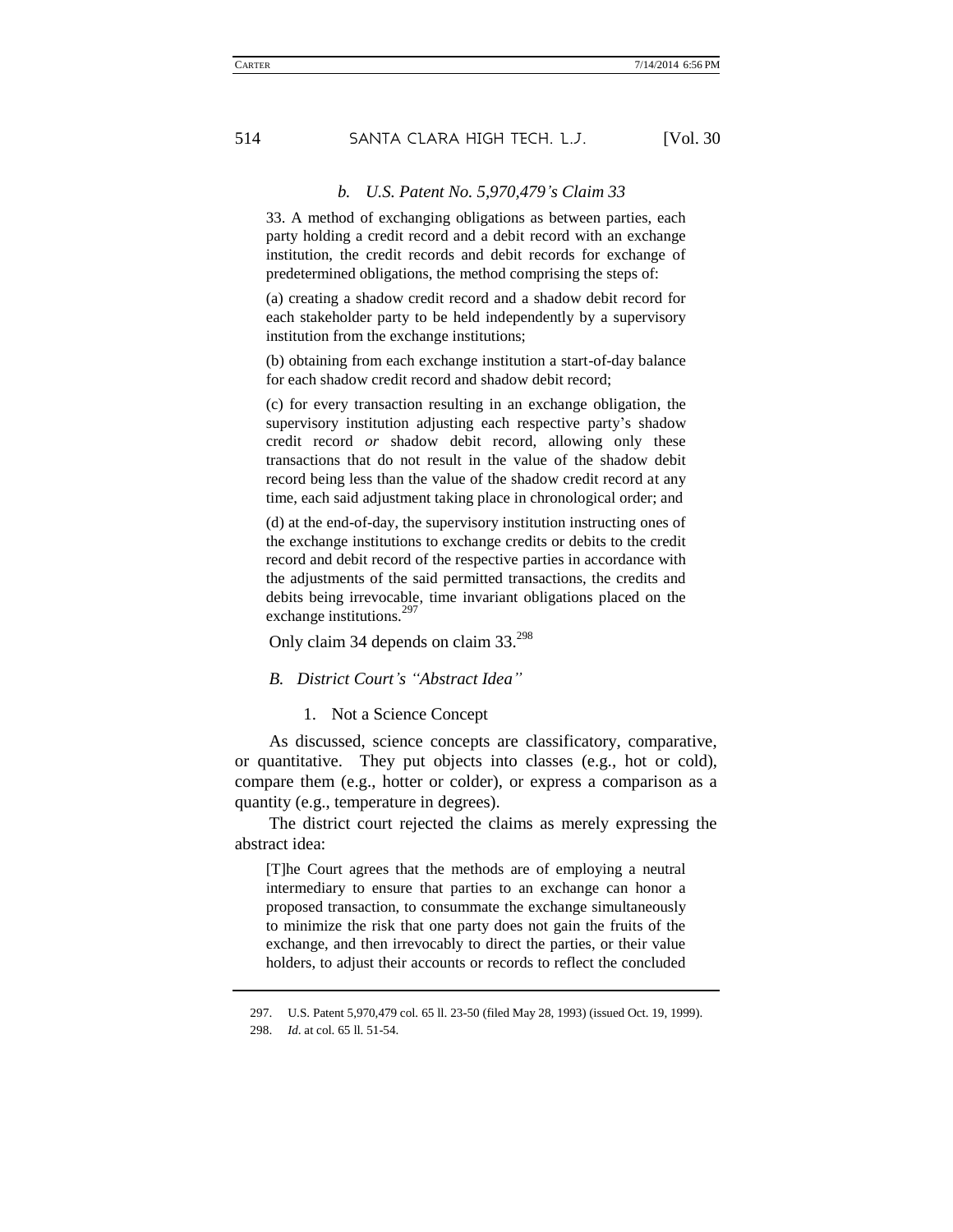#### *b. U.S. Patent No. 5,970,479's Claim 33*

> 33. A method of exchanging obligations as between parties, each party holding a credit record and a debit record with an exchange institution, the credit records and debit records for exchange of predetermined obligations, the method comprising the steps of:
>
> (a) creating a shadow credit record and a shadow debit record for each stakeholder party to be held independently by a supervisory institution from the exchange institutions;
>
> (b) obtaining from each exchange institution a start-of-day balance for each shadow credit record and shadow debit record;
>
> (c) for every transaction resulting in an exchange obligation, the supervisory institution adjusting each respective party's shadow credit record *or* shadow debit record, allowing only these transactions that do not result in the value of the shadow debit record being less than the value of the shadow credit record at any time, each said adjustment taking place in chronological order; and
>
> (d) at the end-of-day, the supervisory institution instructing ones of the exchange institutions to exchange credits or debits to the credit record and debit record of the respective parties in accordance with the adjustments of the said permitted transactions, the credits and debits being irrevocable, time invariant obligations placed on the exchange institutions.[297]

Only claim 34 depends on claim 33.[298]

### *B. District Court's "Abstract Idea"*

#### 1. Not a Science Concept

As discussed, science concepts are classificatory, comparative, or quantitative. They put objects into classes (e.g., hot or cold), compare them (e.g., hotter or colder), or express a comparison as a quantity (e.g., temperature in degrees).

The district court rejected the claims as merely expressing the abstract idea:

> [T]he Court agrees that the methods are of employing a neutral intermediary to ensure that parties to an exchange can honor a proposed transaction, to consummate the exchange simultaneously to minimize the risk that one party does not gain the fruits of the exchange, and then irrevocably to direct the parties, or their value holders, to adjust their accounts or records to reflect the concluded

---

297. U.S. Patent 5,970,479 col. 65 ll. 23-50 (filed May 28, 1993) (issued Oct. 19, 1999).

298. *Id*. at col. 65 ll. 51-54.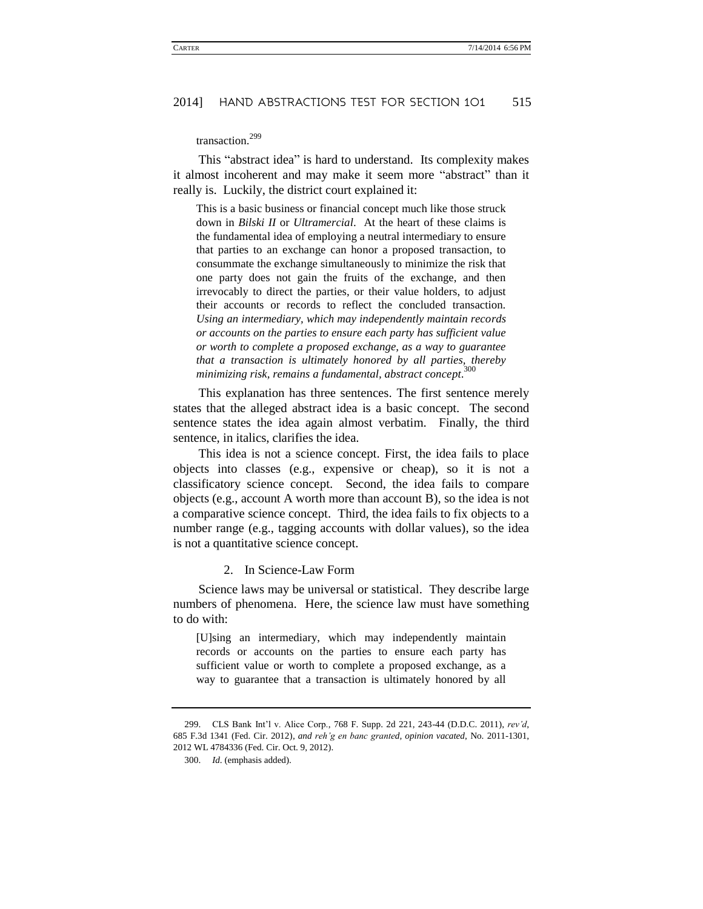transaction.[299]

This "abstract idea" is hard to understand. Its complexity makes it almost incoherent and may make it seem more "abstract" than it really is. Luckily, the district court explained it:

> This is a basic business or financial concept much like those struck down in *Bilski II* or *Ultramercial*. At the heart of these claims is the fundamental idea of employing a neutral intermediary to ensure that parties to an exchange can honor a proposed transaction, to consummate the exchange simultaneously to minimize the risk that one party does not gain the fruits of the exchange, and then irrevocably to direct the parties, or their value holders, to adjust their accounts or records to reflect the concluded transaction. *Using an intermediary, which may independently maintain records or accounts on the parties to ensure each party has sufficient value or worth to complete a proposed exchange, as a way to guarantee that a transaction is ultimately honored by all parties, thereby minimizing risk, remains a fundamental, abstract concept*.[300]

This explanation has three sentences. The first sentence merely states that the alleged abstract idea is a basic concept. The second sentence states the idea again almost verbatim. Finally, the third sentence, in italics, clarifies the idea.

This idea is not a science concept. First, the idea fails to place objects into classes (e.g., expensive or cheap), so it is not a classificatory science concept. Second, the idea fails to compare objects (e.g., account A worth more than account B), so the idea is not a comparative science concept. Third, the idea fails to fix objects to a number range (e.g., tagging accounts with dollar values), so the idea is not a quantitative science concept.

### 2. In Science-Law Form

Science laws may be universal or statistical. They describe large numbers of phenomena. Here, the science law must have something to do with:

> [U]sing an intermediary, which may independently maintain records or accounts on the parties to ensure each party has sufficient value or worth to complete a proposed exchange, as a way to guarantee that a transaction is ultimately honored by all

---

299. CLS Bank Int'l v. Alice Corp., 768 F. Supp. 2d 221, 243-44 (D.D.C. 2011), *rev'd*, 685 F.3d 1341 (Fed. Cir. 2012), *and reh'g en banc granted, opinion vacated*, No. 2011-1301, 2012 WL 4784336 (Fed. Cir. Oct. 9, 2012).

300. *Id*. (emphasis added).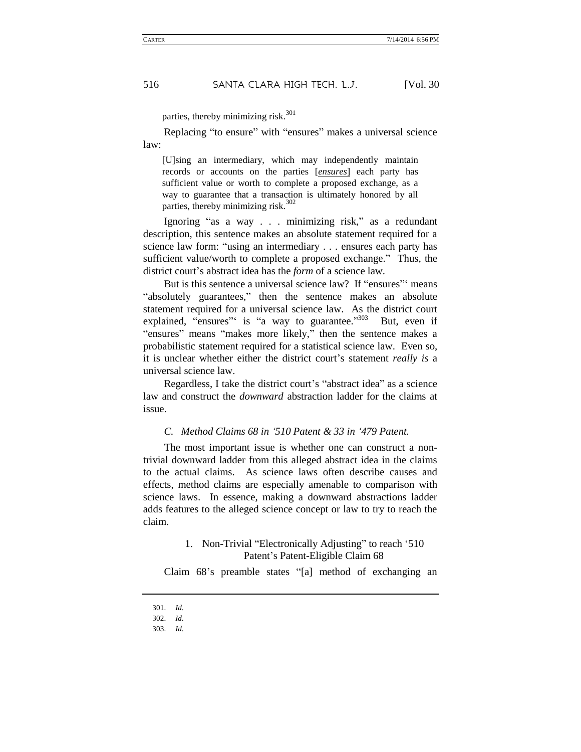parties, thereby minimizing risk.[301]

Replacing "to ensure" with "ensures" makes a universal science law:

> [U]sing an intermediary, which may independently maintain records or accounts on the parties [***ensures***] each party has sufficient value or worth to complete a proposed exchange, as a way to guarantee that a transaction is ultimately honored by all parties, thereby minimizing risk.[302]

Ignoring "as a way . . . minimizing risk," as a redundant description, this sentence makes an absolute statement required for a science law form: "using an intermediary . . . ensures each party has sufficient value/worth to complete a proposed exchange." Thus, the district court's abstract idea has the *form* of a science law.

But is this sentence a universal science law? If "ensures"' means "absolutely guarantees," then the sentence makes an absolute statement required for a universal science law. As the district court explained, "ensures"' is "a way to guarantee."[303] But, even if "ensures" means "makes more likely," then the sentence makes a probabilistic statement required for a statistical science law. Even so, it is unclear whether either the district court's statement *really is* a universal science law.

Regardless, I take the district court's "abstract idea" as a science law and construct the *downward* abstraction ladder for the claims at issue.

### *C. Method Claims 68 in '510 Patent & 33 in '479 Patent.*

The most important issue is whether one can construct a non-trivial downward ladder from this alleged abstract idea in the claims to the actual claims. As science laws often describe causes and effects, method claims are especially amenable to comparison with science laws. In essence, making a downward abstractions ladder adds features to the alleged science concept or law to try to reach the claim.

#### 1. Non-Trivial "Electronically Adjusting" to reach '510 Patent's Patent-Eligible Claim 68

Claim 68's preamble states "[a] method of exchanging an

---

301. *Id.*
302. *Id.*
303. *Id.*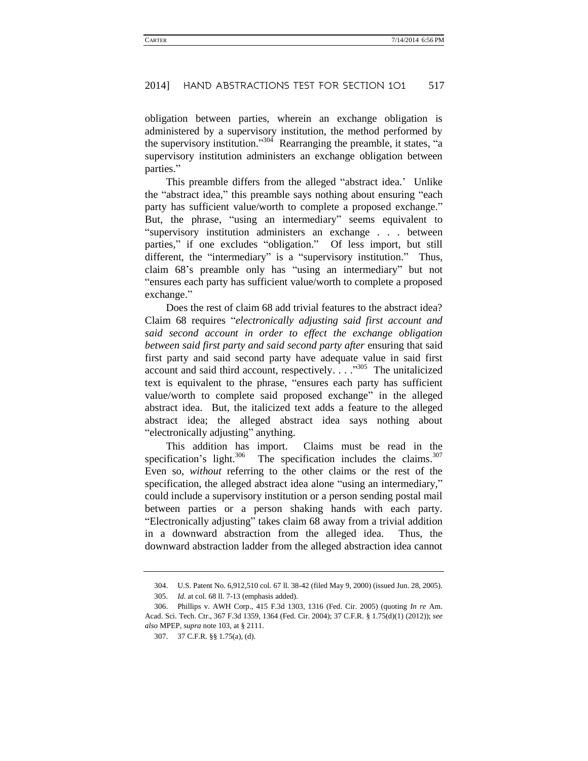obligation between parties, wherein an exchange obligation is administered by a supervisory institution, the method performed by the supervisory institution."[304] Rearranging the preamble, it states, "a supervisory institution administers an exchange obligation between parties."

This preamble differs from the alleged "abstract idea.' Unlike the "abstract idea," this preamble says nothing about ensuring "each party has sufficient value/worth to complete a proposed exchange." But, the phrase, "using an intermediary" seems equivalent to "supervisory institution administers an exchange . . . between parties," if one excludes "obligation." Of less import, but still different, the "intermediary" is a "supervisory institution." Thus, claim 68's preamble only has "using an intermediary" but not "ensures each party has sufficient value/worth to complete a proposed exchange."

Does the rest of claim 68 add trivial features to the abstract idea? Claim 68 requires "*electronically adjusting said first account and said second account in order to effect the exchange obligation between said first party and said second party after* ensuring that said first party and said second party have adequate value in said first account and said third account, respectively. . . ."[305] The unitalicized text is equivalent to the phrase, "ensures each party has sufficient value/worth to complete said proposed exchange" in the alleged abstract idea. But, the italicized text adds a feature to the alleged abstract idea; the alleged abstract idea says nothing about "electronically adjusting" anything.

This addition has import. Claims must be read in the specification's light.[306] The specification includes the claims.[307] Even so, *without* referring to the other claims or the rest of the specification, the alleged abstract idea alone "using an intermediary," could include a supervisory institution or a person sending postal mail between parties or a person shaking hands with each party. "Electronically adjusting" takes claim 68 away from a trivial addition in a downward abstraction from the alleged idea. Thus, the downward abstraction ladder from the alleged abstraction idea cannot

---

304. U.S. Patent No. 6,912,510 col. 67 ll. 38-42 (filed May 9, 2000) (issued Jun. 28, 2005).

305. *Id.* at col. 68 ll. 7-13 (emphasis added).

306. Phillips v. AWH Corp., 415 F.3d 1303, 1316 (Fed. Cir. 2005) (quoting *In re* Am. Acad. Sci. Tech. Ctr., 367 F.3d 1359, 1364 (Fed. Cir. 2004); 37 C.F.R. § 1.75(d)(1) (2012)); *see also* MPEP, *supra* note 103, at § 2111.

307. 37 C.F.R. §§ 1.75(a), (d).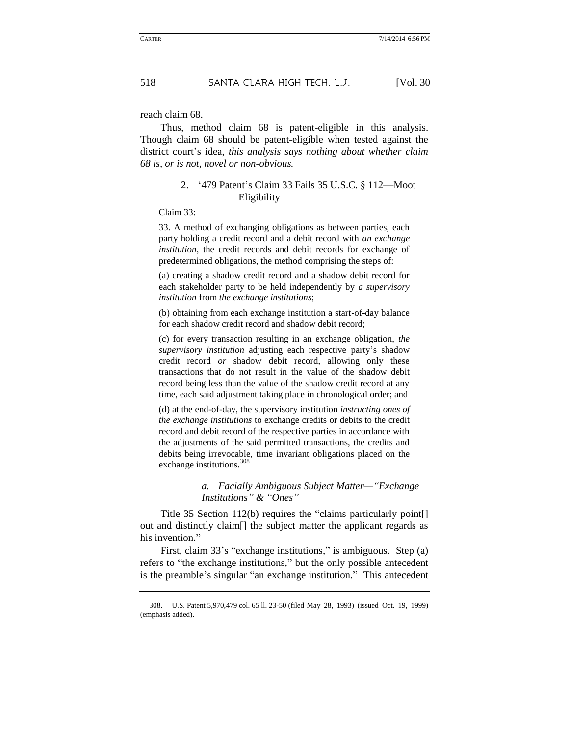reach claim 68.

Thus, method claim 68 is patent-eligible in this analysis. Though claim 68 should be patent-eligible when tested against the district court's idea, *this analysis says nothing about whether claim 68 is, or is not, novel or non-obvious.*

### 2. '479 Patent's Claim 33 Fails 35 U.S.C. § 112—Moot Eligibility

Claim 33:

> 33. A method of exchanging obligations as between parties, each party holding a credit record and a debit record with *an exchange institution*, the credit records and debit records for exchange of predetermined obligations, the method comprising the steps of:
>
> (a) creating a shadow credit record and a shadow debit record for each stakeholder party to be held independently by *a supervisory institution* from *the exchange institutions*;
>
> (b) obtaining from each exchange institution a start-of-day balance for each shadow credit record and shadow debit record;
>
> (c) for every transaction resulting in an exchange obligation, *the supervisory institution* adjusting each respective party's shadow credit record *or* shadow debit record, allowing only these transactions that do not result in the value of the shadow debit record being less than the value of the shadow credit record at any time, each said adjustment taking place in chronological order; and
>
> (d) at the end-of-day, the supervisory institution *instructing ones of the exchange institutions* to exchange credits or debits to the credit record and debit record of the respective parties in accordance with the adjustments of the said permitted transactions, the credits and debits being irrevocable, time invariant obligations placed on the exchange institutions.[308]

#### *a. Facially Ambiguous Subject Matter—"Exchange Institutions" & "Ones"*

Title 35 Section 112(b) requires the "claims particularly point[] out and distinctly claim[] the subject matter the applicant regards as his invention."

First, claim 33's "exchange institutions," is ambiguous. Step (a) refers to "the exchange institutions," but the only possible antecedent is the preamble's singular "an exchange institution." This antecedent

---

308. U.S. Patent 5,970,479 col. 65 ll. 23-50 (filed May 28, 1993) (issued Oct. 19, 1999) (emphasis added).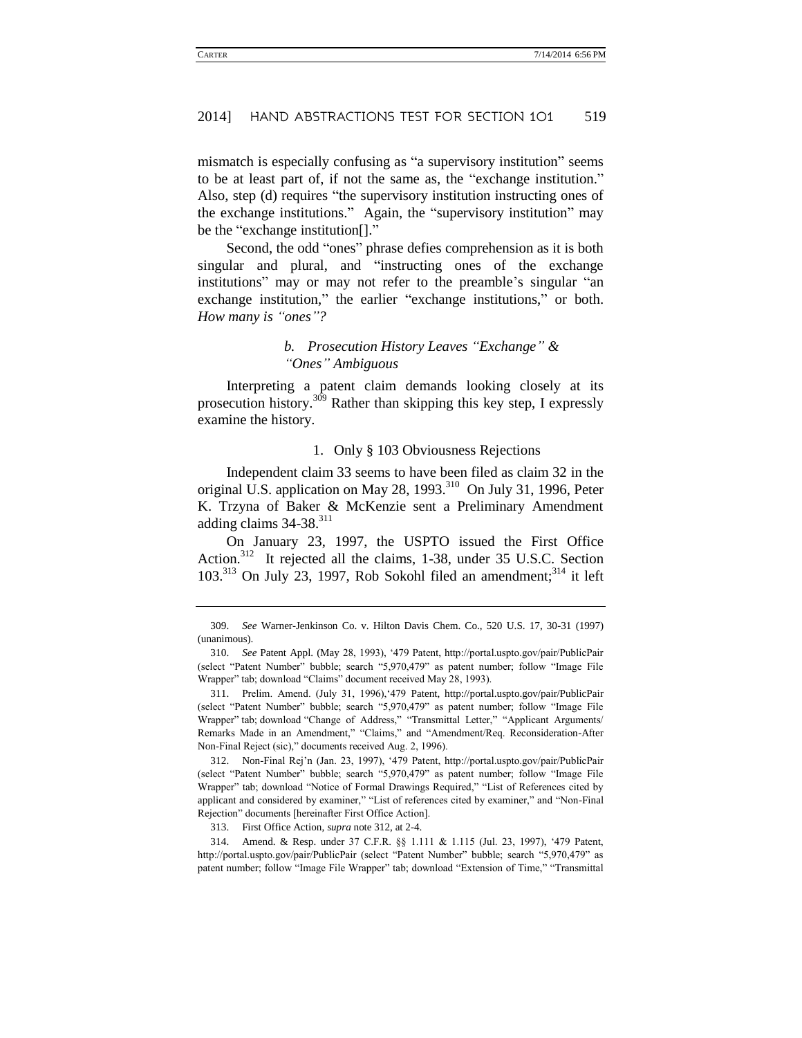mismatch is especially confusing as "a supervisory institution" seems to be at least part of, if not the same as, the "exchange institution." Also, step (d) requires "the supervisory institution instructing ones of the exchange institutions." Again, the "supervisory institution" may be the "exchange institution[]."

Second, the odd "ones" phrase defies comprehension as it is both singular and plural, and "instructing ones of the exchange institutions" may or may not refer to the preamble's singular "an exchange institution," the earlier "exchange institutions," or both. *How many is "ones"?*

#### *b. Prosecution History Leaves "Exchange" & "Ones" Ambiguous*

Interpreting a patent claim demands looking closely at its prosecution history.[309] Rather than skipping this key step, I expressly examine the history.

##### 1. Only § 103 Obviousness Rejections

Independent claim 33 seems to have been filed as claim 32 in the original U.S. application on May 28, 1993.[310] On July 31, 1996, Peter K. Trzyna of Baker & McKenzie sent a Preliminary Amendment adding claims 34-38.[311]

On January 23, 1997, the USPTO issued the First Office Action.[312] It rejected all the claims, 1-38, under 35 U.S.C. Section 103.[313] On July 23, 1997, Rob Sokohl filed an amendment;[314] it left

---

309. *See* Warner-Jenkinson Co. v. Hilton Davis Chem. Co., 520 U.S. 17, 30-31 (1997) (unanimous).

310. *See* Patent Appl. (May 28, 1993), '479 Patent, http://portal.uspto.gov/pair/PublicPair (select "Patent Number" bubble; search "5,970,479" as patent number; follow "Image File Wrapper" tab; download "Claims" document received May 28, 1993).

311. Prelim. Amend. (July 31, 1996),'479 Patent, http://portal.uspto.gov/pair/PublicPair (select "Patent Number" bubble; search "5,970,479" as patent number; follow "Image File Wrapper" tab; download "Change of Address," "Transmittal Letter," "Applicant Arguments/ Remarks Made in an Amendment," "Claims," and "Amendment/Req. Reconsideration-After Non-Final Reject (sic)," documents received Aug. 2, 1996).

312. Non-Final Rej'n (Jan. 23, 1997), '479 Patent, http://portal.uspto.gov/pair/PublicPair (select "Patent Number" bubble; search "5,970,479" as patent number; follow "Image File Wrapper" tab; download "Notice of Formal Drawings Required," "List of References cited by applicant and considered by examiner," "List of references cited by examiner," and "Non-Final Rejection" documents [hereinafter First Office Action].

313. First Office Action, *supra* note 312, at 2-4.

314. Amend. & Resp. under 37 C.F.R. §§ 1.111 & 1.115 (Jul. 23, 1997), '479 Patent, http://portal.uspto.gov/pair/PublicPair (select "Patent Number" bubble; search "5,970,479" as patent number; follow "Image File Wrapper" tab; download "Extension of Time," "Transmittal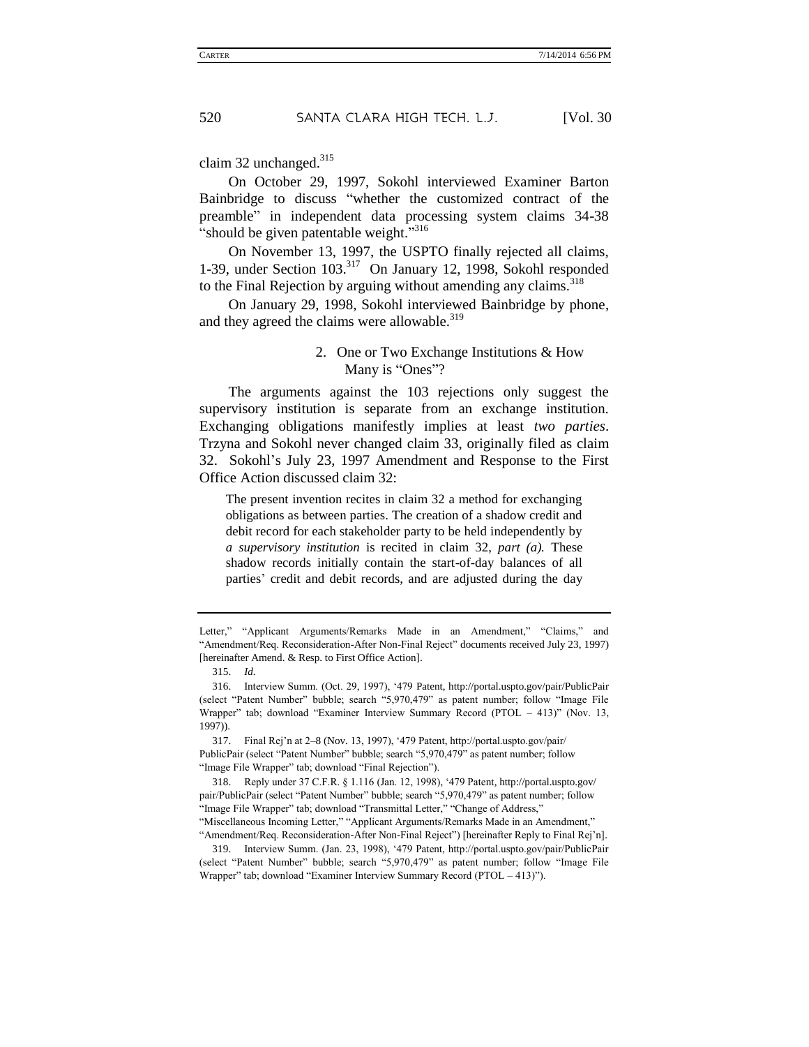claim 32 unchanged.[315]

On October 29, 1997, Sokohl interviewed Examiner Barton Bainbridge to discuss "whether the customized contract of the preamble" in independent data processing system claims 34-38 "should be given patentable weight."[316]

On November 13, 1997, the USPTO finally rejected all claims, 1-39, under Section 103.[317] On January 12, 1998, Sokohl responded to the Final Rejection by arguing without amending any claims.[318]

On January 29, 1998, Sokohl interviewed Bainbridge by phone, and they agreed the claims were allowable.[319]

### 2. One or Two Exchange Institutions & How Many is "Ones"?

The arguments against the 103 rejections only suggest the supervisory institution is separate from an exchange institution. Exchanging obligations manifestly implies at least *two parties*. Trzyna and Sokohl never changed claim 33, originally filed as claim 32. Sokohl's July 23, 1997 Amendment and Response to the First Office Action discussed claim 32:

> The present invention recites in claim 32 a method for exchanging obligations as between parties. The creation of a shadow credit and debit record for each stakeholder party to be held independently by *a supervisory institution* is recited in claim 32, *part (a).* These shadow records initially contain the start-of-day balances of all parties' credit and debit records, and are adjusted during the day

---

Letter," "Applicant Arguments/Remarks Made in an Amendment," "Claims," and "Amendment/Req. Reconsideration-After Non-Final Reject" documents received July 23, 1997) [hereinafter Amend. & Resp. to First Office Action].

315. *Id.*

316. Interview Summ. (Oct. 29, 1997), '479 Patent, http://portal.uspto.gov/pair/PublicPair (select "Patent Number" bubble; search "5,970,479" as patent number; follow "Image File Wrapper" tab; download "Examiner Interview Summary Record (PTOL – 413)" (Nov. 13, 1997)).

317. Final Rej'n at 2–8 (Nov. 13, 1997), '479 Patent, http://portal.uspto.gov/pair/PublicPair (select "Patent Number" bubble; search "5,970,479" as patent number; follow "Image File Wrapper" tab; download "Final Rejection").

318. Reply under 37 C.F.R. § 1.116 (Jan. 12, 1998), '479 Patent, http://portal.uspto.gov/pair/PublicPair (select "Patent Number" bubble; search "5,970,479" as patent number; follow "Image File Wrapper" tab; download "Transmittal Letter," "Change of Address," "Miscellaneous Incoming Letter," "Applicant Arguments/Remarks Made in an Amendment," "Amendment/Req. Reconsideration-After Non-Final Reject") [hereinafter Reply to Final Rej'n].

319. Interview Summ. (Jan. 23, 1998), '479 Patent, http://portal.uspto.gov/pair/PublicPair (select "Patent Number" bubble; search "5,970,479" as patent number; follow "Image File Wrapper" tab; download "Examiner Interview Summary Record (PTOL – 413)").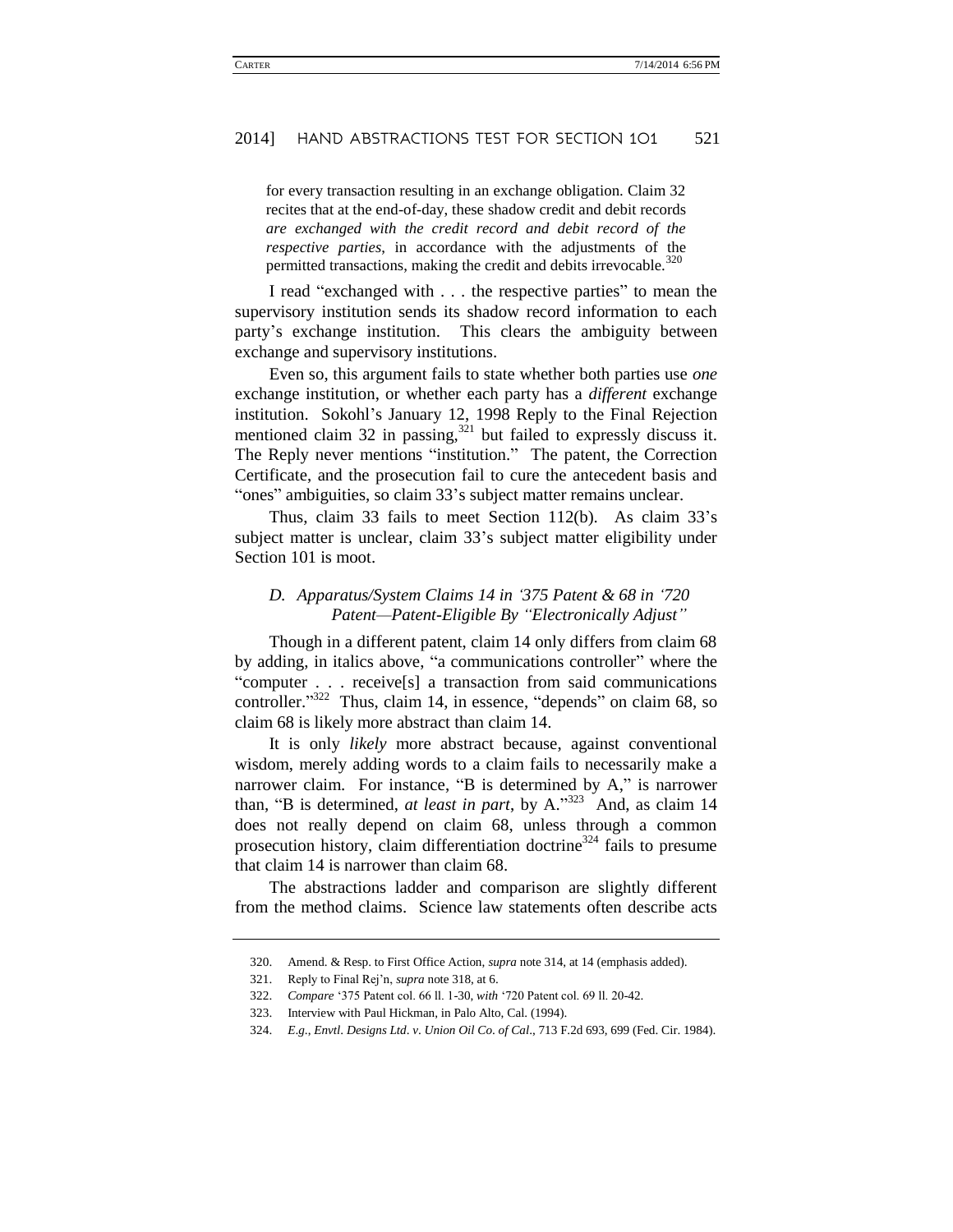for every transaction resulting in an exchange obligation. Claim 32 recites that at the end-of-day, these shadow credit and debit records *are exchanged with the credit record and debit record of the respective parties*, in accordance with the adjustments of the permitted transactions, making the credit and debits irrevocable.[320]

I read "exchanged with . . . the respective parties" to mean the supervisory institution sends its shadow record information to each party's exchange institution. This clears the ambiguity between exchange and supervisory institutions.

Even so, this argument fails to state whether both parties use *one* exchange institution, or whether each party has a *different* exchange institution. Sokohl's January 12, 1998 Reply to the Final Rejection mentioned claim 32 in passing,[321] but failed to expressly discuss it. The Reply never mentions "institution." The patent, the Correction Certificate, and the prosecution fail to cure the antecedent basis and "ones" ambiguities, so claim 33's subject matter remains unclear.

Thus, claim 33 fails to meet Section 112(b). As claim 33's subject matter is unclear, claim 33's subject matter eligibility under Section 101 is moot.

### *D. Apparatus/System Claims 14 in '375 Patent & 68 in '720 Patent—Patent-Eligible By "Electronically Adjust"*

Though in a different patent, claim 14 only differs from claim 68 by adding, in italics above, "a communications controller" where the "computer . . . receive[s] a transaction from said communications controller."[322] Thus, claim 14, in essence, "depends" on claim 68, so claim 68 is likely more abstract than claim 14.

It is only *likely* more abstract because, against conventional wisdom, merely adding words to a claim fails to necessarily make a narrower claim. For instance, "B is determined by A," is narrower than, "B is determined, *at least in part*, by A."[323] And, as claim 14 does not really depend on claim 68, unless through a common prosecution history, claim differentiation doctrine[324] fails to presume that claim 14 is narrower than claim 68.

The abstractions ladder and comparison are slightly different from the method claims. Science law statements often describe acts

---

320. Amend. & Resp. to First Office Action, *supra* note 314, at 14 (emphasis added).

321. Reply to Final Rej'n, *supra* note 318, at 6.

322. *Compare* '375 Patent col. 66 ll. 1-30, *with* '720 Patent col. 69 ll. 20-42.

323. Interview with Paul Hickman, in Palo Alto, Cal. (1994).

324. *E.g.*, *Envtl. Designs Ltd. v. Union Oil Co. of Cal.*, 713 F.2d 693, 699 (Fed. Cir. 1984).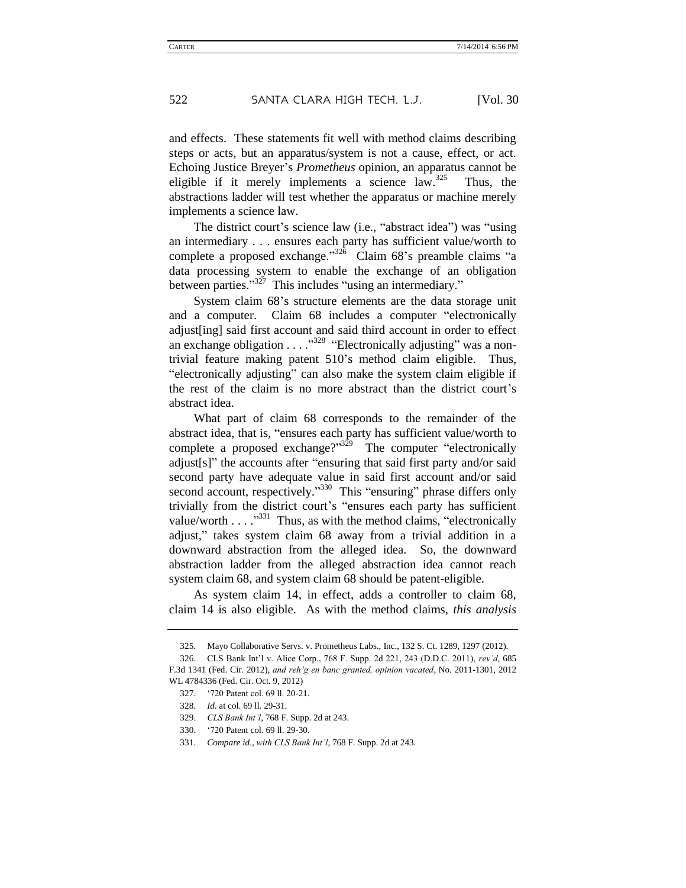and effects. These statements fit well with method claims describing steps or acts, but an apparatus/system is not a cause, effect, or act. Echoing Justice Breyer's *Prometheus* opinion, an apparatus cannot be eligible if it merely implements a science law.[325] Thus, the abstractions ladder will test whether the apparatus or machine merely implements a science law.

The district court's science law (i.e., "abstract idea") was "using an intermediary . . . ensures each party has sufficient value/worth to complete a proposed exchange."[326] Claim 68's preamble claims "a data processing system to enable the exchange of an obligation between parties."[327] This includes "using an intermediary."

System claim 68's structure elements are the data storage unit and a computer. Claim 68 includes a computer "electronically adjust[ing] said first account and said third account in order to effect an exchange obligation . . . ."[328] "Electronically adjusting" was a non-trivial feature making patent 510's method claim eligible. Thus, "electronically adjusting" can also make the system claim eligible if the rest of the claim is no more abstract than the district court's abstract idea.

What part of claim 68 corresponds to the remainder of the abstract idea, that is, "ensures each party has sufficient value/worth to complete a proposed exchange?"[329] The computer "electronically adjust[s]" the accounts after "ensuring that said first party and/or said second party have adequate value in said first account and/or said second account, respectively."[330] This "ensuring" phrase differs only trivially from the district court's "ensures each party has sufficient value/worth . . . ."[331] Thus, as with the method claims, "electronically adjust," takes system claim 68 away from a trivial addition in a downward abstraction from the alleged idea. So, the downward abstraction ladder from the alleged abstraction idea cannot reach system claim 68, and system claim 68 should be patent-eligible.

As system claim 14, in effect, adds a controller to claim 68, claim 14 is also eligible. As with the method claims, *this analysis*

---

325. Mayo Collaborative Servs. v. Prometheus Labs., Inc., 132 S. Ct. 1289, 1297 (2012).

326. CLS Bank Int'l v. Alice Corp., 768 F. Supp. 2d 221, 243 (D.D.C. 2011), *rev'd*, 685 F.3d 1341 (Fed. Cir. 2012), *and reh'g en banc granted, opinion vacated*, No. 2011-1301, 2012 WL 4784336 (Fed. Cir. Oct. 9, 2012)

327. '720 Patent col. 69 ll. 20-21.

328. *Id.* at col. 69 ll. 29-31.

329. *CLS Bank Int'l*, 768 F. Supp. 2d at 243.

330. '720 Patent col. 69 ll. 29-30.

331. *Compare id.*, *with CLS Bank Int'l*, 768 F. Supp. 2d at 243.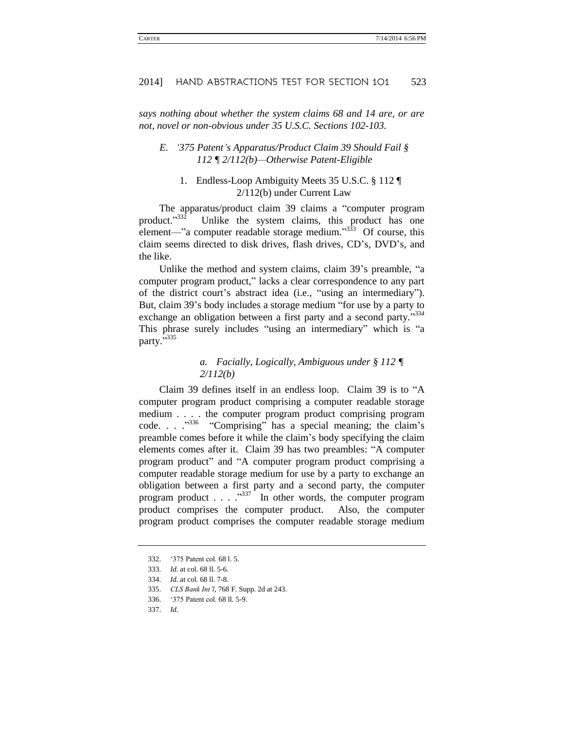*says nothing about whether the system claims 68 and 14 are, or are not, novel or non-obvious under 35 U.S.C. Sections 102-103.*

## *E. '375 Patent's Apparatus/Product Claim 39 Should Fail § 112 ¶ 2/112(b)—Otherwise Patent-Eligible*

### 1. Endless-Loop Ambiguity Meets 35 U.S.C. § 112 ¶ 2/112(b) under Current Law

The apparatus/product claim 39 claims a "computer program product."[332] Unlike the system claims, this product has one element—"a computer readable storage medium."[333] Of course, this claim seems directed to disk drives, flash drives, CD's, DVD's, and the like.

Unlike the method and system claims, claim 39's preamble, "a computer program product," lacks a clear correspondence to any part of the district court's abstract idea (i.e., "using an intermediary"). But, claim 39's body includes a storage medium "for use by a party to exchange an obligation between a first party and a second party."[334] This phrase surely includes "using an intermediary" which is "a party."[335]

#### *a. Facially, Logically, Ambiguous under § 112 ¶ 2/112(b)*

Claim 39 defines itself in an endless loop. Claim 39 is to "A computer program product comprising a computer readable storage medium . . . . the computer program product comprising program code. . . ."[336] "Comprising" has a special meaning; the claim's preamble comes before it while the claim's body specifying the claim elements comes after it. Claim 39 has two preambles: "A computer program product" and "A computer program product comprising a computer readable storage medium for use by a party to exchange an obligation between a first party and a second party, the computer program product . . . ."[337] In other words, the computer program product comprises the computer product. Also, the computer program product comprises the computer readable storage medium

---

332. '375 Patent col. 68 l. 5.

333. *Id*. at col. 68 ll. 5-6.

334. *Id*. at col. 68 ll. 7-8.

335. *CLS Bank Int'l*, 768 F. Supp. 2d at 243.

336. '375 Patent col. 68 ll. 5-9.

337. *Id*.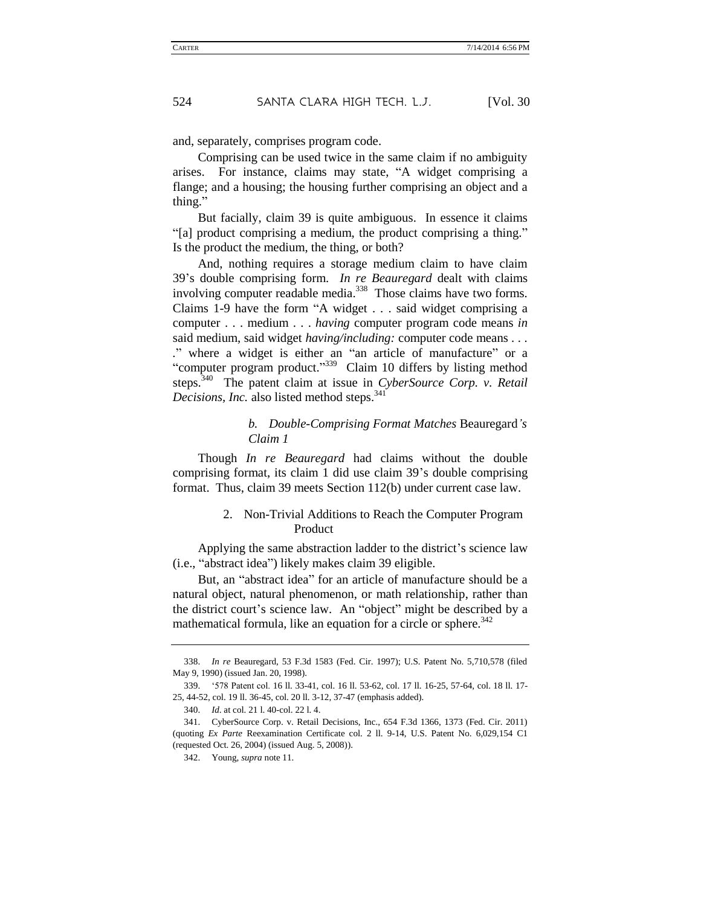and, separately, comprises program code.

Comprising can be used twice in the same claim if no ambiguity arises. For instance, claims may state, "A widget comprising a flange; and a housing; the housing further comprising an object and a thing."

But facially, claim 39 is quite ambiguous. In essence it claims "[a] product comprising a medium, the product comprising a thing." Is the product the medium, the thing, or both?

And, nothing requires a storage medium claim to have claim 39's double comprising form. *In re Beauregard* dealt with claims involving computer readable media.[338] Those claims have two forms. Claims 1-9 have the form "A widget . . . said widget comprising a computer . . . medium . . . *having* computer program code means *in* said medium, said widget *having/including:* computer code means . . . ." where a widget is either an "an article of manufacture" or a "computer program product."[339] Claim 10 differs by listing method steps.[340] The patent claim at issue in *CyberSource Corp. v. Retail Decisions, Inc.* also listed method steps.[341]

#### *b. Double-Comprising Format Matches* Beauregard*'s Claim 1*

Though *In re Beauregard* had claims without the double comprising format, its claim 1 did use claim 39's double comprising format. Thus, claim 39 meets Section 112(b) under current case law.

### 2. Non-Trivial Additions to Reach the Computer Program Product

Applying the same abstraction ladder to the district's science law (i.e., "abstract idea") likely makes claim 39 eligible.

But, an "abstract idea" for an article of manufacture should be a natural object, natural phenomenon, or math relationship, rather than the district court's science law. An "object" might be described by a mathematical formula, like an equation for a circle or sphere.[342]

---

338. *In re* Beauregard, 53 F.3d 1583 (Fed. Cir. 1997); U.S. Patent No. 5,710,578 (filed May 9, 1990) (issued Jan. 20, 1998).

339. '578 Patent col. 16 ll. 33-41, col. 16 ll. 53-62, col. 17 ll. 16-25, 57-64, col. 18 ll. 17-25, 44-52, col. 19 ll. 36-45, col. 20 ll. 3-12, 37-47 (emphasis added).

340. *Id.* at col. 21 l. 40-col. 22 l. 4.

341. CyberSource Corp. v. Retail Decisions, Inc., 654 F.3d 1366, 1373 (Fed. Cir. 2011) (quoting *Ex Parte* Reexamination Certificate col. 2 ll. 9-14, U.S. Patent No. 6,029,154 C1 (requested Oct. 26, 2004) (issued Aug. 5, 2008)).

342. Young, *supra* note 11.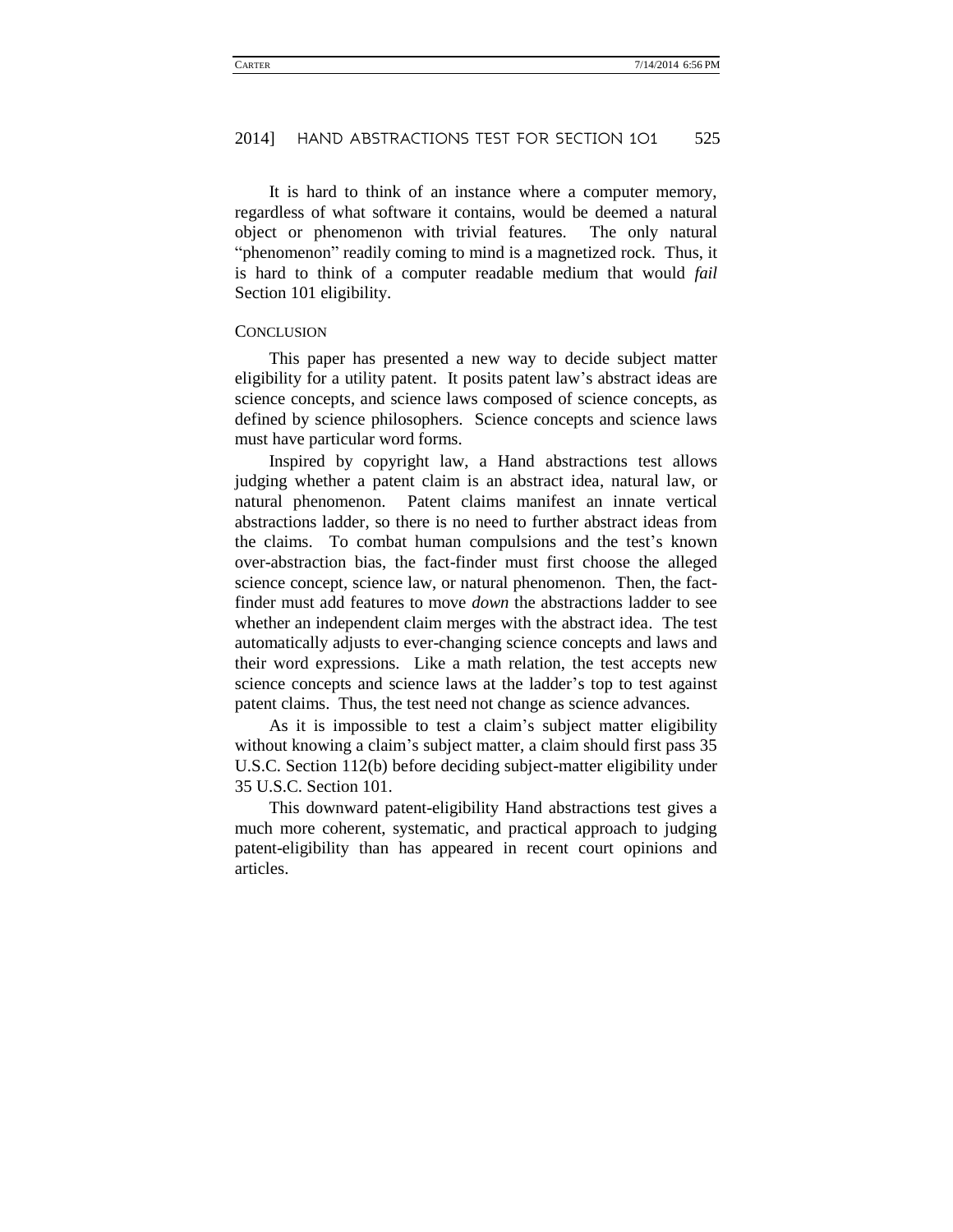It is hard to think of an instance where a computer memory, regardless of what software it contains, would be deemed a natural object or phenomenon with trivial features. The only natural "phenomenon" readily coming to mind is a magnetized rock. Thus, it is hard to think of a computer readable medium that would *fail* Section 101 eligibility.

## CONCLUSION

This paper has presented a new way to decide subject matter eligibility for a utility patent. It posits patent law's abstract ideas are science concepts, and science laws composed of science concepts, as defined by science philosophers. Science concepts and science laws must have particular word forms.

Inspired by copyright law, a Hand abstractions test allows judging whether a patent claim is an abstract idea, natural law, or natural phenomenon. Patent claims manifest an innate vertical abstractions ladder, so there is no need to further abstract ideas from the claims. To combat human compulsions and the test's known over-abstraction bias, the fact-finder must first choose the alleged science concept, science law, or natural phenomenon. Then, the fact-finder must add features to move *down* the abstractions ladder to see whether an independent claim merges with the abstract idea. The test automatically adjusts to ever-changing science concepts and laws and their word expressions. Like a math relation, the test accepts new science concepts and science laws at the ladder's top to test against patent claims. Thus, the test need not change as science advances.

As it is impossible to test a claim's subject matter eligibility without knowing a claim's subject matter, a claim should first pass 35 U.S.C. Section 112(b) before deciding subject-matter eligibility under 35 U.S.C. Section 101.

This downward patent-eligibility Hand abstractions test gives a much more coherent, systematic, and practical approach to judging patent-eligibility than has appeared in recent court opinions and articles.